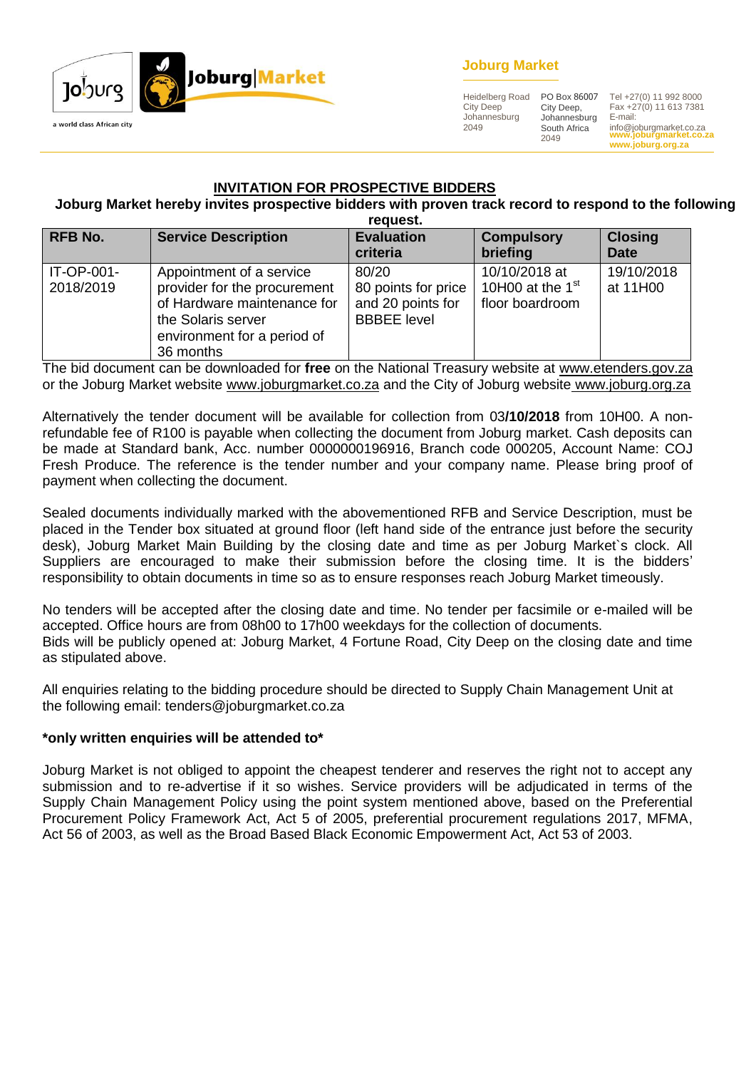Joburg Market

Heidelberg Road
City Deep
Johannesburg
2049

PO Box 86007
City Deep,
Johannesburg
South Africa
2049

Tel +27(0) 11 992 8000
Fax +27(0) 11 613 7381
E-mail:
info@joburgmarket.co.za
www.joburgmarket.co.za
www.joburg.org.za

## INVITATION FOR PROSPECTIVE BIDDERS

**Joburg Market hereby invites prospective bidders with proven track record to respond to the following request.**

| RFB No. | Service Description | Evaluation criteria | Compulsory briefing | Closing Date |
|---|---|---|---|---|
| IT-OP-001-2018/2019 | Appointment of a service provider for the procurement of Hardware maintenance for the Solaris server environment for a period of 36 months | 80/20 80 points for price and 20 points for BBBEE level | 10/10/2018 at 10H00 at the 1st floor boardroom | 19/10/2018 at 11H00 |

The bid document can be downloaded for **free** on the National Treasury website at www.etenders.gov.za or the Joburg Market website www.joburgmarket.co.za and the City of Joburg website www.joburg.org.za

Alternatively the tender document will be available for collection from 03**/10/2018** from 10H00. A non-refundable fee of R100 is payable when collecting the document from Joburg market. Cash deposits can be made at Standard bank, Acc. number 0000000196916, Branch code 000205, Account Name: COJ Fresh Produce. The reference is the tender number and your company name. Please bring proof of payment when collecting the document.

Sealed documents individually marked with the abovementioned RFB and Service Description, must be placed in the Tender box situated at ground floor (left hand side of the entrance just before the security desk), Joburg Market Main Building by the closing date and time as per Joburg Market`s clock. All Suppliers are encouraged to make their submission before the closing time. It is the bidders' responsibility to obtain documents in time so as to ensure responses reach Joburg Market timeously.

No tenders will be accepted after the closing date and time. No tender per facsimile or e-mailed will be accepted. Office hours are from 08h00 to 17h00 weekdays for the collection of documents.
Bids will be publicly opened at: Joburg Market, 4 Fortune Road, City Deep on the closing date and time as stipulated above.

All enquiries relating to the bidding procedure should be directed to Supply Chain Management Unit at the following email: tenders@joburgmarket.co.za

**\*only written enquiries will be attended to\***

Joburg Market is not obliged to appoint the cheapest tenderer and reserves the right not to accept any submission and to re-advertise if it so wishes. Service providers will be adjudicated in terms of the Supply Chain Management Policy using the point system mentioned above, based on the Preferential Procurement Policy Framework Act, Act 5 of 2005, preferential procurement regulations 2017, MFMA, Act 56 of 2003, as well as the Broad Based Black Economic Empowerment Act, Act 53 of 2003.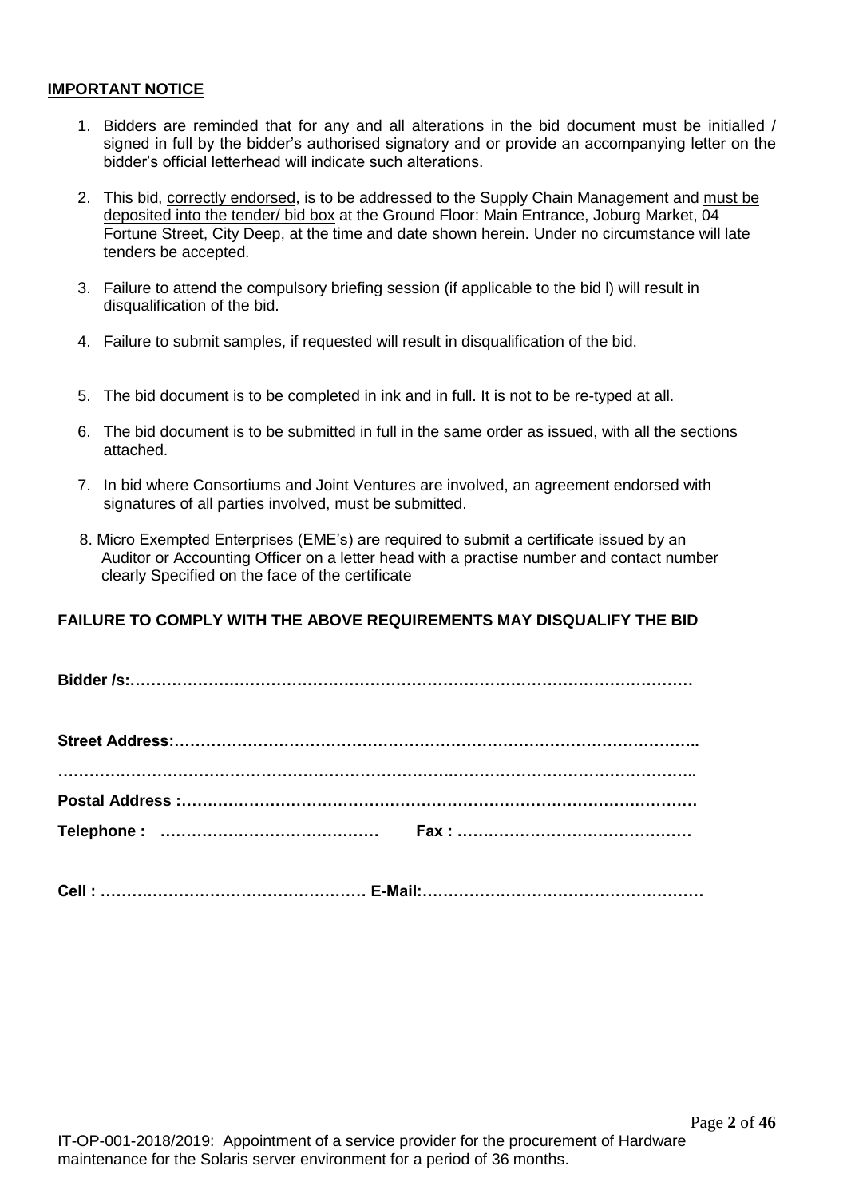**IMPORTANT NOTICE**

1. Bidders are reminded that for any and all alterations in the bid document must be initialled / signed in full by the bidder's authorised signatory and or provide an accompanying letter on the bidder's official letterhead will indicate such alterations.

2. This bid, correctly endorsed, is to be addressed to the Supply Chain Management and must be deposited into the tender/ bid box at the Ground Floor: Main Entrance, Joburg Market, 04 Fortune Street, City Deep, at the time and date shown herein. Under no circumstance will late tenders be accepted.

3. Failure to attend the compulsory briefing session (if applicable to the bid l) will result in disqualification of the bid.

4. Failure to submit samples, if requested will result in disqualification of the bid.

5. The bid document is to be completed in ink and in full. It is not to be re-typed at all.

6. The bid document is to be submitted in full in the same order as issued, with all the sections attached.

7. In bid where Consortiums and Joint Ventures are involved, an agreement endorsed with signatures of all parties involved, must be submitted.

8. Micro Exempted Enterprises (EME's) are required to submit a certificate issued by an Auditor or Accounting Officer on a letter head with a practise number and contact number clearly Specified on the face of the certificate

**FAILURE TO COMPLY WITH THE ABOVE REQUIREMENTS MAY DISQUALIFY THE BID**

**Bidder /s:………………………………………………………………………………………………**

**Street Address:…………………………………………………………………………………………..**

**…………………………………………………………………………………………………………..**

**Postal Address :………………………………………………………………………………………**

**Telephone : ……………………………………  Fax : ………………………………………**

**Cell : …………………………………………… E-Mail:………………………………………………**

IT-OP-001-2018/2019: Appointment of a service provider for the procurement of Hardware maintenance for the Solaris server environment for a period of 36 months.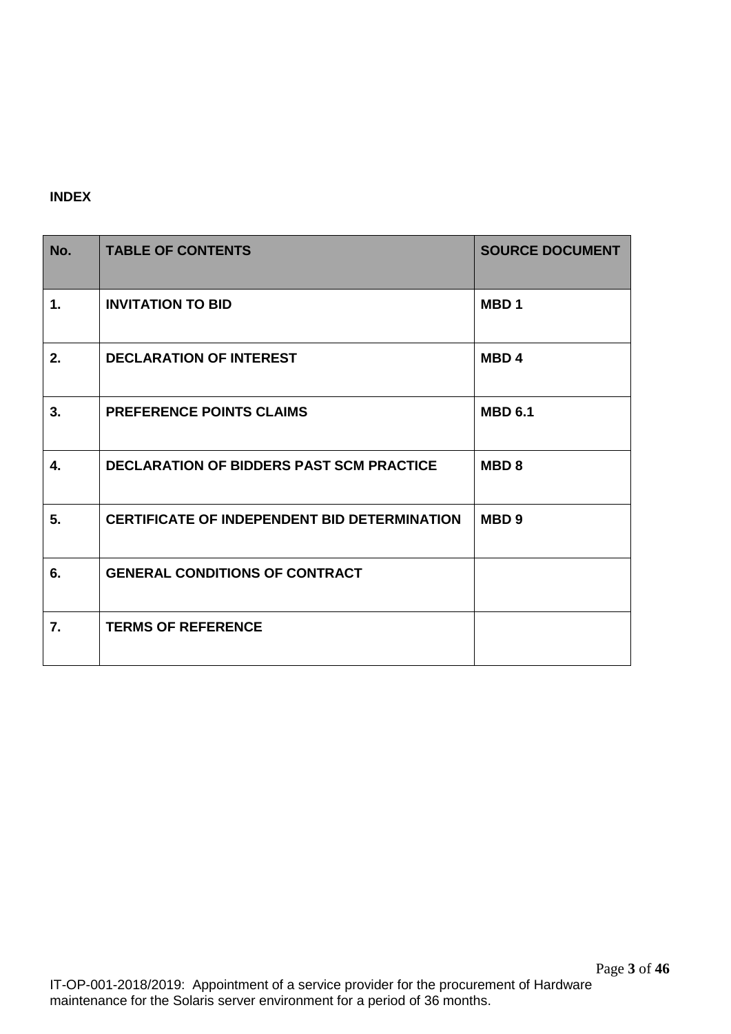**INDEX**

| No. | TABLE OF CONTENTS | SOURCE DOCUMENT |
|---|---|---|
| **1.** | **INVITATION TO BID** | **MBD 1** |
| **2.** | **DECLARATION OF INTEREST** | **MBD 4** |
| **3.** | **PREFERENCE POINTS CLAIMS** | **MBD 6.1** |
| **4.** | **DECLARATION OF BIDDERS PAST SCM PRACTICE** | **MBD 8** |
| **5.** | **CERTIFICATE OF INDEPENDENT BID DETERMINATION** | **MBD 9** |
| **6.** | **GENERAL CONDITIONS OF CONTRACT** | |
| **7.** | **TERMS OF REFERENCE** | |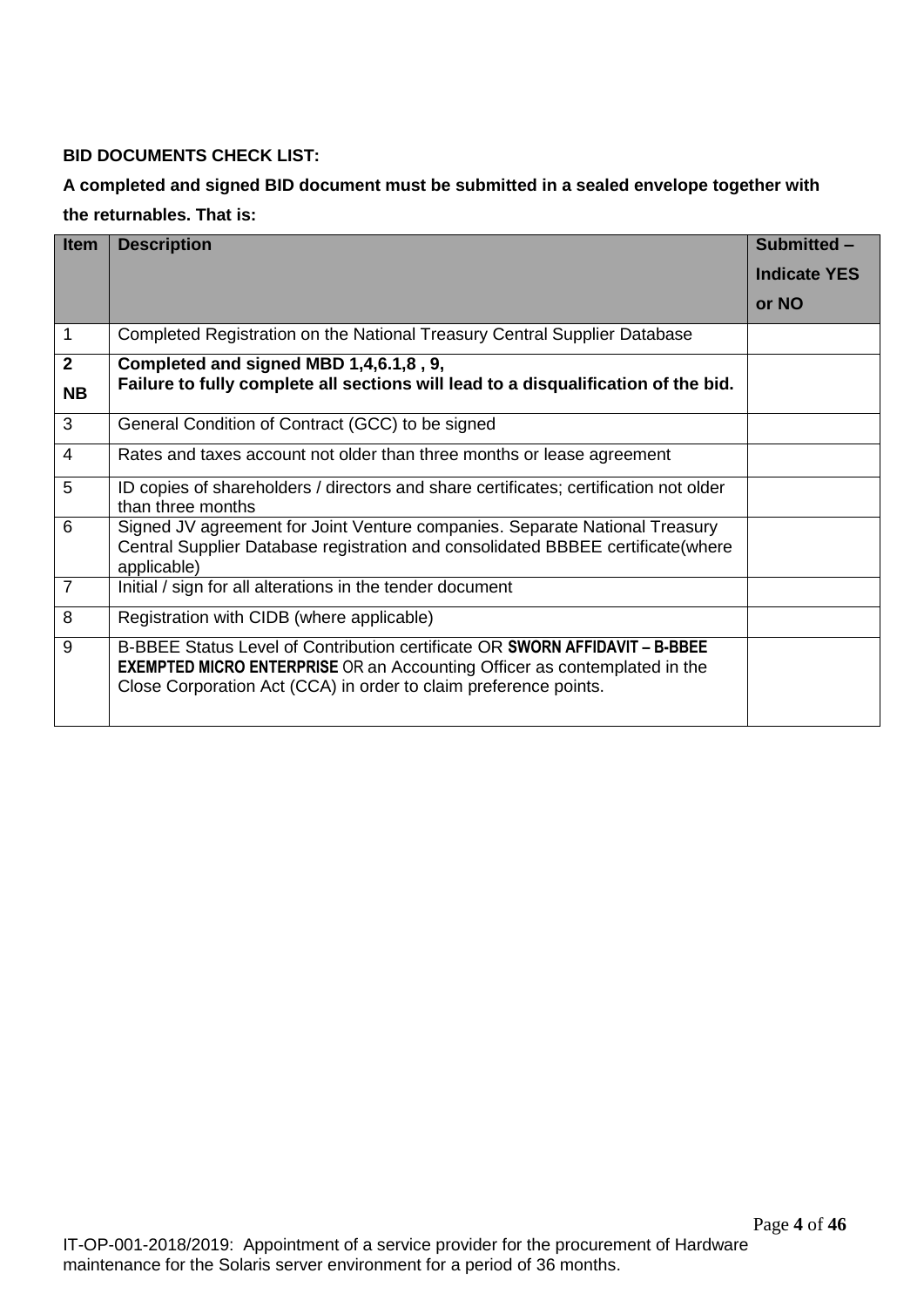**BID DOCUMENTS CHECK LIST:**

**A completed and signed BID document must be submitted in a sealed envelope together with the returnables. That is:**

| Item | Description | Submitted – Indicate YES or NO |
|---|---|---|
| 1 | Completed Registration on the National Treasury Central Supplier Database | |
| **2 NB** | **Completed and signed MBD 1,4,6.1,8 , 9, Failure to fully complete all sections will lead to a disqualification of the bid.** | |
| 3 | General Condition of Contract (GCC) to be signed | |
| 4 | Rates and taxes account not older than three months or lease agreement | |
| 5 | ID copies of shareholders / directors and share certificates; certification not older than three months | |
| 6 | Signed JV agreement for Joint Venture companies. Separate National Treasury Central Supplier Database registration and consolidated BBBEE certificate(where applicable) | |
| 7 | Initial / sign for all alterations in the tender document | |
| 8 | Registration with CIDB (where applicable) | |
| 9 | B-BBEE Status Level of Contribution certificate OR **SWORN AFFIDAVIT – B-BBEE EXEMPTED MICRO ENTERPRISE** OR an Accounting Officer as contemplated in the Close Corporation Act (CCA) in order to claim preference points. | |

IT-OP-001-2018/2019: Appointment of a service provider for the procurement of Hardware maintenance for the Solaris server environment for a period of 36 months.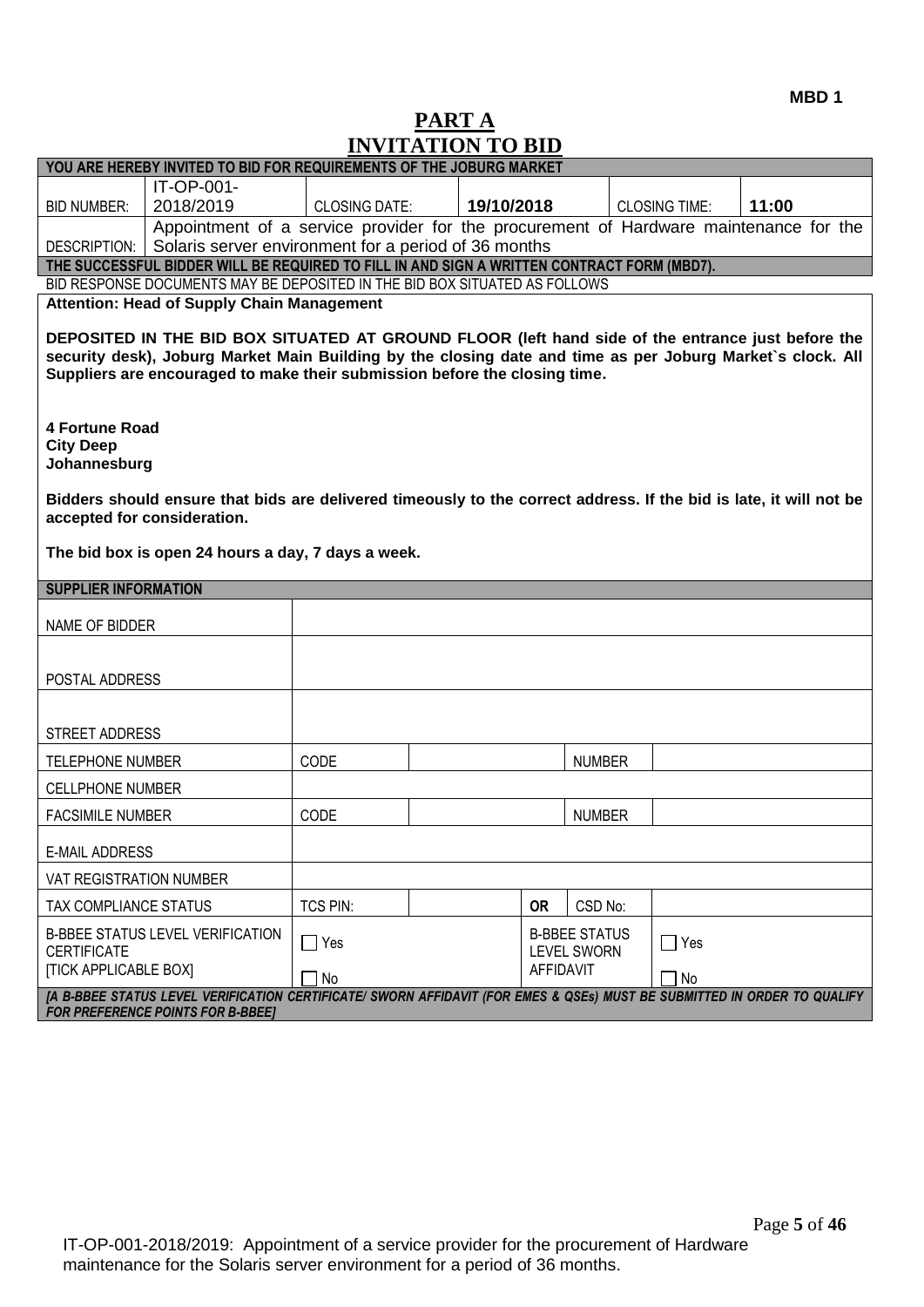**MBD 1**

# PART A
# INVITATION TO BID

| YOU ARE HEREBY INVITED TO BID FOR REQUIREMENTS OF THE JOBURG MARKET | | | | | |
|---|---|---|---|---|---|
| BID NUMBER: | IT-OP-001-2018/2019 | CLOSING DATE: | **19/10/2018** | CLOSING TIME: | **11:00** |
| DESCRIPTION: | Appointment of a service provider for the procurement of Hardware maintenance for the Solaris server environment for a period of 36 months | | | | |

**THE SUCCESSFUL BIDDER WILL BE REQUIRED TO FILL IN AND SIGN A WRITTEN CONTRACT FORM (MBD7).**

BID RESPONSE DOCUMENTS MAY BE DEPOSITED IN THE BID BOX SITUATED AS FOLLOWS

**Attention: Head of Supply Chain Management**

**DEPOSITED IN THE BID BOX SITUATED AT GROUND FLOOR (left hand side of the entrance just before the security desk), Joburg Market Main Building by the closing date and time as per Joburg Market`s clock. All Suppliers are encouraged to make their submission before the closing time.**

**4 Fortune Road**
**City Deep**
**Johannesburg**

**Bidders should ensure that bids are delivered timeously to the correct address. If the bid is late, it will not be accepted for consideration.**

**The bid box is open 24 hours a day, 7 days a week.**

| SUPPLIER INFORMATION | | | | | |
|---|---|---|---|---|---|
| NAME OF BIDDER | | | | | |
| POSTAL ADDRESS | | | | | |
| STREET ADDRESS | | | | | |
| TELEPHONE NUMBER | CODE | | | NUMBER | |
| CELLPHONE NUMBER | | | | | |
| FACSIMILE NUMBER | CODE | | | NUMBER | |
| E-MAIL ADDRESS | | | | | |
| VAT REGISTRATION NUMBER | | | | | |
| TAX COMPLIANCE STATUS | TCS PIN: | | **OR** | CSD No: | |
| B-BBEE STATUS LEVEL VERIFICATION CERTIFICATE [TICK APPLICABLE BOX] | ☐ Yes ☐ No | | B-BBEE STATUS LEVEL SWORN AFFIDAVIT | | ☐ Yes ☐ No |

***[A B-BBEE STATUS LEVEL VERIFICATION CERTIFICATE/ SWORN AFFIDAVIT (FOR EMES & QSEs) MUST BE SUBMITTED IN ORDER TO QUALIFY FOR PREFERENCE POINTS FOR B-BBEE]***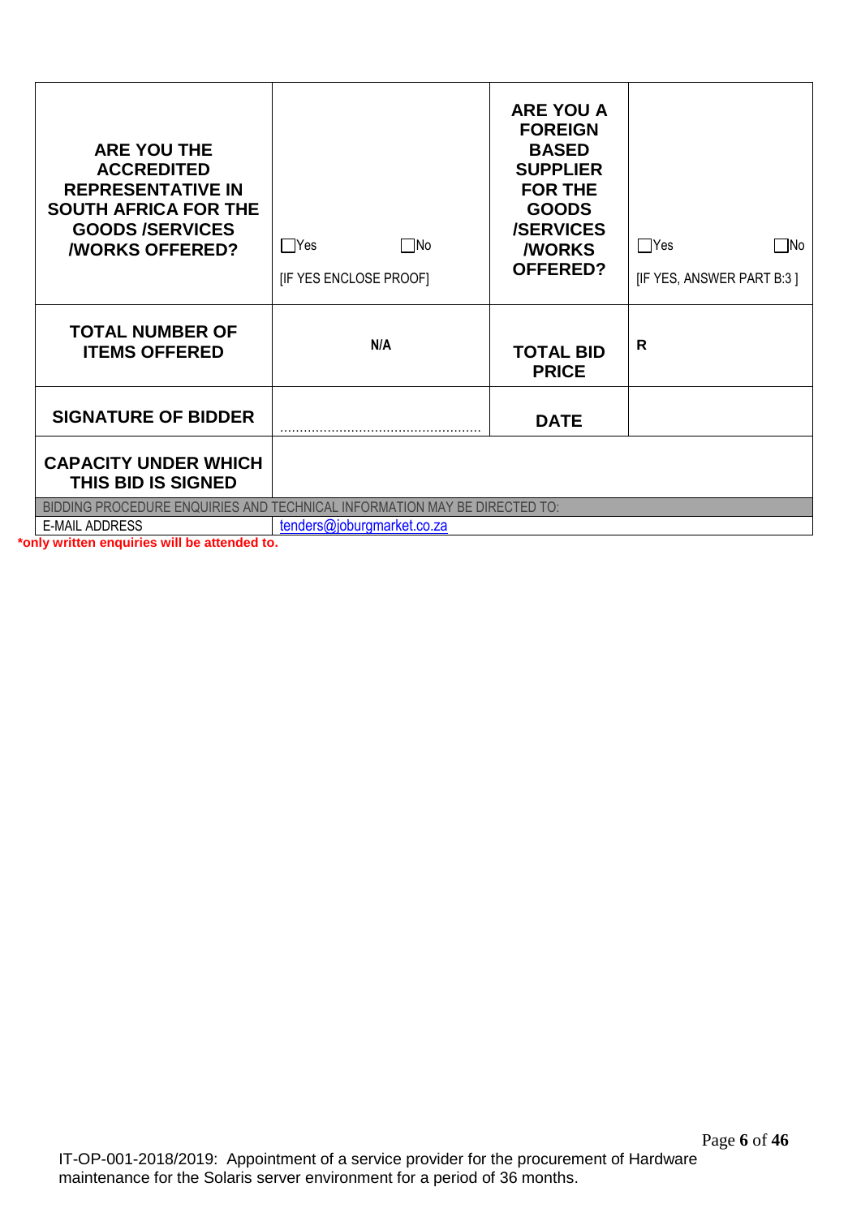| ARE YOU THE ACCREDITED REPRESENTATIVE IN SOUTH AFRICA FOR THE GOODS /SERVICES /WORKS OFFERED? | ☐Yes ☐No<br>[IF YES ENCLOSE PROOF] | ARE YOU A FOREIGN BASED SUPPLIER FOR THE GOODS /SERVICES /WORKS OFFERED? | ☐Yes ☐No<br>[IF YES, ANSWER PART B:3 ] |
|---|---|---|---|
| TOTAL NUMBER OF ITEMS OFFERED | N/A | TOTAL BID PRICE | R |
| SIGNATURE OF BIDDER | ………………………………………… | DATE | |
| CAPACITY UNDER WHICH THIS BID IS SIGNED | | | |
| BIDDING PROCEDURE ENQUIRIES AND TECHNICAL INFORMATION MAY BE DIRECTED TO: | | | |
| E-MAIL ADDRESS | tenders@joburgmarket.co.za | | |

***only written enquiries will be attended to.**

IT-OP-001-2018/2019: Appointment of a service provider for the procurement of Hardware maintenance for the Solaris server environment for a period of 36 months.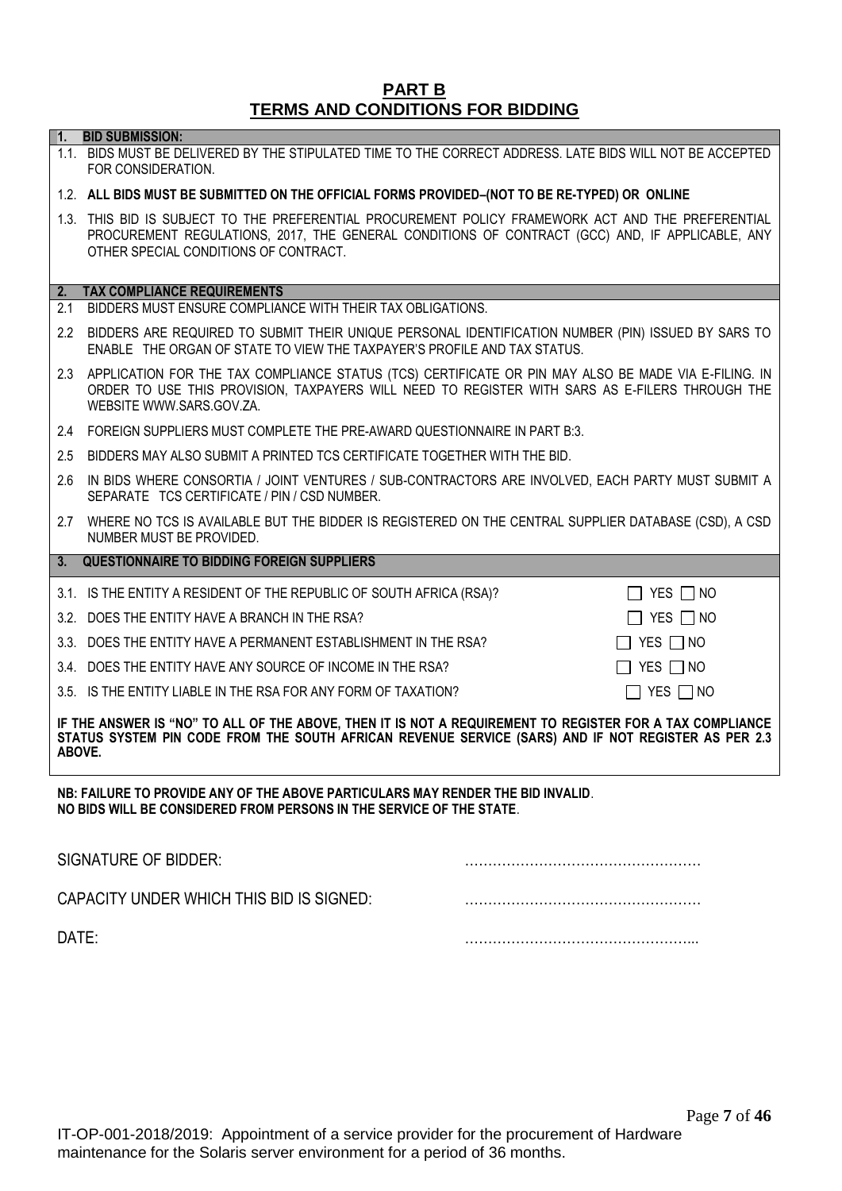# PART B
# TERMS AND CONDITIONS FOR BIDDING

**1. BID SUBMISSION:**

1.1. BIDS MUST BE DELIVERED BY THE STIPULATED TIME TO THE CORRECT ADDRESS. LATE BIDS WILL NOT BE ACCEPTED FOR CONSIDERATION.

1.2. **ALL BIDS MUST BE SUBMITTED ON THE OFFICIAL FORMS PROVIDED–(NOT TO BE RE-TYPED) OR ONLINE**

1.3. THIS BID IS SUBJECT TO THE PREFERENTIAL PROCUREMENT POLICY FRAMEWORK ACT AND THE PREFERENTIAL PROCUREMENT REGULATIONS, 2017, THE GENERAL CONDITIONS OF CONTRACT (GCC) AND, IF APPLICABLE, ANY OTHER SPECIAL CONDITIONS OF CONTRACT.

**2. TAX COMPLIANCE REQUIREMENTS**

2.1 BIDDERS MUST ENSURE COMPLIANCE WITH THEIR TAX OBLIGATIONS.

2.2 BIDDERS ARE REQUIRED TO SUBMIT THEIR UNIQUE PERSONAL IDENTIFICATION NUMBER (PIN) ISSUED BY SARS TO ENABLE THE ORGAN OF STATE TO VIEW THE TAXPAYER'S PROFILE AND TAX STATUS.

2.3 APPLICATION FOR THE TAX COMPLIANCE STATUS (TCS) CERTIFICATE OR PIN MAY ALSO BE MADE VIA E-FILING. IN ORDER TO USE THIS PROVISION, TAXPAYERS WILL NEED TO REGISTER WITH SARS AS E-FILERS THROUGH THE WEBSITE WWW.SARS.GOV.ZA.

2.4 FOREIGN SUPPLIERS MUST COMPLETE THE PRE-AWARD QUESTIONNAIRE IN PART B:3.

2.5 BIDDERS MAY ALSO SUBMIT A PRINTED TCS CERTIFICATE TOGETHER WITH THE BID.

2.6 IN BIDS WHERE CONSORTIA / JOINT VENTURES / SUB-CONTRACTORS ARE INVOLVED, EACH PARTY MUST SUBMIT A SEPARATE TCS CERTIFICATE / PIN / CSD NUMBER.

2.7 WHERE NO TCS IS AVAILABLE BUT THE BIDDER IS REGISTERED ON THE CENTRAL SUPPLIER DATABASE (CSD), A CSD NUMBER MUST BE PROVIDED.

**3. QUESTIONNAIRE TO BIDDING FOREIGN SUPPLIERS**

| | |
|---|---|
| 3.1. IS THE ENTITY A RESIDENT OF THE REPUBLIC OF SOUTH AFRICA (RSA)? | ☐ YES ☐ NO |
| 3.2. DOES THE ENTITY HAVE A BRANCH IN THE RSA? | ☐ YES ☐ NO |
| 3.3. DOES THE ENTITY HAVE A PERMANENT ESTABLISHMENT IN THE RSA? | ☐ YES ☐ NO |
| 3.4. DOES THE ENTITY HAVE ANY SOURCE OF INCOME IN THE RSA? | ☐ YES ☐ NO |
| 3.5. IS THE ENTITY LIABLE IN THE RSA FOR ANY FORM OF TAXATION? | ☐ YES ☐ NO |

**IF THE ANSWER IS "NO" TO ALL OF THE ABOVE, THEN IT IS NOT A REQUIREMENT TO REGISTER FOR A TAX COMPLIANCE STATUS SYSTEM PIN CODE FROM THE SOUTH AFRICAN REVENUE SERVICE (SARS) AND IF NOT REGISTER AS PER 2.3 ABOVE.**

**NB: FAILURE TO PROVIDE ANY OF THE ABOVE PARTICULARS MAY RENDER THE BID INVALID.**
**NO BIDS WILL BE CONSIDERED FROM PERSONS IN THE SERVICE OF THE STATE.**

SIGNATURE OF BIDDER: ……………………………………………

CAPACITY UNDER WHICH THIS BID IS SIGNED: ……………………………………………

DATE: …………………………………………...

IT-OP-001-2018/2019: Appointment of a service provider for the procurement of Hardware maintenance for the Solaris server environment for a period of 36 months.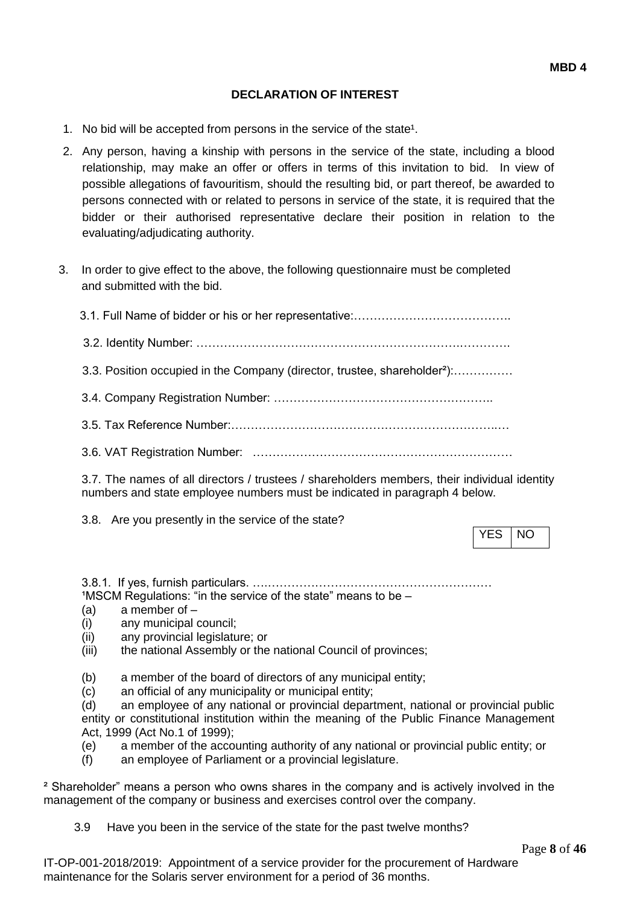**MBD 4**

## DECLARATION OF INTEREST

1. No bid will be accepted from persons in the service of the state[1].

2. Any person, having a kinship with persons in the service of the state, including a blood relationship, may make an offer or offers in terms of this invitation to bid. In view of possible allegations of favouritism, should the resulting bid, or part thereof, be awarded to persons connected with or related to persons in service of the state, it is required that the bidder or their authorised representative declare their position in relation to the evaluating/adjudicating authority.

3. In order to give effect to the above, the following questionnaire must be completed and submitted with the bid.

   3.1. Full Name of bidder or his or her representative:………………………………….

   3.2. Identity Number: ……………………………………………………….………….

   3.3. Position occupied in the Company (director, trustee, shareholder[2]):……………

   3.4. Company Registration Number: ………………………………….…………..

   3.5. Tax Reference Number:………………………………………….……….…….…

   3.6. VAT Registration Number: …………………………………………………………

   3.7. The names of all directors / trustees / shareholders members, their individual identity numbers and state employee numbers must be indicated in paragraph 4 below.

   3.8. Are you presently in the service of the state?

| YES | NO |
|---|---|

   3.8.1. If yes, furnish particulars. ….……………………………………………………

[1]MSCM Regulations: "in the service of the state" means to be –

(a) a member of –

(i) any municipal council;

(ii) any provincial legislature; or

(iii) the national Assembly or the national Council of provinces;

(b) a member of the board of directors of any municipal entity;

(c) an official of any municipality or municipal entity;

(d) an employee of any national or provincial department, national or provincial public entity or constitutional institution within the meaning of the Public Finance Management Act, 1999 (Act No.1 of 1999);

(e) a member of the accounting authority of any national or provincial public entity; or

(f) an employee of Parliament or a provincial legislature.

[2] Shareholder" means a person who owns shares in the company and is actively involved in the management of the company or business and exercises control over the company.

   3.9 Have you been in the service of the state for the past twelve months?

IT-OP-001-2018/2019: Appointment of a service provider for the procurement of Hardware maintenance for the Solaris server environment for a period of 36 months.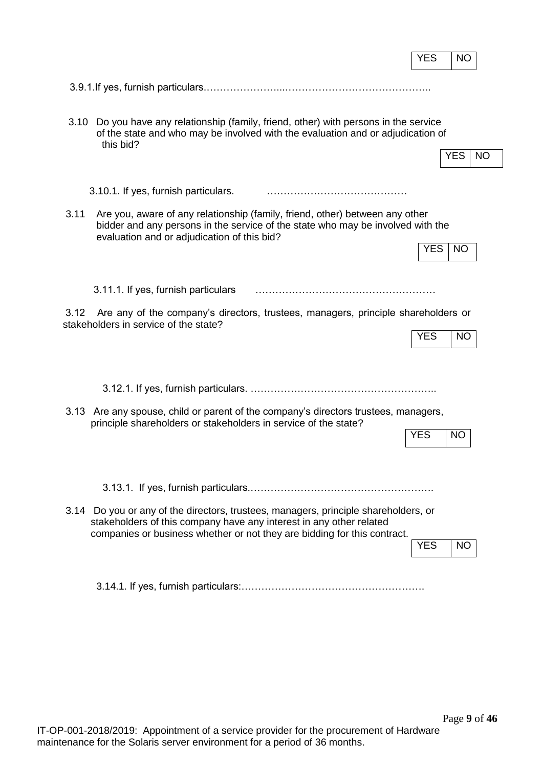| YES | NO |
|---|---|

3.9.1.If yes, furnish particulars.…………………...……………………………………..

3.10 Do you have any relationship (family, friend, other) with persons in the service of the state and who may be involved with the evaluation and or adjudication of this bid?

| YES | NO |
|---|---|

3.10.1. If yes, furnish particulars. ……………………………………

3.11 Are you, aware of any relationship (family, friend, other) between any other bidder and any persons in the service of the state who may be involved with the evaluation and or adjudication of this bid?

| YES | NO |
|---|---|

3.11.1. If yes, furnish particulars ………………………………………………

3.12 Are any of the company's directors, trustees, managers, principle shareholders or stakeholders in service of the state?

| YES | NO |
|---|---|

3.12.1. If yes, furnish particulars. ……………………………………………….

3.13 Are any spouse, child or parent of the company's directors trustees, managers, principle shareholders or stakeholders in service of the state?

| YES | NO |
|---|---|

3.13.1. If yes, furnish particulars.……………………………………………….

3.14 Do you or any of the directors, trustees, managers, principle shareholders, or stakeholders of this company have any interest in any other related companies or business whether or not they are bidding for this contract.

| YES | NO |
|---|---|

3.14.1. If yes, furnish particulars:……………………………………………….

IT-OP-001-2018/2019: Appointment of a service provider for the procurement of Hardware maintenance for the Solaris server environment for a period of 36 months.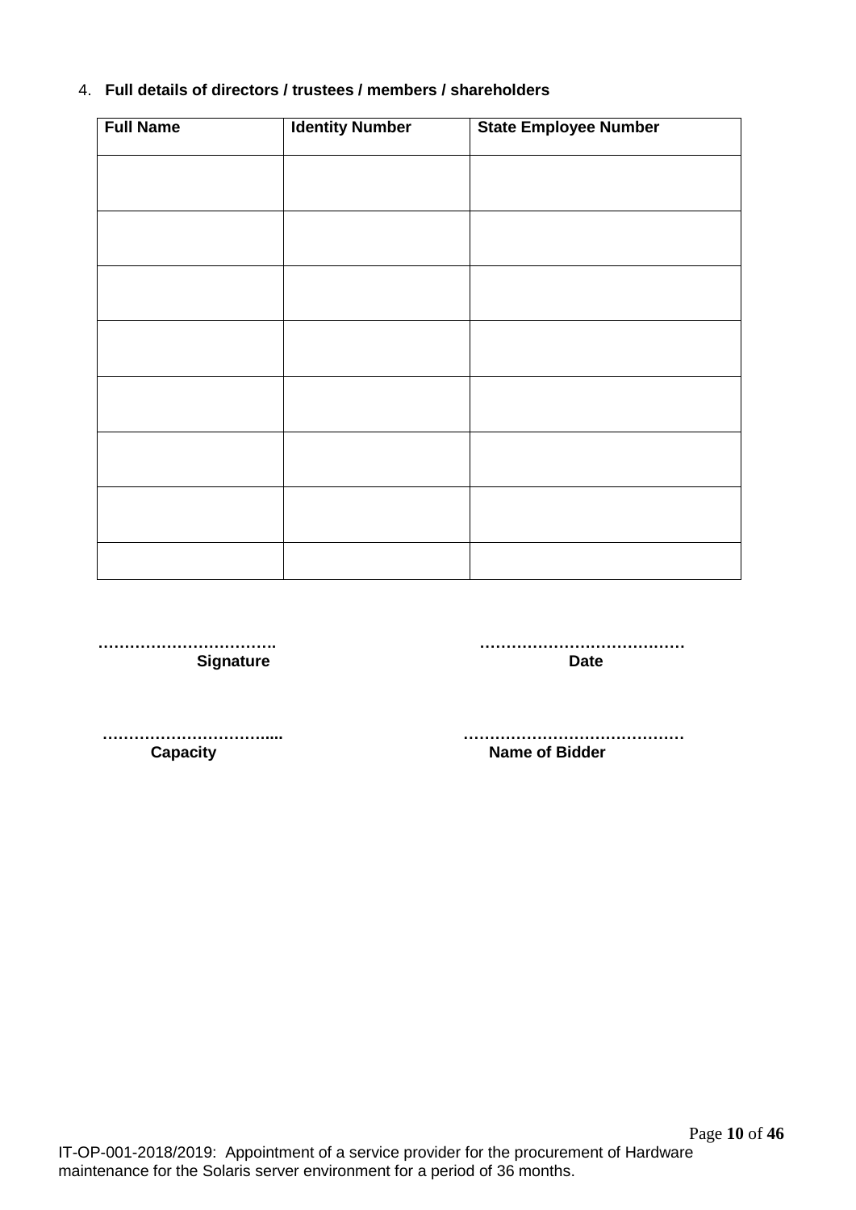4. **Full details of directors / trustees / members / shareholders**

| Full Name | Identity Number | State Employee Number |
|---|---|---|
| | | |
| | | |
| | | |
| | | |
| | | |
| | | |
| | | |
| | | |

……………………………. ……………………………….
**Signature** **Date**

…………………………..... ……………………………………
**Capacity** **Name of Bidder**

IT-OP-001-2018/2019: Appointment of a service provider for the procurement of Hardware maintenance for the Solaris server environment for a period of 36 months.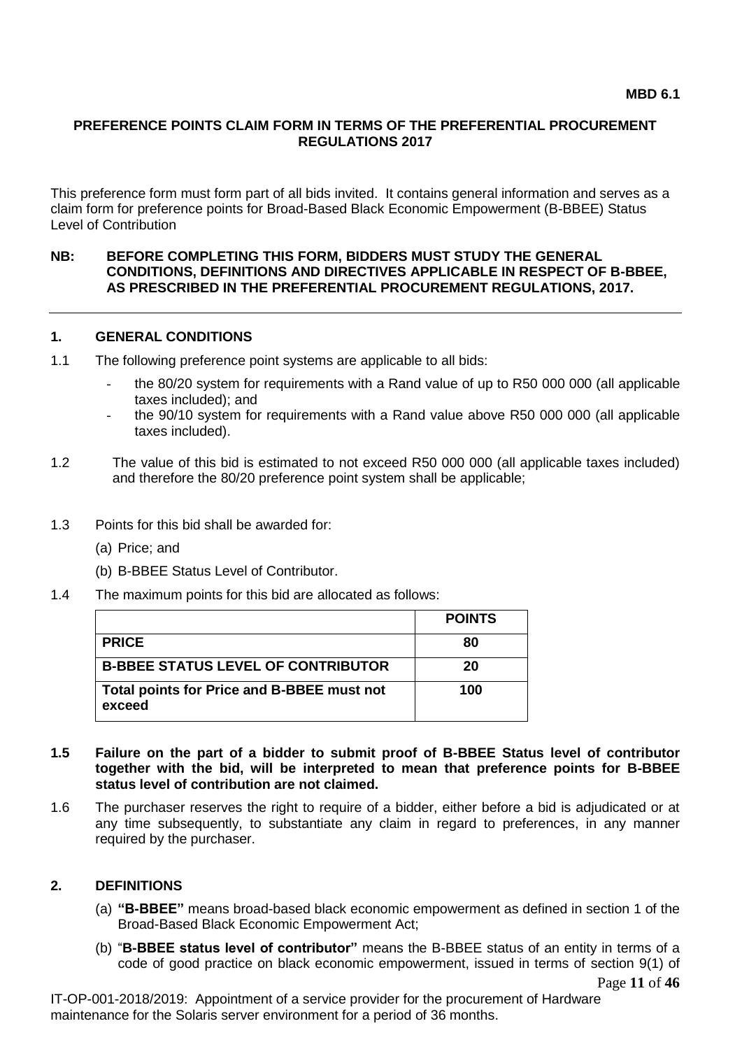**MBD 6.1**

**PREFERENCE POINTS CLAIM FORM IN TERMS OF THE PREFERENTIAL PROCUREMENT REGULATIONS 2017**

This preference form must form part of all bids invited. It contains general information and serves as a claim form for preference points for Broad-Based Black Economic Empowerment (B-BBEE) Status Level of Contribution

**NB: BEFORE COMPLETING THIS FORM, BIDDERS MUST STUDY THE GENERAL CONDITIONS, DEFINITIONS AND DIRECTIVES APPLICABLE IN RESPECT OF B-BBEE, AS PRESCRIBED IN THE PREFERENTIAL PROCUREMENT REGULATIONS, 2017.**

---

## 1. GENERAL CONDITIONS

1.1 The following preference point systems are applicable to all bids:

- the 80/20 system for requirements with a Rand value of up to R50 000 000 (all applicable taxes included); and
- the 90/10 system for requirements with a Rand value above R50 000 000 (all applicable taxes included).

1.2 The value of this bid is estimated to not exceed R50 000 000 (all applicable taxes included) and therefore the 80/20 preference point system shall be applicable;

1.3 Points for this bid shall be awarded for:

(a) Price; and

(b) B-BBEE Status Level of Contributor.

1.4 The maximum points for this bid are allocated as follows:

| | **POINTS** |
|---|---|
| **PRICE** | **80** |
| **B-BBEE STATUS LEVEL OF CONTRIBUTOR** | **20** |
| **Total points for Price and B-BBEE must not exceed** | **100** |

**1.5 Failure on the part of a bidder to submit proof of B-BBEE Status level of contributor together with the bid, will be interpreted to mean that preference points for B-BBEE status level of contribution are not claimed.**

1.6 The purchaser reserves the right to require of a bidder, either before a bid is adjudicated or at any time subsequently, to substantiate any claim in regard to preferences, in any manner required by the purchaser.

## 2. DEFINITIONS

(a) **"B-BBEE"** means broad-based black economic empowerment as defined in section 1 of the Broad-Based Black Economic Empowerment Act;

(b) "**B-BBEE status level of contributor"** means the B-BBEE status of an entity in terms of a code of good practice on black economic empowerment, issued in terms of section 9(1) of

IT-OP-001-2018/2019: Appointment of a service provider for the procurement of Hardware maintenance for the Solaris server environment for a period of 36 months.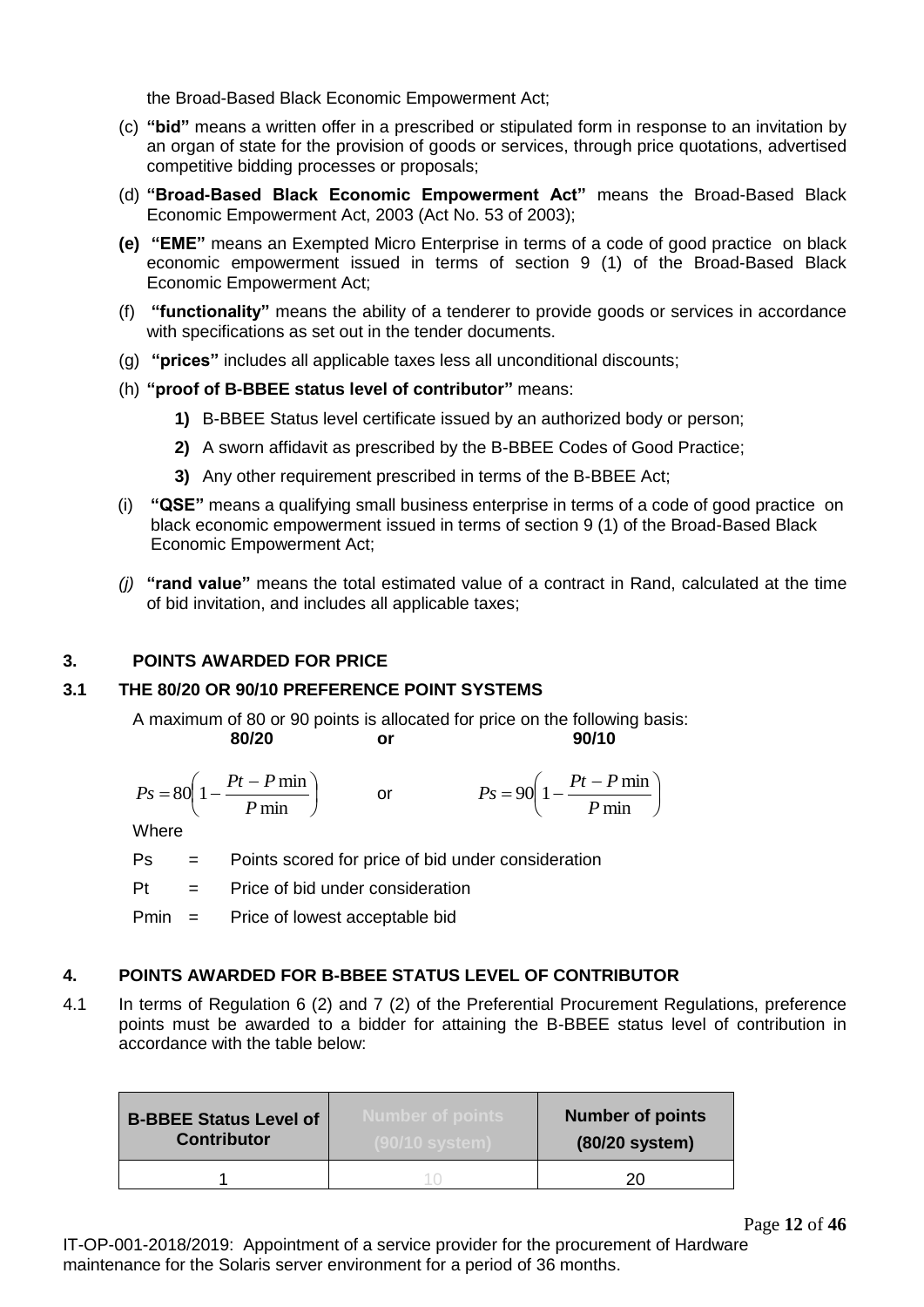the Broad-Based Black Economic Empowerment Act;

(c) **"bid"** means a written offer in a prescribed or stipulated form in response to an invitation by an organ of state for the provision of goods or services, through price quotations, advertised competitive bidding processes or proposals;

(d) **"Broad-Based Black Economic Empowerment Act"** means the Broad-Based Black Economic Empowerment Act, 2003 (Act No. 53 of 2003);

**(e) "EME"** means an Exempted Micro Enterprise in terms of a code of good practice on black economic empowerment issued in terms of section 9 (1) of the Broad-Based Black Economic Empowerment Act;

(f) **"functionality"** means the ability of a tenderer to provide goods or services in accordance with specifications as set out in the tender documents.

(g) **"prices"** includes all applicable taxes less all unconditional discounts;

(h) **"proof of B-BBEE status level of contributor"** means:

**1)** B-BBEE Status level certificate issued by an authorized body or person;

**2)** A sworn affidavit as prescribed by the B-BBEE Codes of Good Practice;

**3)** Any other requirement prescribed in terms of the B-BBEE Act;

(i) **"QSE"** means a qualifying small business enterprise in terms of a code of good practice on black economic empowerment issued in terms of section 9 (1) of the Broad-Based Black Economic Empowerment Act;

*(j)* **"rand value"** means the total estimated value of a contract in Rand, calculated at the time of bid invitation, and includes all applicable taxes;

## 3. POINTS AWARDED FOR PRICE

### 3.1 THE 80/20 OR 90/10 PREFERENCE POINT SYSTEMS

A maximum of 80 or 90 points is allocated for price on the following basis:

**80/20** **or** **90/10**

$$Ps = 80\left(1 - \frac{Pt - P\min}{P\min}\right) \quad \text{or} \quad Ps = 90\left(1 - \frac{Pt - P\min}{P\min}\right)$$

Where

Ps = Points scored for price of bid under consideration

Pt = Price of bid under consideration

Pmin = Price of lowest acceptable bid

## 4. POINTS AWARDED FOR B-BBEE STATUS LEVEL OF CONTRIBUTOR

4.1 In terms of Regulation 6 (2) and 7 (2) of the Preferential Procurement Regulations, preference points must be awarded to a bidder for attaining the B-BBEE status level of contribution in accordance with the table below:

| B-BBEE Status Level of Contributor | Number of points (90/10 system) | Number of points (80/20 system) |
|---|---|---|
| 1 | 10 | 20 |

IT-OP-001-2018/2019: Appointment of a service provider for the procurement of Hardware maintenance for the Solaris server environment for a period of 36 months.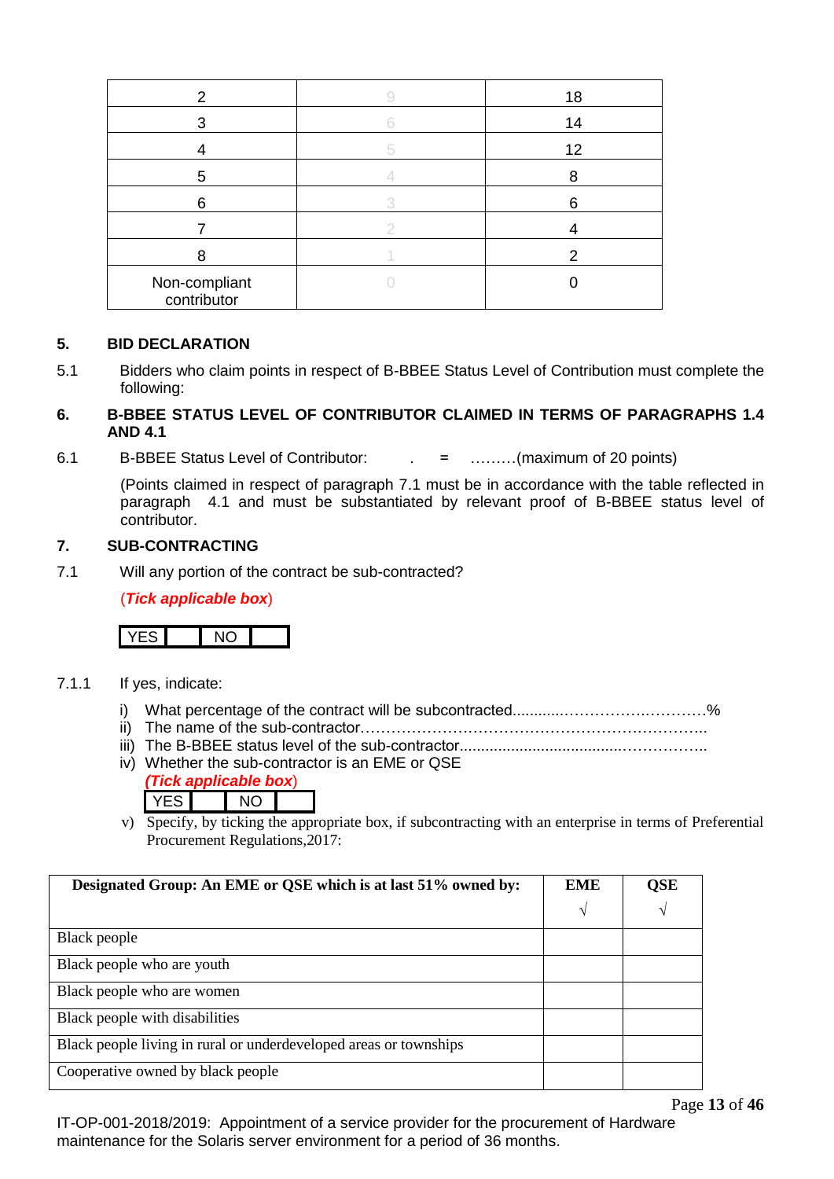| 2 | 9 | 18 |
|---|---|---|
| 3 | 6 | 14 |
| 4 | 5 | 12 |
| 5 | 4 | 8 |
| 6 | 3 | 6 |
| 7 | 2 | 4 |
| 8 | 1 | 2 |
| Non-compliant contributor | 0 | 0 |

**5. BID DECLARATION**

5.1 Bidders who claim points in respect of B-BBEE Status Level of Contribution must complete the following:

**6. B-BBEE STATUS LEVEL OF CONTRIBUTOR CLAIMED IN TERMS OF PARAGRAPHS 1.4 AND 4.1**

6.1 B-BBEE Status Level of Contributor: . = ………(maximum of 20 points)

(Points claimed in respect of paragraph 7.1 must be in accordance with the table reflected in paragraph 4.1 and must be substantiated by relevant proof of B-BBEE status level of contributor.

**7. SUB-CONTRACTING**

7.1 Will any portion of the contract be sub-contracted?

(***Tick applicable box***)

| YES | | NO | |
|---|---|---|---|

7.1.1 If yes, indicate:

i) What percentage of the contract will be subcontracted............……………….…………%
ii) The name of the sub-contractor…………………………………………………………..
iii) The B-BBEE status level of the sub-contractor......................................……………..
iv) Whether the sub-contractor is an EME or QSE
(***Tick applicable box***)

| YES | | NO | |
|---|---|---|---|

v) Specify, by ticking the appropriate box, if subcontracting with an enterprise in terms of Preferential Procurement Regulations,2017:

| Designated Group: An EME or QSE which is at last 51% owned by: | EME √ | QSE √ |
|---|---|---|
| Black people | | |
| Black people who are youth | | |
| Black people who are women | | |
| Black people with disabilities | | |
| Black people living in rural or underdeveloped areas or townships | | |
| Cooperative owned by black people | | |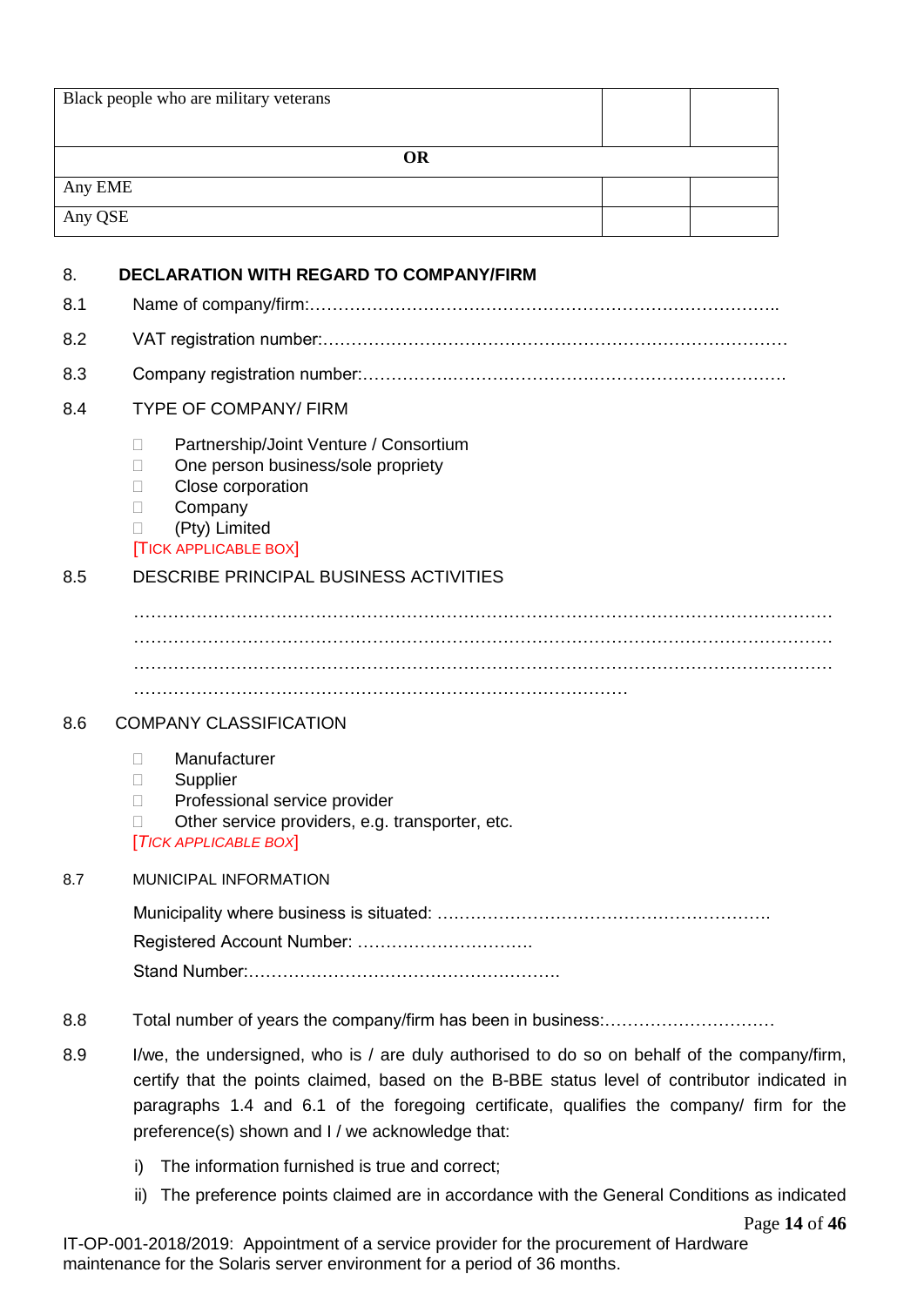| Black people who are military veterans | | |
|---|---|---|
| **OR** | | |
| Any EME | | |
| Any QSE | | |

8. **DECLARATION WITH REGARD TO COMPANY/FIRM**

8.1 Name of company/firm:…………………………………………………………………………..

8.2 VAT registration number:………………………………………………………………………

8.3 Company registration number:…………………………………………………………………….

8.4 TYPE OF COMPANY/ FIRM

- ☐ Partnership/Joint Venture / Consortium
- ☐ One person business/sole propriety
- ☐ Close corporation
- ☐ Company
- ☐ (Pty) Limited

[TICK APPLICABLE BOX]

8.5 DESCRIBE PRINCIPAL BUSINESS ACTIVITIES

…………………………………………………………………………………………………………
…………………………………………………………………………………………………………
…………………………………………………………………………………………………………
…………………………………………………………………………

8.6 COMPANY CLASSIFICATION

- ☐ Manufacturer
- ☐ Supplier
- ☐ Professional service provider
- ☐ Other service providers, e.g. transporter, etc.

[*TICK APPLICABLE BOX*]

8.7 MUNICIPAL INFORMATION

Municipality where business is situated: ………………………………………………….

Registered Account Number: ………………………….

Stand Number:……………………………………………….

8.8 Total number of years the company/firm has been in business:…………………………

8.9 I/we, the undersigned, who is / are duly authorised to do so on behalf of the company/firm, certify that the points claimed, based on the B-BBE status level of contributor indicated in paragraphs 1.4 and 6.1 of the foregoing certificate, qualifies the company/ firm for the preference(s) shown and I / we acknowledge that:

i) The information furnished is true and correct;

ii) The preference points claimed are in accordance with the General Conditions as indicated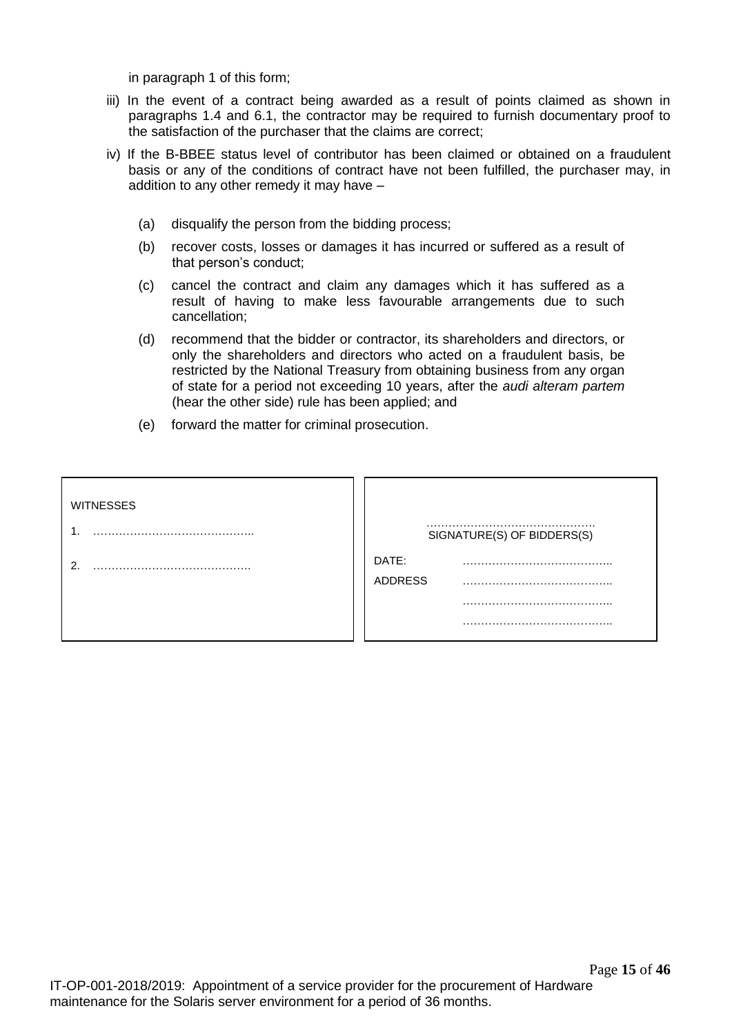in paragraph 1 of this form;

iii) In the event of a contract being awarded as a result of points claimed as shown in paragraphs 1.4 and 6.1, the contractor may be required to furnish documentary proof to the satisfaction of the purchaser that the claims are correct;

iv) If the B-BBEE status level of contributor has been claimed or obtained on a fraudulent basis or any of the conditions of contract have not been fulfilled, the purchaser may, in addition to any other remedy it may have –

   (a) disqualify the person from the bidding process;

   (b) recover costs, losses or damages it has incurred or suffered as a result of that person's conduct;

   (c) cancel the contract and claim any damages which it has suffered as a result of having to make less favourable arrangements due to such cancellation;

   (d) recommend that the bidder or contractor, its shareholders and directors, or only the shareholders and directors who acted on a fraudulent basis, be restricted by the National Treasury from obtaining business from any organ of state for a period not exceeding 10 years, after the *audi alteram partem* (hear the other side) rule has been applied; and

   (e) forward the matter for criminal prosecution.

| WITNESSES | |
|---|---|
| 1. …………………………………….. | ………………………………………. SIGNATURE(S) OF BIDDERS(S) |
| 2. ……………………………………. | DATE: ………………………………….. |
| | ADDRESS ………………………………….. |
| | ………………………………….. |
| | ………………………………….. |

IT-OP-001-2018/2019: Appointment of a service provider for the procurement of Hardware maintenance for the Solaris server environment for a period of 36 months.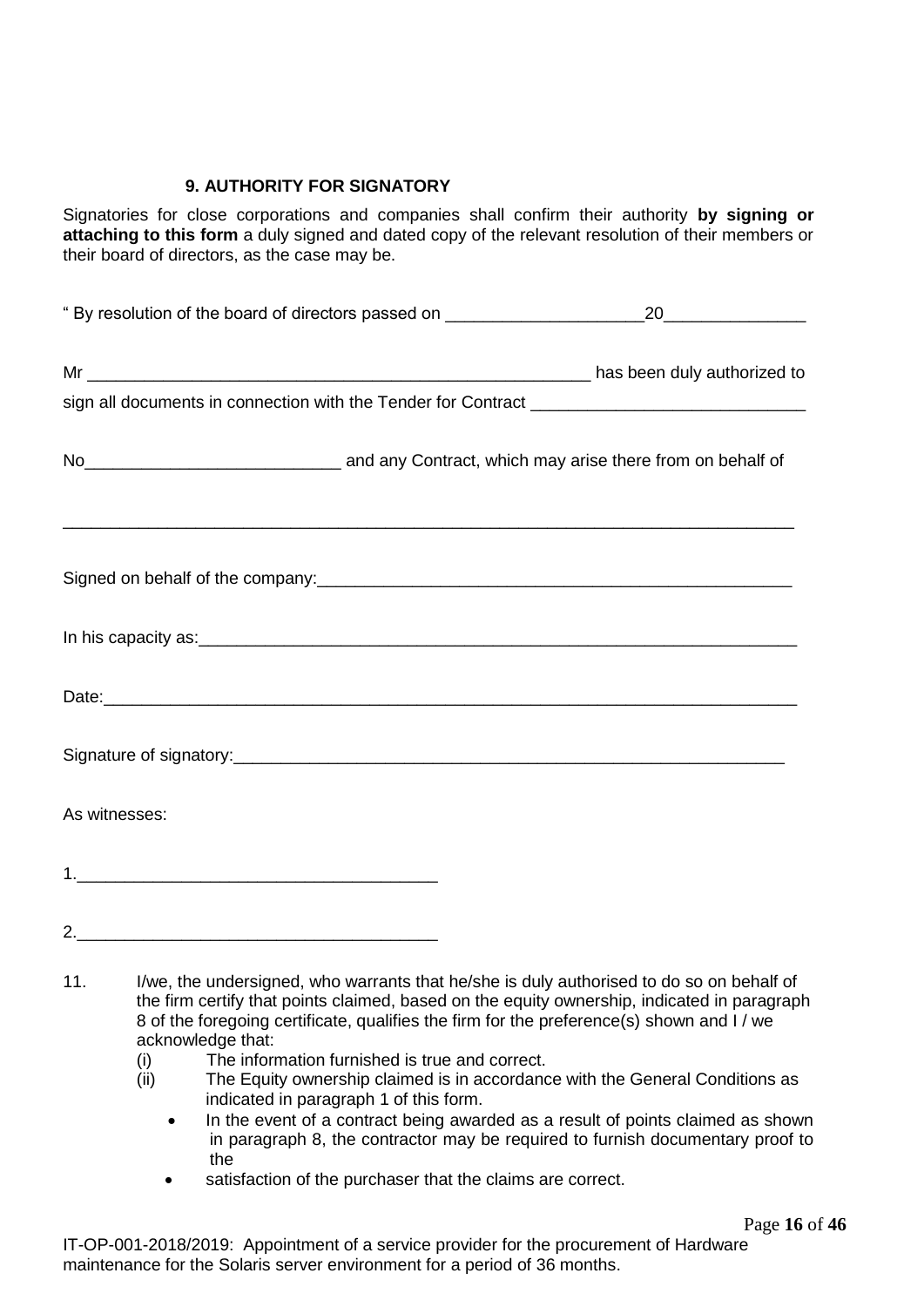## 9. AUTHORITY FOR SIGNATORY

Signatories for close corporations and companies shall confirm their authority **by signing or attaching to this form** a duly signed and dated copy of the relevant resolution of their members or their board of directors, as the case may be.

" By resolution of the board of directors passed on _____________________20_______________

Mr _______________________________________________________ has been duly authorized to sign all documents in connection with the Tender for Contract ______________________________

No___________________________ and any Contract, which may arise there from on behalf of

_________________________________________________________________________________

Signed on behalf of the company:_____________________________________________________

In his capacity as:_________________________________________________________________

Date:____________________________________________________________________________

Signature of signatory:_____________________________________________________________

As witnesses:

1._______________________________________

2._______________________________________

11. I/we, the undersigned, who warrants that he/she is duly authorised to do so on behalf of the firm certify that points claimed, based on the equity ownership, indicated in paragraph 8 of the foregoing certificate, qualifies the firm for the preference(s) shown and I / we acknowledge that:

    (i) The information furnished is true and correct.

    (ii) The Equity ownership claimed is in accordance with the General Conditions as indicated in paragraph 1 of this form.

    - In the event of a contract being awarded as a result of points claimed as shown in paragraph 8, the contractor may be required to furnish documentary proof to the
    - satisfaction of the purchaser that the claims are correct.

IT-OP-001-2018/2019: Appointment of a service provider for the procurement of Hardware maintenance for the Solaris server environment for a period of 36 months.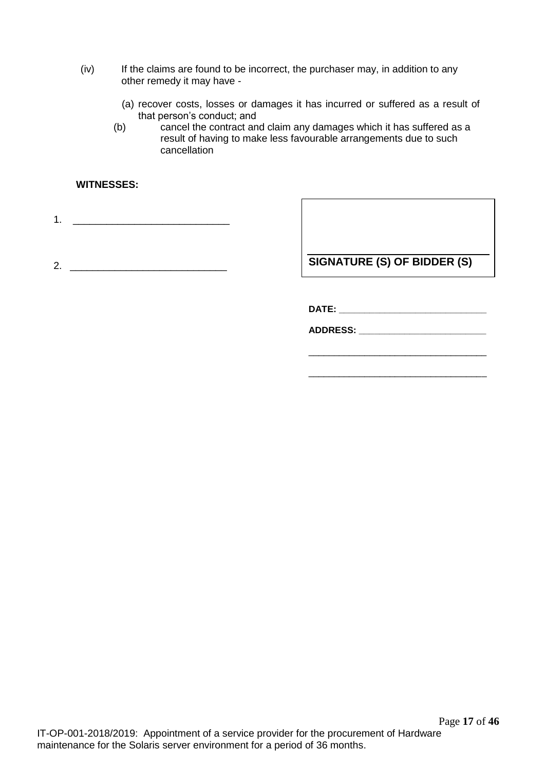(iv) If the claims are found to be incorrect, the purchaser may, in addition to any other remedy it may have -

(a) recover costs, losses or damages it has incurred or suffered as a result of that person's conduct; and

(b) cancel the contract and claim any damages which it has suffered as a result of having to make less favourable arrangements due to such cancellation

**WITNESSES:**

1. ____________________________

2. ____________________________

**SIGNATURE (S) OF BIDDER (S)**

**DATE:** ____________________________

**ADDRESS:** _________________________

___________________________________

___________________________________

IT-OP-001-2018/2019: Appointment of a service provider for the procurement of Hardware maintenance for the Solaris server environment for a period of 36 months.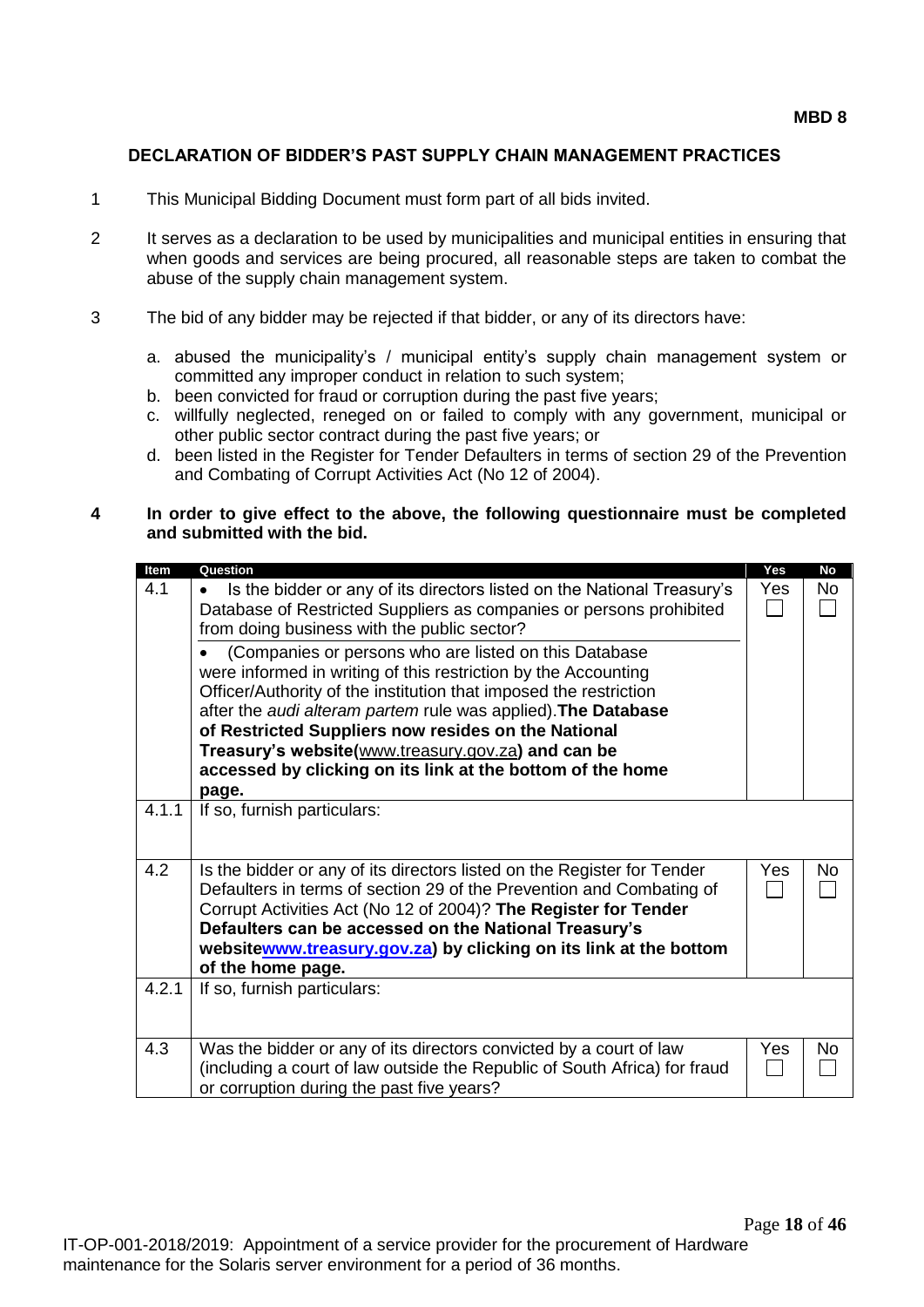**MBD 8**

## DECLARATION OF BIDDER'S PAST SUPPLY CHAIN MANAGEMENT PRACTICES

1. This Municipal Bidding Document must form part of all bids invited.

2. It serves as a declaration to be used by municipalities and municipal entities in ensuring that when goods and services are being procured, all reasonable steps are taken to combat the abuse of the supply chain management system.

3. The bid of any bidder may be rejected if that bidder, or any of its directors have:

   a. abused the municipality's / municipal entity's supply chain management system or committed any improper conduct in relation to such system;
   b. been convicted for fraud or corruption during the past five years;
   c. willfully neglected, reneged on or failed to comply with any government, municipal or other public sector contract during the past five years; or
   d. been listed in the Register for Tender Defaulters in terms of section 29 of the Prevention and Combating of Corrupt Activities Act (No 12 of 2004).

**4 In order to give effect to the above, the following questionnaire must be completed and submitted with the bid.**

| Item | Question | Yes | No |
|---|---|---|---|
| 4.1 | • Is the bidder or any of its directors listed on the National Treasury's Database of Restricted Suppliers as companies or persons prohibited from doing business with the public sector?<br>• (Companies or persons who are listed on this Database were informed in writing of this restriction by the Accounting Officer/Authority of the institution that imposed the restriction after the *audi alteram partem* rule was applied). **The Database of Restricted Suppliers now resides on the National Treasury's website(www.treasury.gov.za) and can be accessed by clicking on its link at the bottom of the home page.** | Yes ☐ | No ☐ |
| 4.1.1 | If so, furnish particulars: | | |
| 4.2 | Is the bidder or any of its directors listed on the Register for Tender Defaulters in terms of section 29 of the Prevention and Combating of Corrupt Activities Act (No 12 of 2004)? **The Register for Tender Defaulters can be accessed on the National Treasury's websitewww.treasury.gov.za) by clicking on its link at the bottom of the home page.** | Yes ☐ | No ☐ |
| 4.2.1 | If so, furnish particulars: | | |
| 4.3 | Was the bidder or any of its directors convicted by a court of law (including a court of law outside the Republic of South Africa) for fraud or corruption during the past five years? | Yes ☐ | No ☐ |

IT-OP-001-2018/2019: Appointment of a service provider for the procurement of Hardware maintenance for the Solaris server environment for a period of 36 months.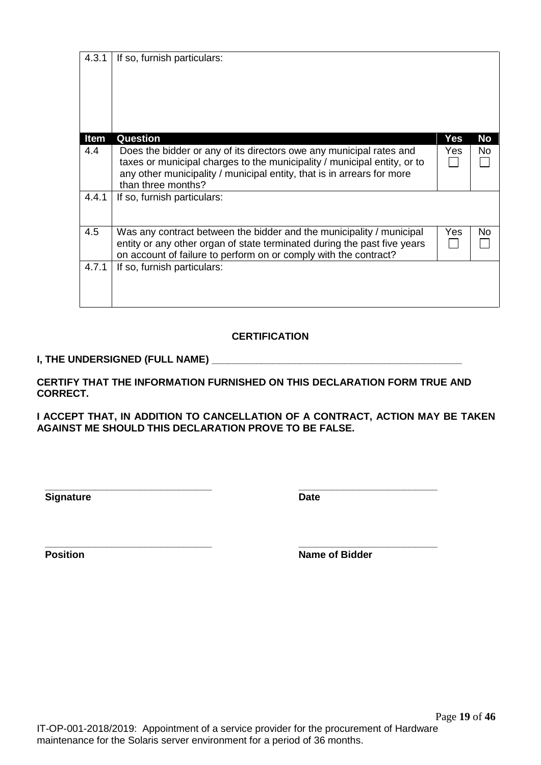| 4.3.1 | If so, furnish particulars: | | |
|---|---|---|---|
| **Item** | **Question** | **Yes** | **No** |
| 4.4 | Does the bidder or any of its directors owe any municipal rates and taxes or municipal charges to the municipality / municipal entity, or to any other municipality / municipal entity, that is in arrears for more than three months? | Yes ☐ | No ☐ |
| 4.4.1 | If so, furnish particulars: | | |
| 4.5 | Was any contract between the bidder and the municipality / municipal entity or any other organ of state terminated during the past five years on account of failure to perform on or comply with the contract? | Yes ☐ | No ☐ |
| 4.7.1 | If so, furnish particulars: | | |

**CERTIFICATION**

**I, THE UNDERSIGNED (FULL NAME) ______________________________________________**

**CERTIFY THAT THE INFORMATION FURNISHED ON THIS DECLARATION FORM TRUE AND CORRECT.**

**I ACCEPT THAT, IN ADDITION TO CANCELLATION OF A CONTRACT, ACTION MAY BE TAKEN AGAINST ME SHOULD THIS DECLARATION PROVE TO BE FALSE.**

______________________________ ________________________

**Signature** **Date**

______________________________ ________________________

**Position** **Name of Bidder**

IT-OP-001-2018/2019: Appointment of a service provider for the procurement of Hardware maintenance for the Solaris server environment for a period of 36 months.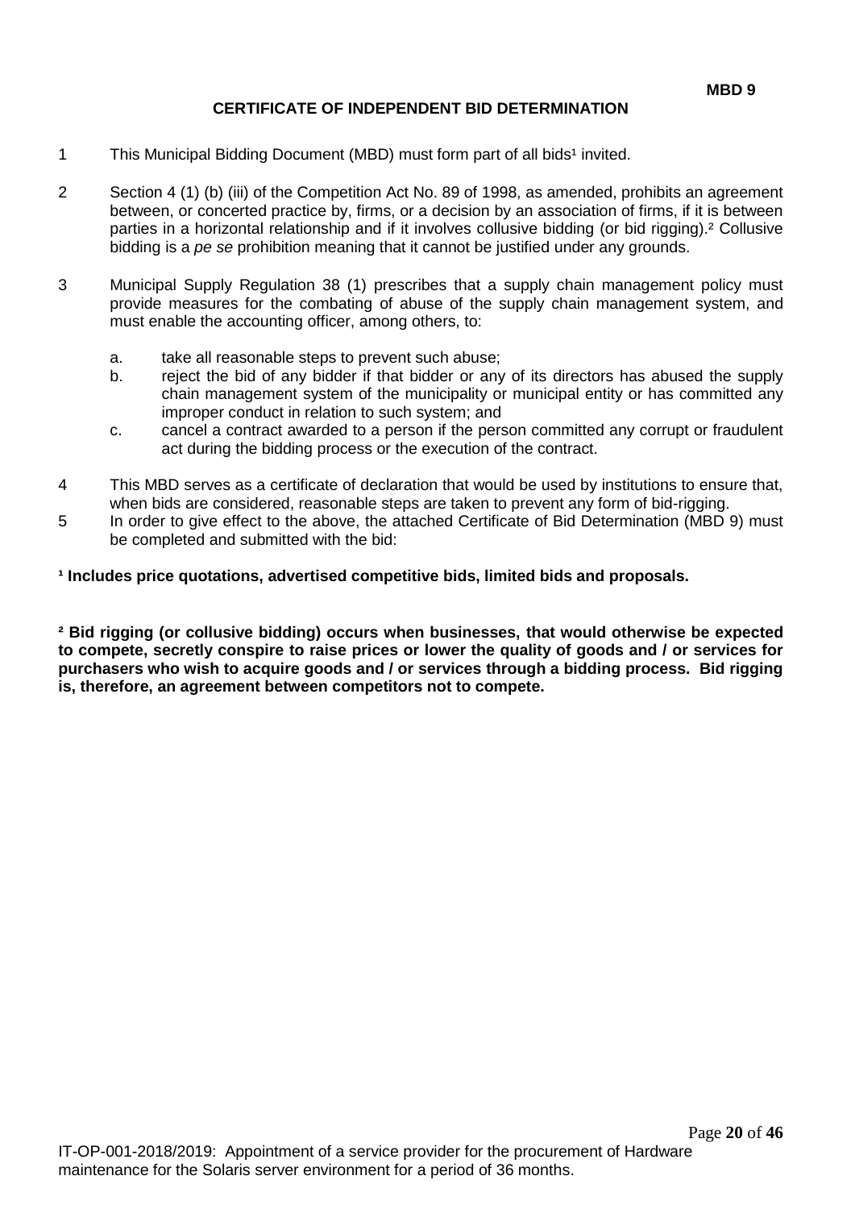**MBD 9**

## CERTIFICATE OF INDEPENDENT BID DETERMINATION

1 This Municipal Bidding Document (MBD) must form part of all bids[1] invited.

2 Section 4 (1) (b) (iii) of the Competition Act No. 89 of 1998, as amended, prohibits an agreement between, or concerted practice by, firms, or a decision by an association of firms, if it is between parties in a horizontal relationship and if it involves collusive bidding (or bid rigging).[2] Collusive bidding is a *pe se* prohibition meaning that it cannot be justified under any grounds.

3 Municipal Supply Regulation 38 (1) prescribes that a supply chain management policy must provide measures for the combating of abuse of the supply chain management system, and must enable the accounting officer, among others, to:

a. take all reasonable steps to prevent such abuse;
b. reject the bid of any bidder if that bidder or any of its directors has abused the supply chain management system of the municipality or municipal entity or has committed any improper conduct in relation to such system; and
c. cancel a contract awarded to a person if the person committed any corrupt or fraudulent act during the bidding process or the execution of the contract.

4 This MBD serves as a certificate of declaration that would be used by institutions to ensure that, when bids are considered, reasonable steps are taken to prevent any form of bid-rigging.

5 In order to give effect to the above, the attached Certificate of Bid Determination (MBD 9) must be completed and submitted with the bid:

**[1] Includes price quotations, advertised competitive bids, limited bids and proposals.**

**[2] Bid rigging (or collusive bidding) occurs when businesses, that would otherwise be expected to compete, secretly conspire to raise prices or lower the quality of goods and / or services for purchasers who wish to acquire goods and / or services through a bidding process. Bid rigging is, therefore, an agreement between competitors not to compete.**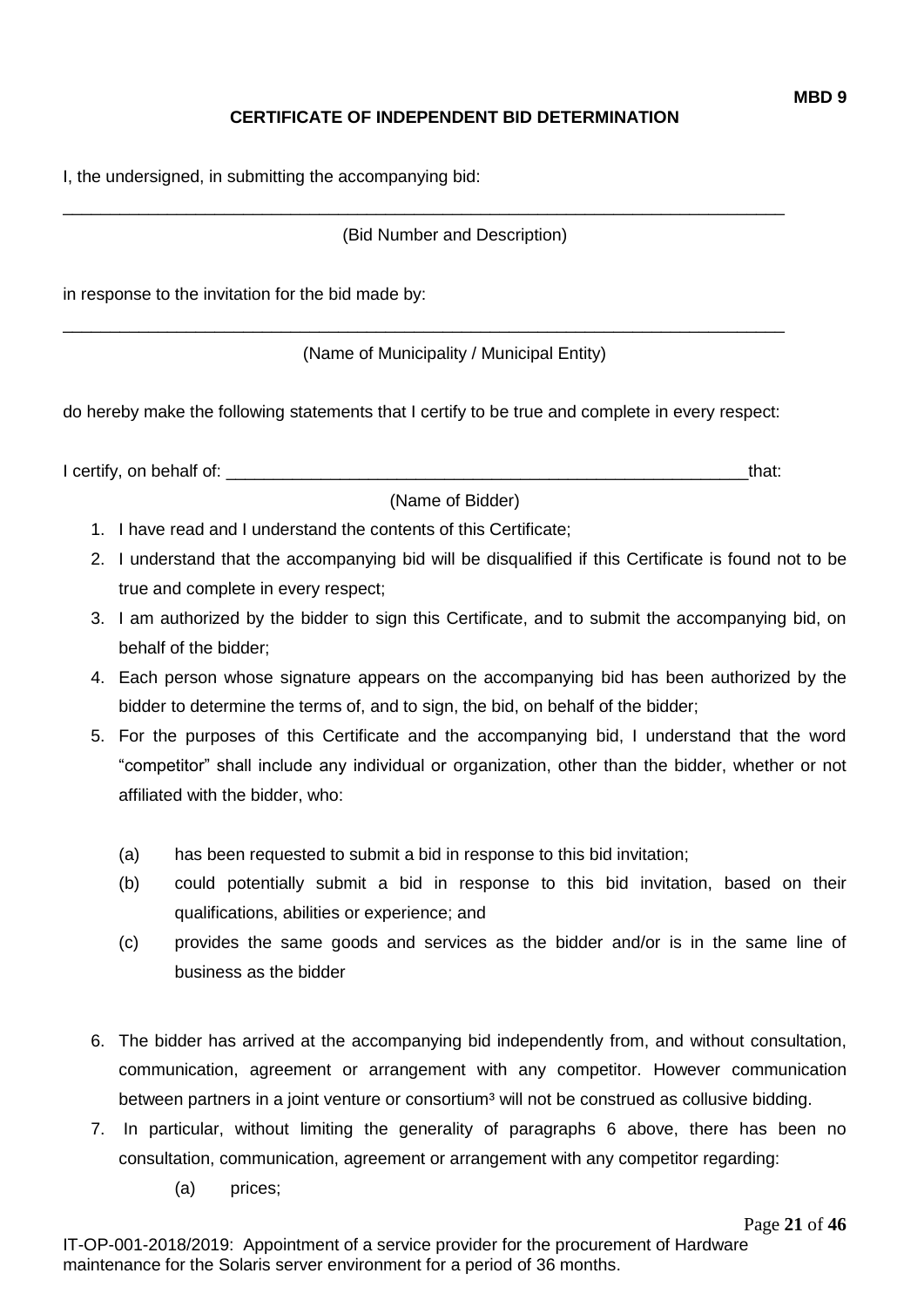**MBD 9**

**CERTIFICATE OF INDEPENDENT BID DETERMINATION**

I, the undersigned, in submitting the accompanying bid:

\_\_\_\_\_\_\_\_\_\_\_\_\_\_\_\_\_\_\_\_\_\_\_\_\_\_\_\_\_\_\_\_\_\_\_\_\_\_\_\_\_\_\_\_\_\_\_\_\_\_\_\_\_\_\_\_\_\_\_\_\_\_\_\_\_\_\_\_\_\_\_\_\_\_\_\_\_\_

(Bid Number and Description)

in response to the invitation for the bid made by:

\_\_\_\_\_\_\_\_\_\_\_\_\_\_\_\_\_\_\_\_\_\_\_\_\_\_\_\_\_\_\_\_\_\_\_\_\_\_\_\_\_\_\_\_\_\_\_\_\_\_\_\_\_\_\_\_\_\_\_\_\_\_\_\_\_\_\_\_\_\_\_\_\_\_\_\_\_\_

(Name of Municipality / Municipal Entity)

do hereby make the following statements that I certify to be true and complete in every respect:

I certify, on behalf of: \_\_\_\_\_\_\_\_\_\_\_\_\_\_\_\_\_\_\_\_\_\_\_\_\_\_\_\_\_\_\_\_\_\_\_\_\_\_\_\_\_\_\_\_\_\_\_\_\_\_\_\_\_\_\_\_\_\_that:

(Name of Bidder)

1. I have read and I understand the contents of this Certificate;
2. I understand that the accompanying bid will be disqualified if this Certificate is found not to be true and complete in every respect;
3. I am authorized by the bidder to sign this Certificate, and to submit the accompanying bid, on behalf of the bidder;
4. Each person whose signature appears on the accompanying bid has been authorized by the bidder to determine the terms of, and to sign, the bid, on behalf of the bidder;
5. For the purposes of this Certificate and the accompanying bid, I understand that the word "competitor" shall include any individual or organization, other than the bidder, whether or not affiliated with the bidder, who:

   (a) has been requested to submit a bid in response to this bid invitation;

   (b) could potentially submit a bid in response to this bid invitation, based on their qualifications, abilities or experience; and

   (c) provides the same goods and services as the bidder and/or is in the same line of business as the bidder

6. The bidder has arrived at the accompanying bid independently from, and without consultation, communication, agreement or arrangement with any competitor. However communication between partners in a joint venture or consortium[3] will not be construed as collusive bidding.
7. In particular, without limiting the generality of paragraphs 6 above, there has been no consultation, communication, agreement or arrangement with any competitor regarding:

   (a) prices;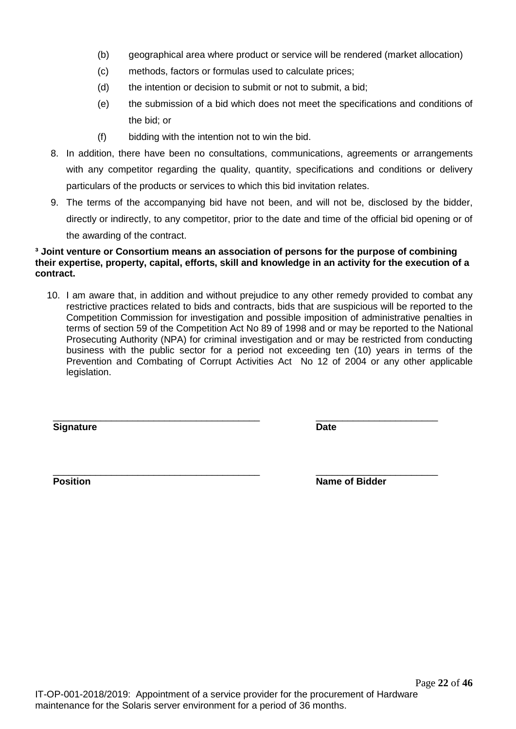(b) geographical area where product or service will be rendered (market allocation)

(c) methods, factors or formulas used to calculate prices;

(d) the intention or decision to submit or not to submit, a bid;

(e) the submission of a bid which does not meet the specifications and conditions of the bid; or

(f) bidding with the intention not to win the bid.

8. In addition, there have been no consultations, communications, agreements or arrangements with any competitor regarding the quality, quantity, specifications and conditions or delivery particulars of the products or services to which this bid invitation relates.

9. The terms of the accompanying bid have not been, and will not be, disclosed by the bidder, directly or indirectly, to any competitor, prior to the date and time of the official bid opening or of the awarding of the contract.

**[3] Joint venture or Consortium means an association of persons for the purpose of combining their expertise, property, capital, efforts, skill and knowledge in an activity for the execution of a contract.**

10. I am aware that, in addition and without prejudice to any other remedy provided to combat any restrictive practices related to bids and contracts, bids that are suspicious will be reported to the Competition Commission for investigation and possible imposition of administrative penalties in terms of section 59 of the Competition Act No 89 of 1998 and or may be reported to the National Prosecuting Authority (NPA) for criminal investigation and or may be restricted from conducting business with the public sector for a period not exceeding ten (10) years in terms of the Prevention and Combating of Corrupt Activities Act No 12 of 2004 or any other applicable legislation.

______________________________________ ______________________

**Signature** **Date**

______________________________________ ______________________

**Position** **Name of Bidder**

IT-OP-001-2018/2019: Appointment of a service provider for the procurement of Hardware maintenance for the Solaris server environment for a period of 36 months.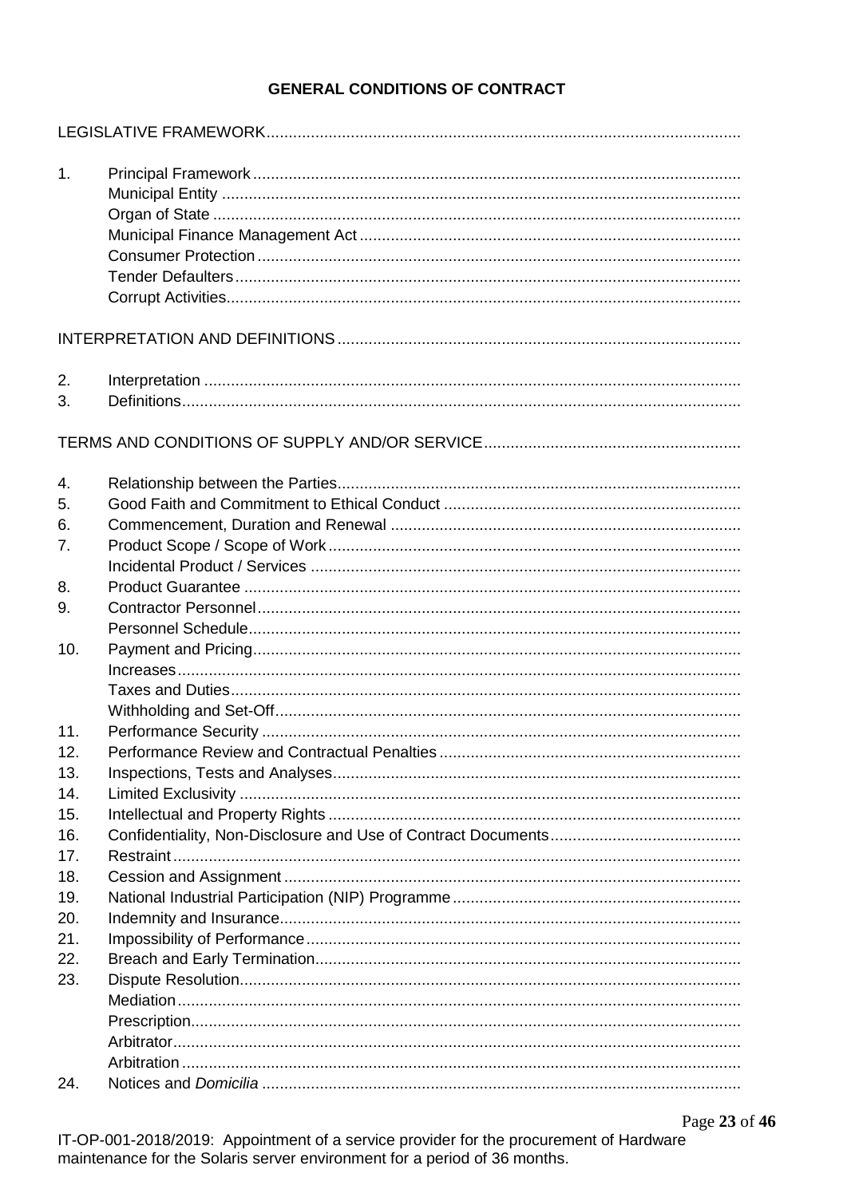## GENERAL CONDITIONS OF CONTRACT

LEGISLATIVE FRAMEWORK

1. Principal Framework
   - Municipal Entity
   - Organ of State
   - Municipal Finance Management Act
   - Consumer Protection
   - Tender Defaulters
   - Corrupt Activities

INTERPRETATION AND DEFINITIONS

2. Interpretation
3. Definitions

TERMS AND CONDITIONS OF SUPPLY AND/OR SERVICE

4. Relationship between the Parties
5. Good Faith and Commitment to Ethical Conduct
6. Commencement, Duration and Renewal
7. Product Scope / Scope of Work
   - Incidental Product / Services
8. Product Guarantee
9. Contractor Personnel
   - Personnel Schedule
10. Payment and Pricing
    - Increases
    - Taxes and Duties
    - Withholding and Set-Off
11. Performance Security
12. Performance Review and Contractual Penalties
13. Inspections, Tests and Analyses
14. Limited Exclusivity
15. Intellectual and Property Rights
16. Confidentiality, Non-Disclosure and Use of Contract Documents
17. Restraint
18. Cession and Assignment
19. National Industrial Participation (NIP) Programme
20. Indemnity and Insurance
21. Impossibility of Performance
22. Breach and Early Termination
23. Dispute Resolution
    - Mediation
    - Prescription
    - Arbitrator
    - Arbitration
24. Notices and *Domicilia*

IT-OP-001-2018/2019: Appointment of a service provider for the procurement of Hardware maintenance for the Solaris server environment for a period of 36 months.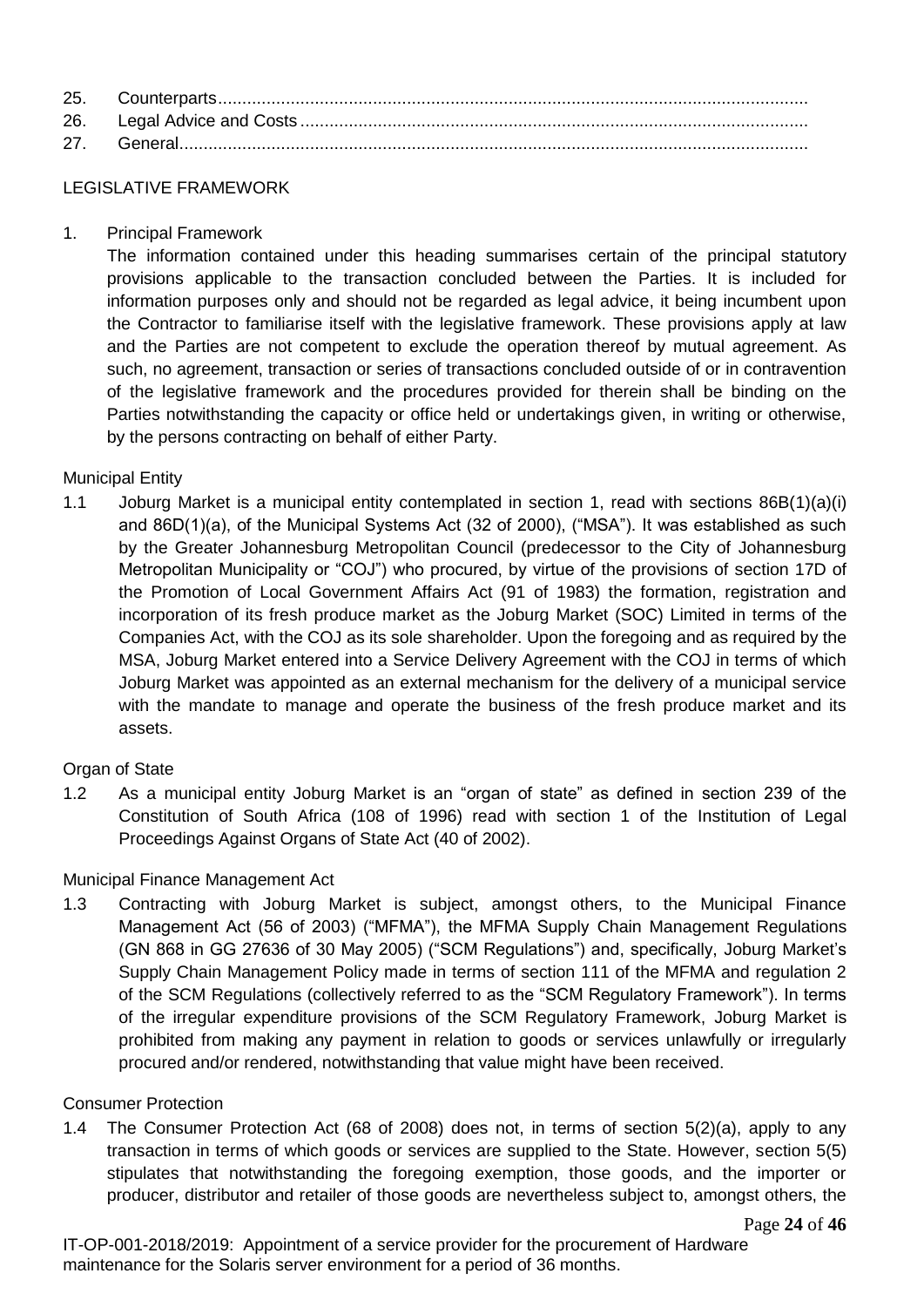25. Counterparts..........................................................................................................................
26. Legal Advice and Costs ........................................................................................................
27. General.................................................................................................................................

LEGISLATIVE FRAMEWORK

1. Principal Framework

   The information contained under this heading summarises certain of the principal statutory provisions applicable to the transaction concluded between the Parties. It is included for information purposes only and should not be regarded as legal advice, it being incumbent upon the Contractor to familiarise itself with the legislative framework. These provisions apply at law and the Parties are not competent to exclude the operation thereof by mutual agreement. As such, no agreement, transaction or series of transactions concluded outside of or in contravention of the legislative framework and the procedures provided for therein shall be binding on the Parties notwithstanding the capacity or office held or undertakings given, in writing or otherwise, by the persons contracting on behalf of either Party.

Municipal Entity

1.1 Joburg Market is a municipal entity contemplated in section 1, read with sections 86B(1)(a)(i) and 86D(1)(a), of the Municipal Systems Act (32 of 2000), ("MSA"). It was established as such by the Greater Johannesburg Metropolitan Council (predecessor to the City of Johannesburg Metropolitan Municipality or "COJ") who procured, by virtue of the provisions of section 17D of the Promotion of Local Government Affairs Act (91 of 1983) the formation, registration and incorporation of its fresh produce market as the Joburg Market (SOC) Limited in terms of the Companies Act, with the COJ as its sole shareholder. Upon the foregoing and as required by the MSA, Joburg Market entered into a Service Delivery Agreement with the COJ in terms of which Joburg Market was appointed as an external mechanism for the delivery of a municipal service with the mandate to manage and operate the business of the fresh produce market and its assets.

Organ of State

1.2 As a municipal entity Joburg Market is an "organ of state" as defined in section 239 of the Constitution of South Africa (108 of 1996) read with section 1 of the Institution of Legal Proceedings Against Organs of State Act (40 of 2002).

Municipal Finance Management Act

1.3 Contracting with Joburg Market is subject, amongst others, to the Municipal Finance Management Act (56 of 2003) ("MFMA"), the MFMA Supply Chain Management Regulations (GN 868 in GG 27636 of 30 May 2005) ("SCM Regulations") and, specifically, Joburg Market's Supply Chain Management Policy made in terms of section 111 of the MFMA and regulation 2 of the SCM Regulations (collectively referred to as the "SCM Regulatory Framework"). In terms of the irregular expenditure provisions of the SCM Regulatory Framework, Joburg Market is prohibited from making any payment in relation to goods or services unlawfully or irregularly procured and/or rendered, notwithstanding that value might have been received.

Consumer Protection

1.4 The Consumer Protection Act (68 of 2008) does not, in terms of section 5(2)(a), apply to any transaction in terms of which goods or services are supplied to the State. However, section 5(5) stipulates that notwithstanding the foregoing exemption, those goods, and the importer or producer, distributor and retailer of those goods are nevertheless subject to, amongst others, the

IT-OP-001-2018/2019: Appointment of a service provider for the procurement of Hardware maintenance for the Solaris server environment for a period of 36 months.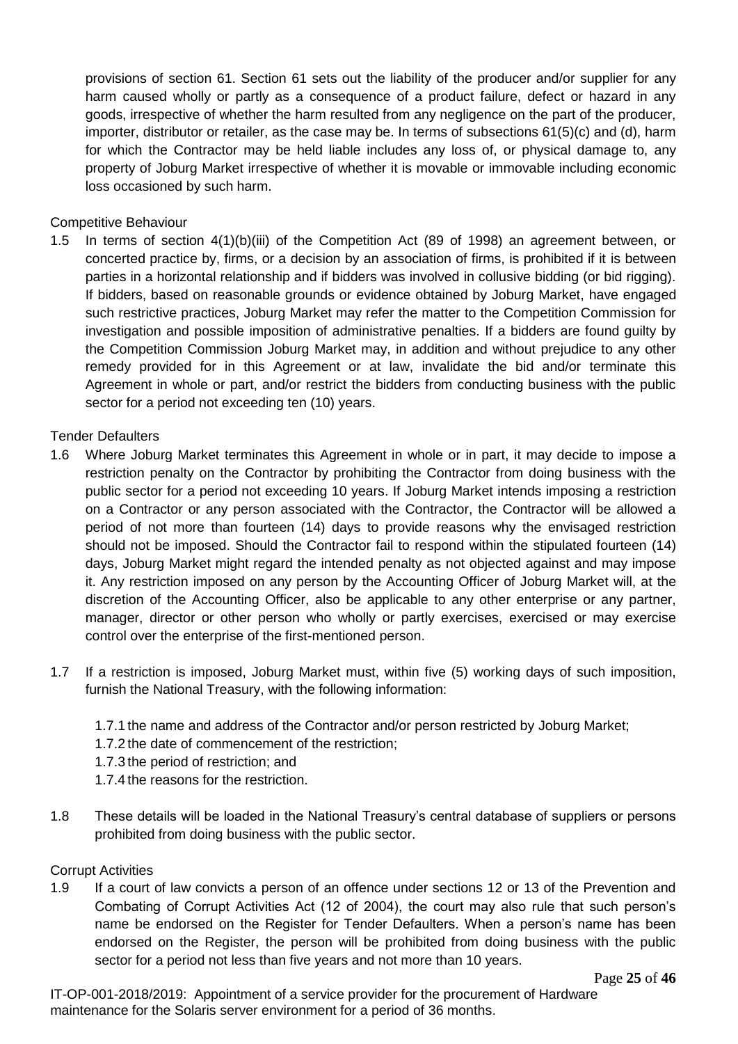provisions of section 61. Section 61 sets out the liability of the producer and/or supplier for any harm caused wholly or partly as a consequence of a product failure, defect or hazard in any goods, irrespective of whether the harm resulted from any negligence on the part of the producer, importer, distributor or retailer, as the case may be. In terms of subsections 61(5)(c) and (d), harm for which the Contractor may be held liable includes any loss of, or physical damage to, any property of Joburg Market irrespective of whether it is movable or immovable including economic loss occasioned by such harm.

Competitive Behaviour

1.5 In terms of section 4(1)(b)(iii) of the Competition Act (89 of 1998) an agreement between, or concerted practice by, firms, or a decision by an association of firms, is prohibited if it is between parties in a horizontal relationship and if bidders was involved in collusive bidding (or bid rigging). If bidders, based on reasonable grounds or evidence obtained by Joburg Market, have engaged such restrictive practices, Joburg Market may refer the matter to the Competition Commission for investigation and possible imposition of administrative penalties. If a bidders are found guilty by the Competition Commission Joburg Market may, in addition and without prejudice to any other remedy provided for in this Agreement or at law, invalidate the bid and/or terminate this Agreement in whole or part, and/or restrict the bidders from conducting business with the public sector for a period not exceeding ten (10) years.

Tender Defaulters

1.6 Where Joburg Market terminates this Agreement in whole or in part, it may decide to impose a restriction penalty on the Contractor by prohibiting the Contractor from doing business with the public sector for a period not exceeding 10 years. If Joburg Market intends imposing a restriction on a Contractor or any person associated with the Contractor, the Contractor will be allowed a period of not more than fourteen (14) days to provide reasons why the envisaged restriction should not be imposed. Should the Contractor fail to respond within the stipulated fourteen (14) days, Joburg Market might regard the intended penalty as not objected against and may impose it. Any restriction imposed on any person by the Accounting Officer of Joburg Market will, at the discretion of the Accounting Officer, also be applicable to any other enterprise or any partner, manager, director or other person who wholly or partly exercises, exercised or may exercise control over the enterprise of the first-mentioned person.

1.7 If a restriction is imposed, Joburg Market must, within five (5) working days of such imposition, furnish the National Treasury, with the following information:

1.7.1 the name and address of the Contractor and/or person restricted by Joburg Market;
1.7.2 the date of commencement of the restriction;
1.7.3 the period of restriction; and
1.7.4 the reasons for the restriction.

1.8 These details will be loaded in the National Treasury's central database of suppliers or persons prohibited from doing business with the public sector.

Corrupt Activities

1.9 If a court of law convicts a person of an offence under sections 12 or 13 of the Prevention and Combating of Corrupt Activities Act (12 of 2004), the court may also rule that such person's name be endorsed on the Register for Tender Defaulters. When a person's name has been endorsed on the Register, the person will be prohibited from doing business with the public sector for a period not less than five years and not more than 10 years.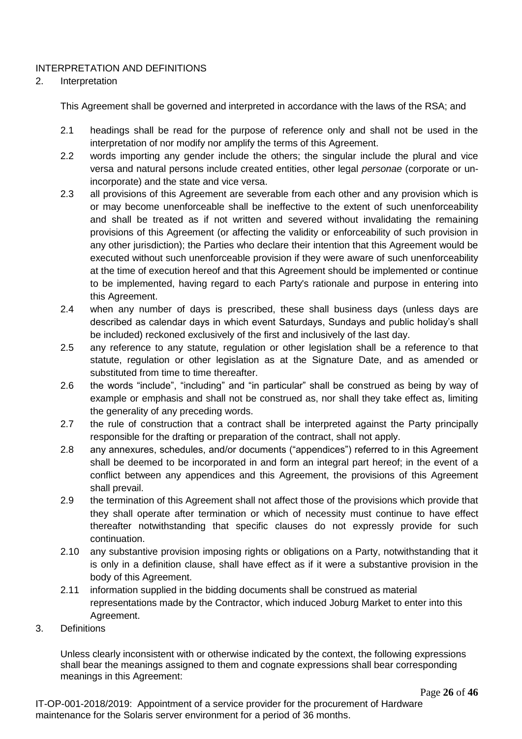INTERPRETATION AND DEFINITIONS

2. Interpretation

This Agreement shall be governed and interpreted in accordance with the laws of the RSA; and

2.1 headings shall be read for the purpose of reference only and shall not be used in the interpretation of nor modify nor amplify the terms of this Agreement.

2.2 words importing any gender include the others; the singular include the plural and vice versa and natural persons include created entities, other legal *personae* (corporate or un-incorporate) and the state and vice versa.

2.3 all provisions of this Agreement are severable from each other and any provision which is or may become unenforceable shall be ineffective to the extent of such unenforceability and shall be treated as if not written and severed without invalidating the remaining provisions of this Agreement (or affecting the validity or enforceability of such provision in any other jurisdiction); the Parties who declare their intention that this Agreement would be executed without such unenforceable provision if they were aware of such unenforceability at the time of execution hereof and that this Agreement should be implemented or continue to be implemented, having regard to each Party's rationale and purpose in entering into this Agreement.

2.4 when any number of days is prescribed, these shall business days (unless days are described as calendar days in which event Saturdays, Sundays and public holiday's shall be included) reckoned exclusively of the first and inclusively of the last day.

2.5 any reference to any statute, regulation or other legislation shall be a reference to that statute, regulation or other legislation as at the Signature Date, and as amended or substituted from time to time thereafter.

2.6 the words "include", "including" and "in particular" shall be construed as being by way of example or emphasis and shall not be construed as, nor shall they take effect as, limiting the generality of any preceding words.

2.7 the rule of construction that a contract shall be interpreted against the Party principally responsible for the drafting or preparation of the contract, shall not apply.

2.8 any annexures, schedules, and/or documents ("appendices") referred to in this Agreement shall be deemed to be incorporated in and form an integral part hereof; in the event of a conflict between any appendices and this Agreement, the provisions of this Agreement shall prevail.

2.9 the termination of this Agreement shall not affect those of the provisions which provide that they shall operate after termination or which of necessity must continue to have effect thereafter notwithstanding that specific clauses do not expressly provide for such continuation.

2.10 any substantive provision imposing rights or obligations on a Party, notwithstanding that it is only in a definition clause, shall have effect as if it were a substantive provision in the body of this Agreement.

2.11 information supplied in the bidding documents shall be construed as material representations made by the Contractor, which induced Joburg Market to enter into this Agreement.

3. Definitions

Unless clearly inconsistent with or otherwise indicated by the context, the following expressions shall bear the meanings assigned to them and cognate expressions shall bear corresponding meanings in this Agreement: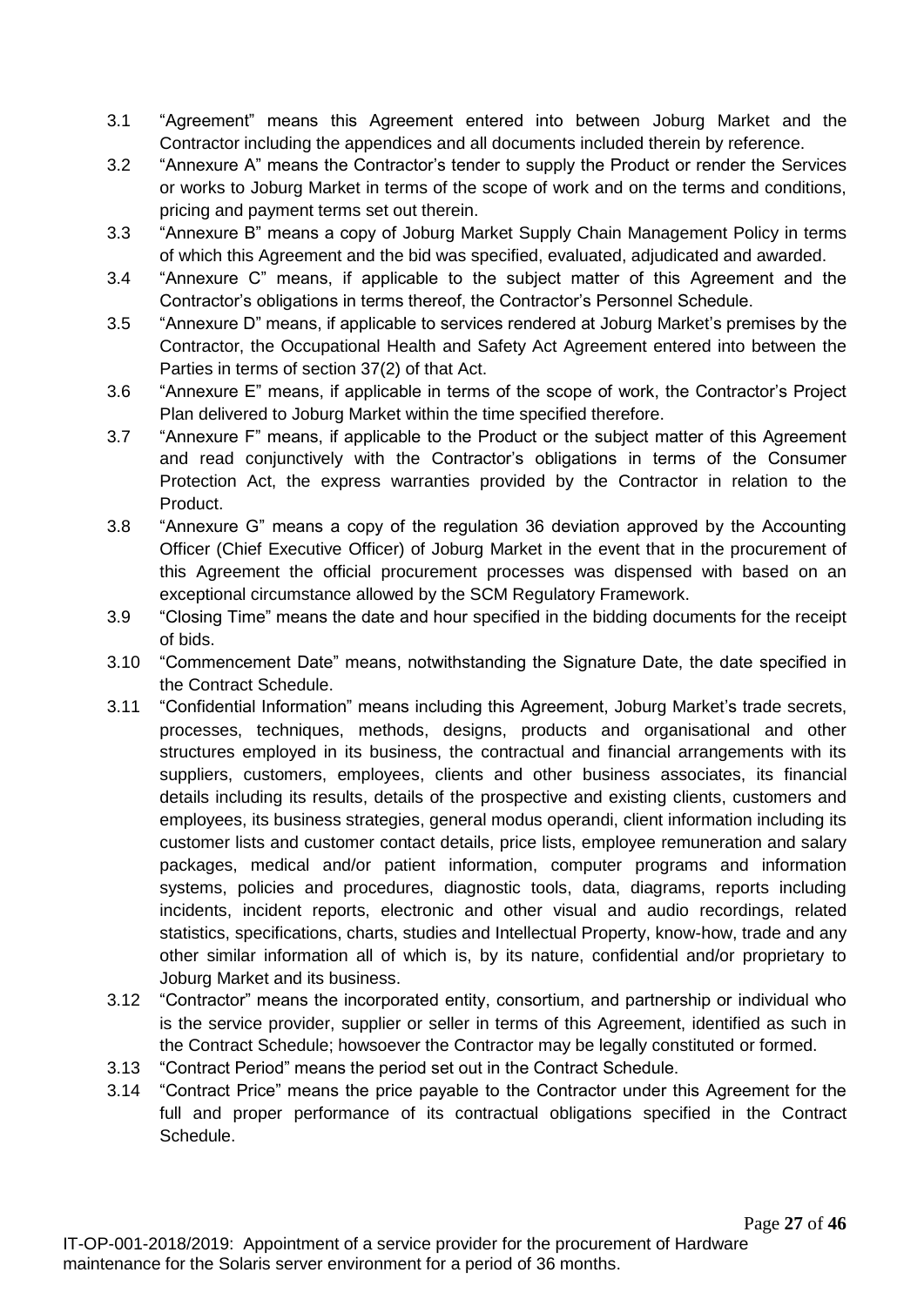3.1 "Agreement" means this Agreement entered into between Joburg Market and the Contractor including the appendices and all documents included therein by reference.

3.2 "Annexure A" means the Contractor's tender to supply the Product or render the Services or works to Joburg Market in terms of the scope of work and on the terms and conditions, pricing and payment terms set out therein.

3.3 "Annexure B" means a copy of Joburg Market Supply Chain Management Policy in terms of which this Agreement and the bid was specified, evaluated, adjudicated and awarded.

3.4 "Annexure C" means, if applicable to the subject matter of this Agreement and the Contractor's obligations in terms thereof, the Contractor's Personnel Schedule.

3.5 "Annexure D" means, if applicable to services rendered at Joburg Market's premises by the Contractor, the Occupational Health and Safety Act Agreement entered into between the Parties in terms of section 37(2) of that Act.

3.6 "Annexure E" means, if applicable in terms of the scope of work, the Contractor's Project Plan delivered to Joburg Market within the time specified therefore.

3.7 "Annexure F" means, if applicable to the Product or the subject matter of this Agreement and read conjunctively with the Contractor's obligations in terms of the Consumer Protection Act, the express warranties provided by the Contractor in relation to the Product.

3.8 "Annexure G" means a copy of the regulation 36 deviation approved by the Accounting Officer (Chief Executive Officer) of Joburg Market in the event that in the procurement of this Agreement the official procurement processes was dispensed with based on an exceptional circumstance allowed by the SCM Regulatory Framework.

3.9 "Closing Time" means the date and hour specified in the bidding documents for the receipt of bids.

3.10 "Commencement Date" means, notwithstanding the Signature Date, the date specified in the Contract Schedule.

3.11 "Confidential Information" means including this Agreement, Joburg Market's trade secrets, processes, techniques, methods, designs, products and organisational and other structures employed in its business, the contractual and financial arrangements with its suppliers, customers, employees, clients and other business associates, its financial details including its results, details of the prospective and existing clients, customers and employees, its business strategies, general modus operandi, client information including its customer lists and customer contact details, price lists, employee remuneration and salary packages, medical and/or patient information, computer programs and information systems, policies and procedures, diagnostic tools, data, diagrams, reports including incidents, incident reports, electronic and other visual and audio recordings, related statistics, specifications, charts, studies and Intellectual Property, know-how, trade and any other similar information all of which is, by its nature, confidential and/or proprietary to Joburg Market and its business.

3.12 "Contractor" means the incorporated entity, consortium, and partnership or individual who is the service provider, supplier or seller in terms of this Agreement, identified as such in the Contract Schedule; howsoever the Contractor may be legally constituted or formed.

3.13 "Contract Period" means the period set out in the Contract Schedule.

3.14 "Contract Price" means the price payable to the Contractor under this Agreement for the full and proper performance of its contractual obligations specified in the Contract Schedule.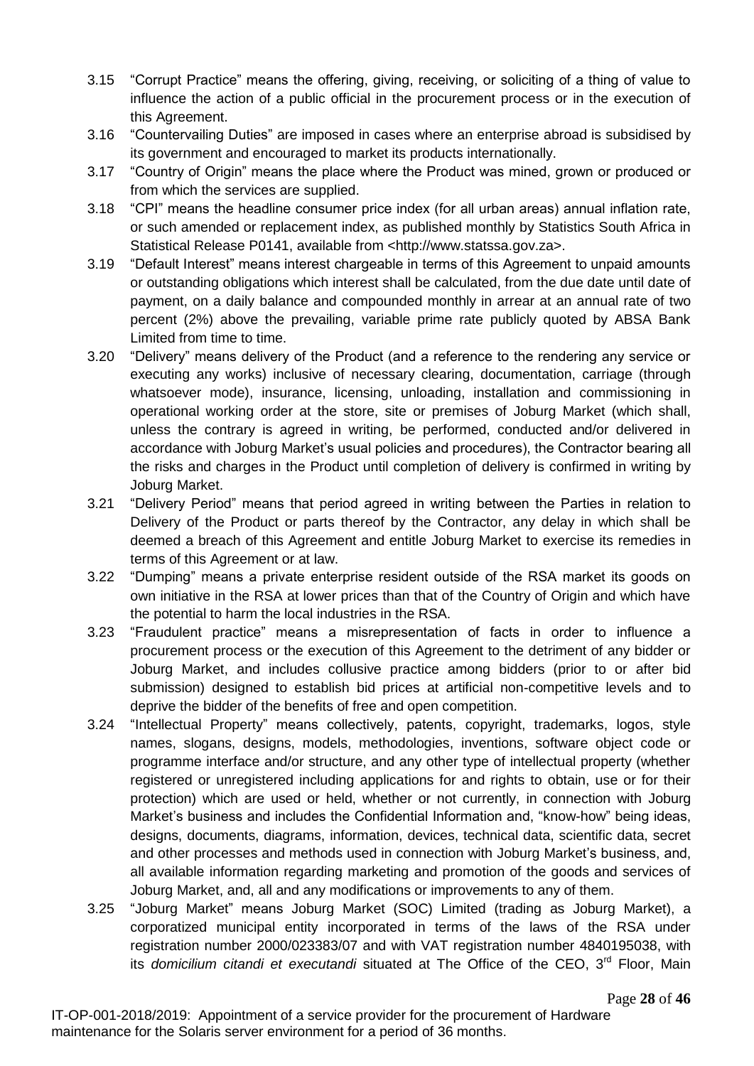3.15 "Corrupt Practice" means the offering, giving, receiving, or soliciting of a thing of value to influence the action of a public official in the procurement process or in the execution of this Agreement.

3.16 "Countervailing Duties" are imposed in cases where an enterprise abroad is subsidised by its government and encouraged to market its products internationally.

3.17 "Country of Origin" means the place where the Product was mined, grown or produced or from which the services are supplied.

3.18 "CPI" means the headline consumer price index (for all urban areas) annual inflation rate, or such amended or replacement index, as published monthly by Statistics South Africa in Statistical Release P0141, available from <http://www.statssa.gov.za>.

3.19 "Default Interest" means interest chargeable in terms of this Agreement to unpaid amounts or outstanding obligations which interest shall be calculated, from the due date until date of payment, on a daily balance and compounded monthly in arrear at an annual rate of two percent (2%) above the prevailing, variable prime rate publicly quoted by ABSA Bank Limited from time to time.

3.20 "Delivery" means delivery of the Product (and a reference to the rendering any service or executing any works) inclusive of necessary clearing, documentation, carriage (through whatsoever mode), insurance, licensing, unloading, installation and commissioning in operational working order at the store, site or premises of Joburg Market (which shall, unless the contrary is agreed in writing, be performed, conducted and/or delivered in accordance with Joburg Market's usual policies and procedures), the Contractor bearing all the risks and charges in the Product until completion of delivery is confirmed in writing by Joburg Market.

3.21 "Delivery Period" means that period agreed in writing between the Parties in relation to Delivery of the Product or parts thereof by the Contractor, any delay in which shall be deemed a breach of this Agreement and entitle Joburg Market to exercise its remedies in terms of this Agreement or at law.

3.22 "Dumping" means a private enterprise resident outside of the RSA market its goods on own initiative in the RSA at lower prices than that of the Country of Origin and which have the potential to harm the local industries in the RSA.

3.23 "Fraudulent practice" means a misrepresentation of facts in order to influence a procurement process or the execution of this Agreement to the detriment of any bidder or Joburg Market, and includes collusive practice among bidders (prior to or after bid submission) designed to establish bid prices at artificial non-competitive levels and to deprive the bidder of the benefits of free and open competition.

3.24 "Intellectual Property" means collectively, patents, copyright, trademarks, logos, style names, slogans, designs, models, methodologies, inventions, software object code or programme interface and/or structure, and any other type of intellectual property (whether registered or unregistered including applications for and rights to obtain, use or for their protection) which are used or held, whether or not currently, in connection with Joburg Market's business and includes the Confidential Information and, "know-how" being ideas, designs, documents, diagrams, information, devices, technical data, scientific data, secret and other processes and methods used in connection with Joburg Market's business, and, all available information regarding marketing and promotion of the goods and services of Joburg Market, and, all and any modifications or improvements to any of them.

3.25 "Joburg Market" means Joburg Market (SOC) Limited (trading as Joburg Market), a corporatized municipal entity incorporated in terms of the laws of the RSA under registration number 2000/023383/07 and with VAT registration number 4840195038, with its *domicilium citandi et executandi* situated at The Office of the CEO, 3rd Floor, Main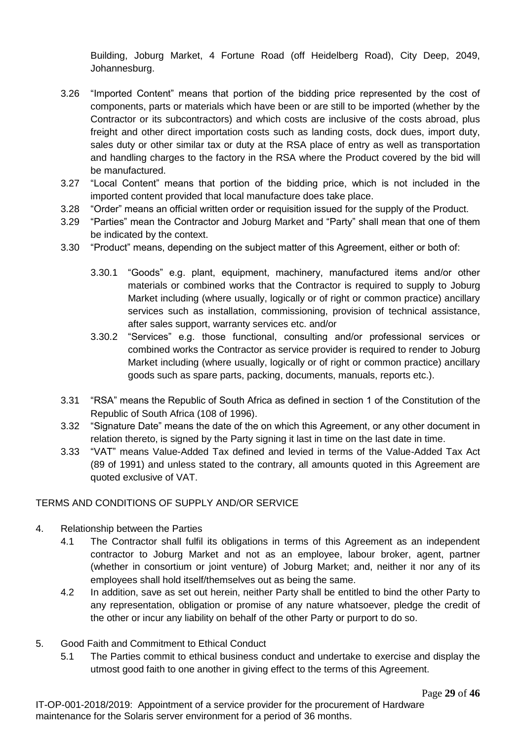Building, Joburg Market, 4 Fortune Road (off Heidelberg Road), City Deep, 2049, Johannesburg.

3.26 "Imported Content" means that portion of the bidding price represented by the cost of components, parts or materials which have been or are still to be imported (whether by the Contractor or its subcontractors) and which costs are inclusive of the costs abroad, plus freight and other direct importation costs such as landing costs, dock dues, import duty, sales duty or other similar tax or duty at the RSA place of entry as well as transportation and handling charges to the factory in the RSA where the Product covered by the bid will be manufactured.

3.27 "Local Content" means that portion of the bidding price, which is not included in the imported content provided that local manufacture does take place.

3.28 "Order" means an official written order or requisition issued for the supply of the Product.

3.29 "Parties" mean the Contractor and Joburg Market and "Party" shall mean that one of them be indicated by the context.

3.30 "Product" means, depending on the subject matter of this Agreement, either or both of:

3.30.1 "Goods" e.g. plant, equipment, machinery, manufactured items and/or other materials or combined works that the Contractor is required to supply to Joburg Market including (where usually, logically or of right or common practice) ancillary services such as installation, commissioning, provision of technical assistance, after sales support, warranty services etc. and/or

3.30.2 "Services" e.g. those functional, consulting and/or professional services or combined works the Contractor as service provider is required to render to Joburg Market including (where usually, logically or of right or common practice) ancillary goods such as spare parts, packing, documents, manuals, reports etc.).

3.31 "RSA" means the Republic of South Africa as defined in section 1 of the Constitution of the Republic of South Africa (108 of 1996).

3.32 "Signature Date" means the date of the on which this Agreement, or any other document in relation thereto, is signed by the Party signing it last in time on the last date in time.

3.33 "VAT" means Value-Added Tax defined and levied in terms of the Value-Added Tax Act (89 of 1991) and unless stated to the contrary, all amounts quoted in this Agreement are quoted exclusive of VAT.

## TERMS AND CONDITIONS OF SUPPLY AND/OR SERVICE

4. Relationship between the Parties

4.1 The Contractor shall fulfil its obligations in terms of this Agreement as an independent contractor to Joburg Market and not as an employee, labour broker, agent, partner (whether in consortium or joint venture) of Joburg Market; and, neither it nor any of its employees shall hold itself/themselves out as being the same.

4.2 In addition, save as set out herein, neither Party shall be entitled to bind the other Party to any representation, obligation or promise of any nature whatsoever, pledge the credit of the other or incur any liability on behalf of the other Party or purport to do so.

5. Good Faith and Commitment to Ethical Conduct

5.1 The Parties commit to ethical business conduct and undertake to exercise and display the utmost good faith to one another in giving effect to the terms of this Agreement.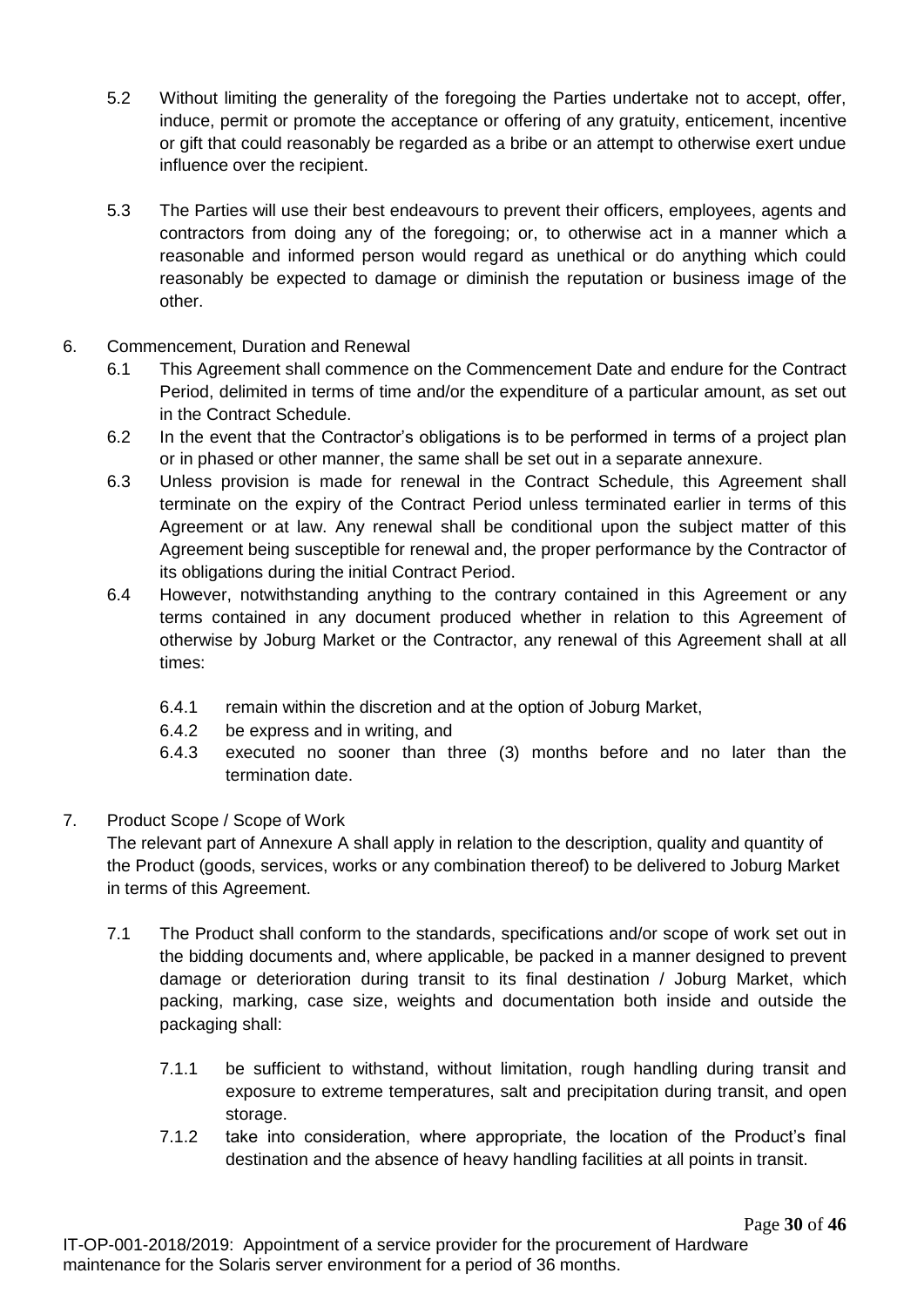5.2 Without limiting the generality of the foregoing the Parties undertake not to accept, offer, induce, permit or promote the acceptance or offering of any gratuity, enticement, incentive or gift that could reasonably be regarded as a bribe or an attempt to otherwise exert undue influence over the recipient.

5.3 The Parties will use their best endeavours to prevent their officers, employees, agents and contractors from doing any of the foregoing; or, to otherwise act in a manner which a reasonable and informed person would regard as unethical or do anything which could reasonably be expected to damage or diminish the reputation or business image of the other.

6. Commencement, Duration and Renewal

6.1 This Agreement shall commence on the Commencement Date and endure for the Contract Period, delimited in terms of time and/or the expenditure of a particular amount, as set out in the Contract Schedule.

6.2 In the event that the Contractor's obligations is to be performed in terms of a project plan or in phased or other manner, the same shall be set out in a separate annexure.

6.3 Unless provision is made for renewal in the Contract Schedule, this Agreement shall terminate on the expiry of the Contract Period unless terminated earlier in terms of this Agreement or at law. Any renewal shall be conditional upon the subject matter of this Agreement being susceptible for renewal and, the proper performance by the Contractor of its obligations during the initial Contract Period.

6.4 However, notwithstanding anything to the contrary contained in this Agreement or any terms contained in any document produced whether in relation to this Agreement of otherwise by Joburg Market or the Contractor, any renewal of this Agreement shall at all times:

6.4.1 remain within the discretion and at the option of Joburg Market,

6.4.2 be express and in writing, and

6.4.3 executed no sooner than three (3) months before and no later than the termination date.

7. Product Scope / Scope of Work

The relevant part of Annexure A shall apply in relation to the description, quality and quantity of the Product (goods, services, works or any combination thereof) to be delivered to Joburg Market in terms of this Agreement.

7.1 The Product shall conform to the standards, specifications and/or scope of work set out in the bidding documents and, where applicable, be packed in a manner designed to prevent damage or deterioration during transit to its final destination / Joburg Market, which packing, marking, case size, weights and documentation both inside and outside the packaging shall:

7.1.1 be sufficient to withstand, without limitation, rough handling during transit and exposure to extreme temperatures, salt and precipitation during transit, and open storage.

7.1.2 take into consideration, where appropriate, the location of the Product's final destination and the absence of heavy handling facilities at all points in transit.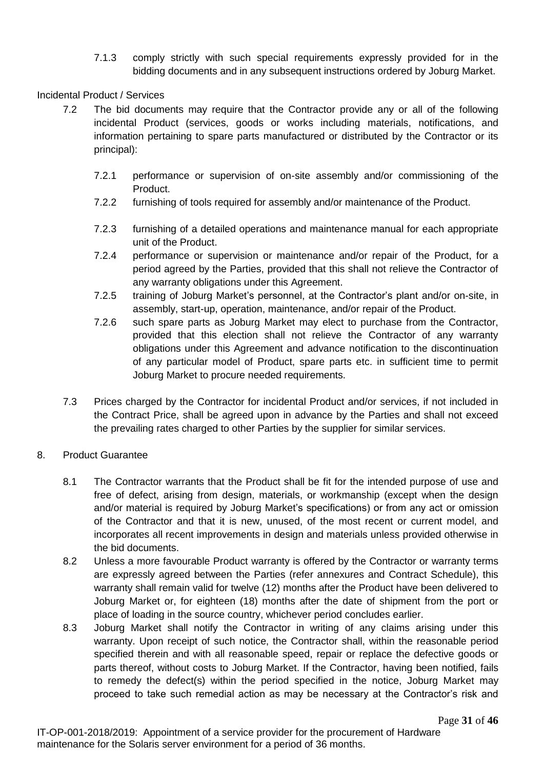7.1.3 comply strictly with such special requirements expressly provided for in the bidding documents and in any subsequent instructions ordered by Joburg Market.

Incidental Product / Services

7.2 The bid documents may require that the Contractor provide any or all of the following incidental Product (services, goods or works including materials, notifications, and information pertaining to spare parts manufactured or distributed by the Contractor or its principal):

7.2.1 performance or supervision of on-site assembly and/or commissioning of the Product.

7.2.2 furnishing of tools required for assembly and/or maintenance of the Product.

7.2.3 furnishing of a detailed operations and maintenance manual for each appropriate unit of the Product.

7.2.4 performance or supervision or maintenance and/or repair of the Product, for a period agreed by the Parties, provided that this shall not relieve the Contractor of any warranty obligations under this Agreement.

7.2.5 training of Joburg Market's personnel, at the Contractor's plant and/or on-site, in assembly, start-up, operation, maintenance, and/or repair of the Product.

7.2.6 such spare parts as Joburg Market may elect to purchase from the Contractor, provided that this election shall not relieve the Contractor of any warranty obligations under this Agreement and advance notification to the discontinuation of any particular model of Product, spare parts etc. in sufficient time to permit Joburg Market to procure needed requirements.

7.3 Prices charged by the Contractor for incidental Product and/or services, if not included in the Contract Price, shall be agreed upon in advance by the Parties and shall not exceed the prevailing rates charged to other Parties by the supplier for similar services.

8. Product Guarantee

8.1 The Contractor warrants that the Product shall be fit for the intended purpose of use and free of defect, arising from design, materials, or workmanship (except when the design and/or material is required by Joburg Market's specifications) or from any act or omission of the Contractor and that it is new, unused, of the most recent or current model, and incorporates all recent improvements in design and materials unless provided otherwise in the bid documents.

8.2 Unless a more favourable Product warranty is offered by the Contractor or warranty terms are expressly agreed between the Parties (refer annexures and Contract Schedule), this warranty shall remain valid for twelve (12) months after the Product have been delivered to Joburg Market or, for eighteen (18) months after the date of shipment from the port or place of loading in the source country, whichever period concludes earlier.

8.3 Joburg Market shall notify the Contractor in writing of any claims arising under this warranty. Upon receipt of such notice, the Contractor shall, within the reasonable period specified therein and with all reasonable speed, repair or replace the defective goods or parts thereof, without costs to Joburg Market. If the Contractor, having been notified, fails to remedy the defect(s) within the period specified in the notice, Joburg Market may proceed to take such remedial action as may be necessary at the Contractor's risk and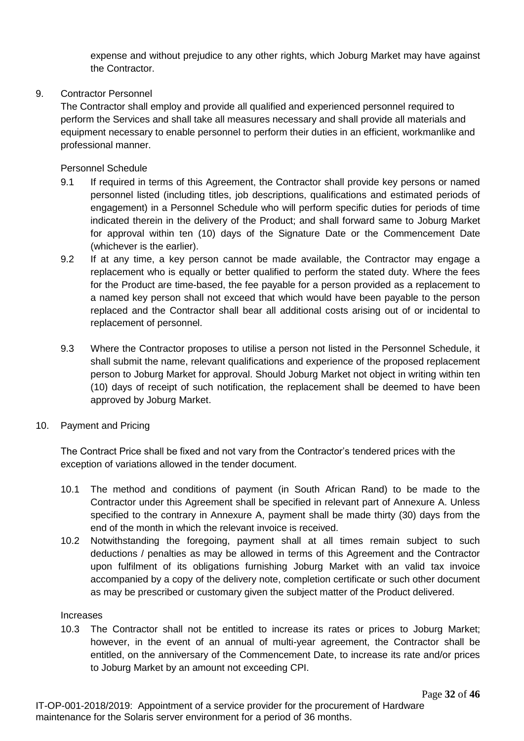expense and without prejudice to any other rights, which Joburg Market may have against the Contractor.

9. Contractor Personnel

The Contractor shall employ and provide all qualified and experienced personnel required to perform the Services and shall take all measures necessary and shall provide all materials and equipment necessary to enable personnel to perform their duties in an efficient, workmanlike and professional manner.

Personnel Schedule

9.1 If required in terms of this Agreement, the Contractor shall provide key persons or named personnel listed (including titles, job descriptions, qualifications and estimated periods of engagement) in a Personnel Schedule who will perform specific duties for periods of time indicated therein in the delivery of the Product; and shall forward same to Joburg Market for approval within ten (10) days of the Signature Date or the Commencement Date (whichever is the earlier).

9.2 If at any time, a key person cannot be made available, the Contractor may engage a replacement who is equally or better qualified to perform the stated duty. Where the fees for the Product are time-based, the fee payable for a person provided as a replacement to a named key person shall not exceed that which would have been payable to the person replaced and the Contractor shall bear all additional costs arising out of or incidental to replacement of personnel.

9.3 Where the Contractor proposes to utilise a person not listed in the Personnel Schedule, it shall submit the name, relevant qualifications and experience of the proposed replacement person to Joburg Market for approval. Should Joburg Market not object in writing within ten (10) days of receipt of such notification, the replacement shall be deemed to have been approved by Joburg Market.

10. Payment and Pricing

The Contract Price shall be fixed and not vary from the Contractor's tendered prices with the exception of variations allowed in the tender document.

10.1 The method and conditions of payment (in South African Rand) to be made to the Contractor under this Agreement shall be specified in relevant part of Annexure A. Unless specified to the contrary in Annexure A, payment shall be made thirty (30) days from the end of the month in which the relevant invoice is received.

10.2 Notwithstanding the foregoing, payment shall at all times remain subject to such deductions / penalties as may be allowed in terms of this Agreement and the Contractor upon fulfilment of its obligations furnishing Joburg Market with an valid tax invoice accompanied by a copy of the delivery note, completion certificate or such other document as may be prescribed or customary given the subject matter of the Product delivered.

Increases

10.3 The Contractor shall not be entitled to increase its rates or prices to Joburg Market; however, in the event of an annual of multi-year agreement, the Contractor shall be entitled, on the anniversary of the Commencement Date, to increase its rate and/or prices to Joburg Market by an amount not exceeding CPI.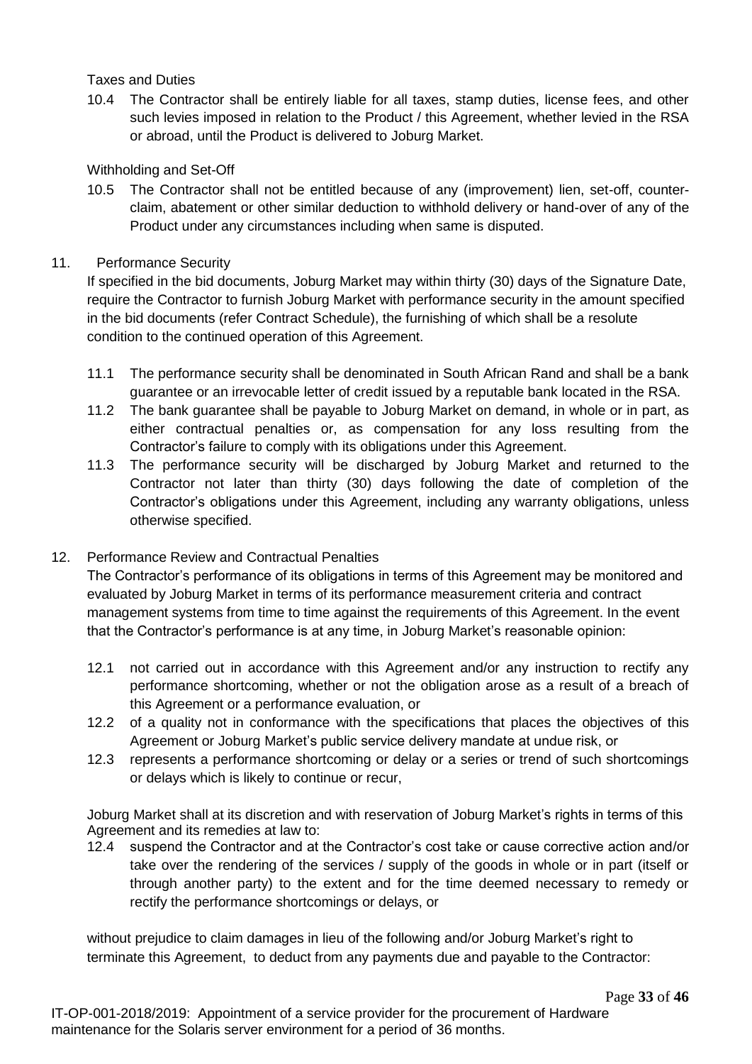Taxes and Duties

10.4 The Contractor shall be entirely liable for all taxes, stamp duties, license fees, and other such levies imposed in relation to the Product / this Agreement, whether levied in the RSA or abroad, until the Product is delivered to Joburg Market.

Withholding and Set-Off

10.5 The Contractor shall not be entitled because of any (improvement) lien, set-off, counter-claim, abatement or other similar deduction to withhold delivery or hand-over of any of the Product under any circumstances including when same is disputed.

11. Performance Security

If specified in the bid documents, Joburg Market may within thirty (30) days of the Signature Date, require the Contractor to furnish Joburg Market with performance security in the amount specified in the bid documents (refer Contract Schedule), the furnishing of which shall be a resolute condition to the continued operation of this Agreement.

11.1 The performance security shall be denominated in South African Rand and shall be a bank guarantee or an irrevocable letter of credit issued by a reputable bank located in the RSA.

11.2 The bank guarantee shall be payable to Joburg Market on demand, in whole or in part, as either contractual penalties or, as compensation for any loss resulting from the Contractor's failure to comply with its obligations under this Agreement.

11.3 The performance security will be discharged by Joburg Market and returned to the Contractor not later than thirty (30) days following the date of completion of the Contractor's obligations under this Agreement, including any warranty obligations, unless otherwise specified.

12. Performance Review and Contractual Penalties

The Contractor's performance of its obligations in terms of this Agreement may be monitored and evaluated by Joburg Market in terms of its performance measurement criteria and contract management systems from time to time against the requirements of this Agreement. In the event that the Contractor's performance is at any time, in Joburg Market's reasonable opinion:

12.1 not carried out in accordance with this Agreement and/or any instruction to rectify any performance shortcoming, whether or not the obligation arose as a result of a breach of this Agreement or a performance evaluation, or

12.2 of a quality not in conformance with the specifications that places the objectives of this Agreement or Joburg Market's public service delivery mandate at undue risk, or

12.3 represents a performance shortcoming or delay or a series or trend of such shortcomings or delays which is likely to continue or recur,

Joburg Market shall at its discretion and with reservation of Joburg Market's rights in terms of this Agreement and its remedies at law to:

12.4 suspend the Contractor and at the Contractor's cost take or cause corrective action and/or take over the rendering of the services / supply of the goods in whole or in part (itself or through another party) to the extent and for the time deemed necessary to remedy or rectify the performance shortcomings or delays, or

without prejudice to claim damages in lieu of the following and/or Joburg Market's right to terminate this Agreement, to deduct from any payments due and payable to the Contractor: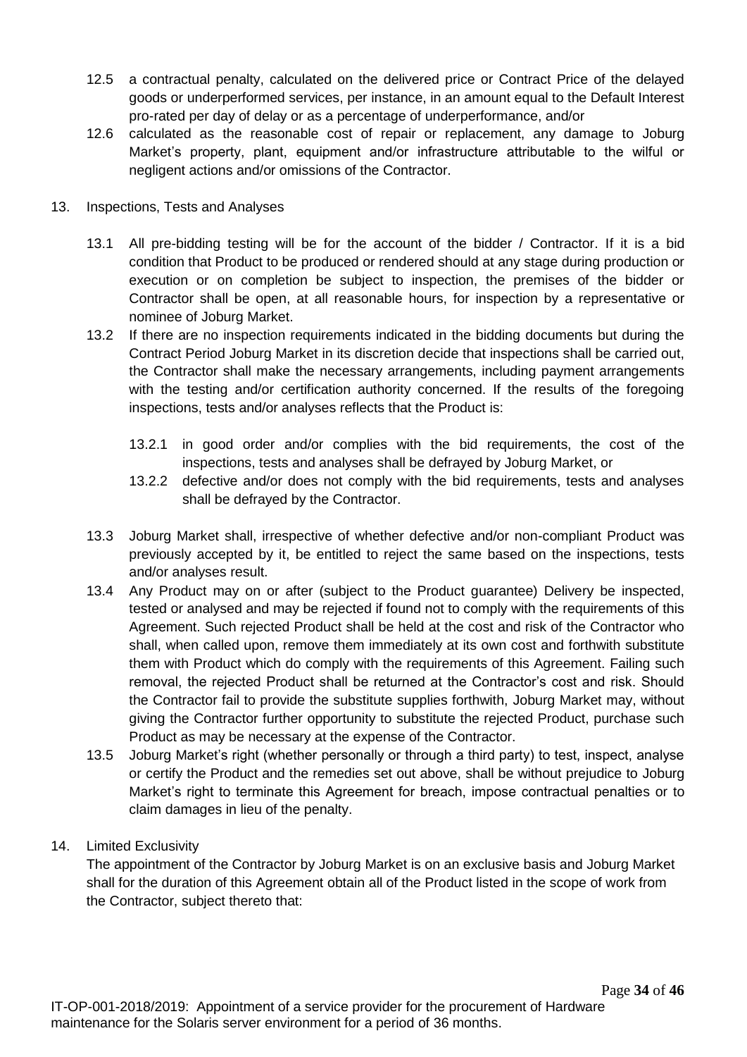12.5 a contractual penalty, calculated on the delivered price or Contract Price of the delayed goods or underperformed services, per instance, in an amount equal to the Default Interest pro-rated per day of delay or as a percentage of underperformance, and/or

12.6 calculated as the reasonable cost of repair or replacement, any damage to Joburg Market's property, plant, equipment and/or infrastructure attributable to the wilful or negligent actions and/or omissions of the Contractor.

13. Inspections, Tests and Analyses

13.1 All pre-bidding testing will be for the account of the bidder / Contractor. If it is a bid condition that Product to be produced or rendered should at any stage during production or execution or on completion be subject to inspection, the premises of the bidder or Contractor shall be open, at all reasonable hours, for inspection by a representative or nominee of Joburg Market.

13.2 If there are no inspection requirements indicated in the bidding documents but during the Contract Period Joburg Market in its discretion decide that inspections shall be carried out, the Contractor shall make the necessary arrangements, including payment arrangements with the testing and/or certification authority concerned. If the results of the foregoing inspections, tests and/or analyses reflects that the Product is:

13.2.1 in good order and/or complies with the bid requirements, the cost of the inspections, tests and analyses shall be defrayed by Joburg Market, or

13.2.2 defective and/or does not comply with the bid requirements, tests and analyses shall be defrayed by the Contractor.

13.3 Joburg Market shall, irrespective of whether defective and/or non-compliant Product was previously accepted by it, be entitled to reject the same based on the inspections, tests and/or analyses result.

13.4 Any Product may on or after (subject to the Product guarantee) Delivery be inspected, tested or analysed and may be rejected if found not to comply with the requirements of this Agreement. Such rejected Product shall be held at the cost and risk of the Contractor who shall, when called upon, remove them immediately at its own cost and forthwith substitute them with Product which do comply with the requirements of this Agreement. Failing such removal, the rejected Product shall be returned at the Contractor's cost and risk. Should the Contractor fail to provide the substitute supplies forthwith, Joburg Market may, without giving the Contractor further opportunity to substitute the rejected Product, purchase such Product as may be necessary at the expense of the Contractor.

13.5 Joburg Market's right (whether personally or through a third party) to test, inspect, analyse or certify the Product and the remedies set out above, shall be without prejudice to Joburg Market's right to terminate this Agreement for breach, impose contractual penalties or to claim damages in lieu of the penalty.

14. Limited Exclusivity

The appointment of the Contractor by Joburg Market is on an exclusive basis and Joburg Market shall for the duration of this Agreement obtain all of the Product listed in the scope of work from the Contractor, subject thereto that: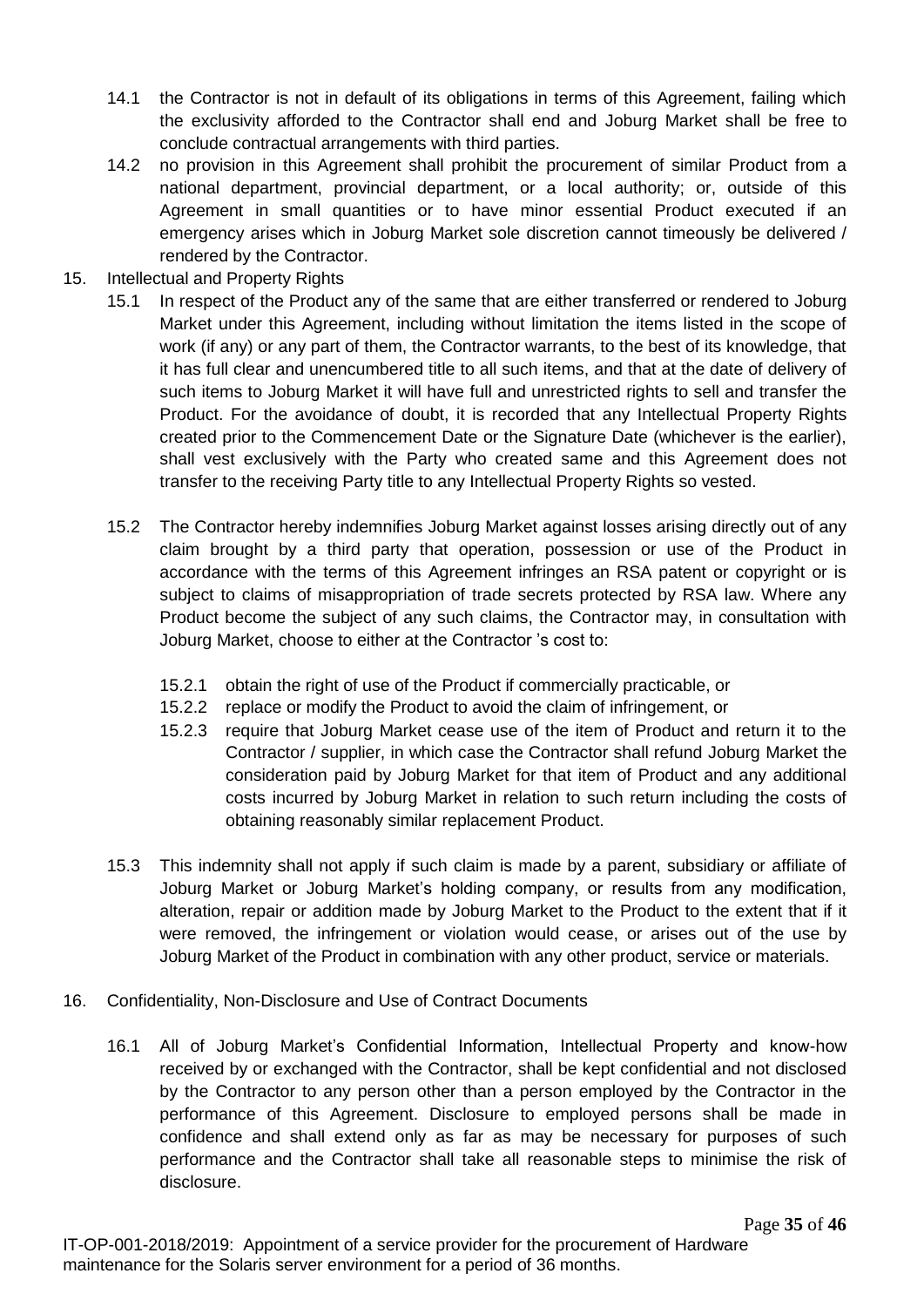14.1 the Contractor is not in default of its obligations in terms of this Agreement, failing which the exclusivity afforded to the Contractor shall end and Joburg Market shall be free to conclude contractual arrangements with third parties.

14.2 no provision in this Agreement shall prohibit the procurement of similar Product from a national department, provincial department, or a local authority; or, outside of this Agreement in small quantities or to have minor essential Product executed if an emergency arises which in Joburg Market sole discretion cannot timeously be delivered / rendered by the Contractor.

15. Intellectual and Property Rights

15.1 In respect of the Product any of the same that are either transferred or rendered to Joburg Market under this Agreement, including without limitation the items listed in the scope of work (if any) or any part of them, the Contractor warrants, to the best of its knowledge, that it has full clear and unencumbered title to all such items, and that at the date of delivery of such items to Joburg Market it will have full and unrestricted rights to sell and transfer the Product. For the avoidance of doubt, it is recorded that any Intellectual Property Rights created prior to the Commencement Date or the Signature Date (whichever is the earlier), shall vest exclusively with the Party who created same and this Agreement does not transfer to the receiving Party title to any Intellectual Property Rights so vested.

15.2 The Contractor hereby indemnifies Joburg Market against losses arising directly out of any claim brought by a third party that operation, possession or use of the Product in accordance with the terms of this Agreement infringes an RSA patent or copyright or is subject to claims of misappropriation of trade secrets protected by RSA law. Where any Product become the subject of any such claims, the Contractor may, in consultation with Joburg Market, choose to either at the Contractor 's cost to:

15.2.1 obtain the right of use of the Product if commercially practicable, or

15.2.2 replace or modify the Product to avoid the claim of infringement, or

15.2.3 require that Joburg Market cease use of the item of Product and return it to the Contractor / supplier, in which case the Contractor shall refund Joburg Market the consideration paid by Joburg Market for that item of Product and any additional costs incurred by Joburg Market in relation to such return including the costs of obtaining reasonably similar replacement Product.

15.3 This indemnity shall not apply if such claim is made by a parent, subsidiary or affiliate of Joburg Market or Joburg Market's holding company, or results from any modification, alteration, repair or addition made by Joburg Market to the Product to the extent that if it were removed, the infringement or violation would cease, or arises out of the use by Joburg Market of the Product in combination with any other product, service or materials.

16. Confidentiality, Non-Disclosure and Use of Contract Documents

16.1 All of Joburg Market's Confidential Information, Intellectual Property and know-how received by or exchanged with the Contractor, shall be kept confidential and not disclosed by the Contractor to any person other than a person employed by the Contractor in the performance of this Agreement. Disclosure to employed persons shall be made in confidence and shall extend only as far as may be necessary for purposes of such performance and the Contractor shall take all reasonable steps to minimise the risk of disclosure.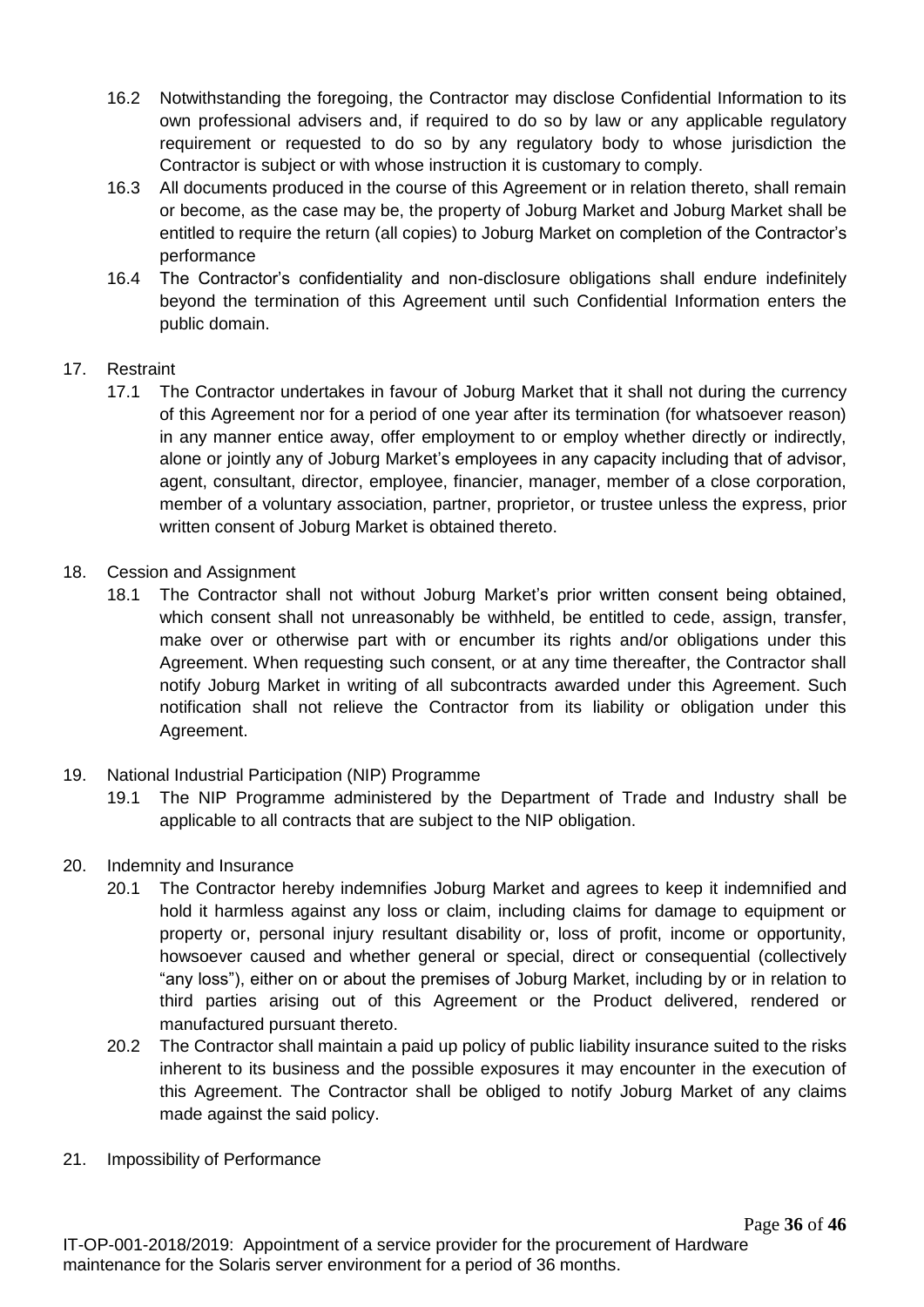16.2 Notwithstanding the foregoing, the Contractor may disclose Confidential Information to its own professional advisers and, if required to do so by law or any applicable regulatory requirement or requested to do so by any regulatory body to whose jurisdiction the Contractor is subject or with whose instruction it is customary to comply.

16.3 All documents produced in the course of this Agreement or in relation thereto, shall remain or become, as the case may be, the property of Joburg Market and Joburg Market shall be entitled to require the return (all copies) to Joburg Market on completion of the Contractor's performance

16.4 The Contractor's confidentiality and non-disclosure obligations shall endure indefinitely beyond the termination of this Agreement until such Confidential Information enters the public domain.

17. Restraint

17.1 The Contractor undertakes in favour of Joburg Market that it shall not during the currency of this Agreement nor for a period of one year after its termination (for whatsoever reason) in any manner entice away, offer employment to or employ whether directly or indirectly, alone or jointly any of Joburg Market's employees in any capacity including that of advisor, agent, consultant, director, employee, financier, manager, member of a close corporation, member of a voluntary association, partner, proprietor, or trustee unless the express, prior written consent of Joburg Market is obtained thereto.

18. Cession and Assignment

18.1 The Contractor shall not without Joburg Market's prior written consent being obtained, which consent shall not unreasonably be withheld, be entitled to cede, assign, transfer, make over or otherwise part with or encumber its rights and/or obligations under this Agreement. When requesting such consent, or at any time thereafter, the Contractor shall notify Joburg Market in writing of all subcontracts awarded under this Agreement. Such notification shall not relieve the Contractor from its liability or obligation under this Agreement.

19. National Industrial Participation (NIP) Programme

19.1 The NIP Programme administered by the Department of Trade and Industry shall be applicable to all contracts that are subject to the NIP obligation.

20. Indemnity and Insurance

20.1 The Contractor hereby indemnifies Joburg Market and agrees to keep it indemnified and hold it harmless against any loss or claim, including claims for damage to equipment or property or, personal injury resultant disability or, loss of profit, income or opportunity, howsoever caused and whether general or special, direct or consequential (collectively "any loss"), either on or about the premises of Joburg Market, including by or in relation to third parties arising out of this Agreement or the Product delivered, rendered or manufactured pursuant thereto.

20.2 The Contractor shall maintain a paid up policy of public liability insurance suited to the risks inherent to its business and the possible exposures it may encounter in the execution of this Agreement. The Contractor shall be obliged to notify Joburg Market of any claims made against the said policy.

21. Impossibility of Performance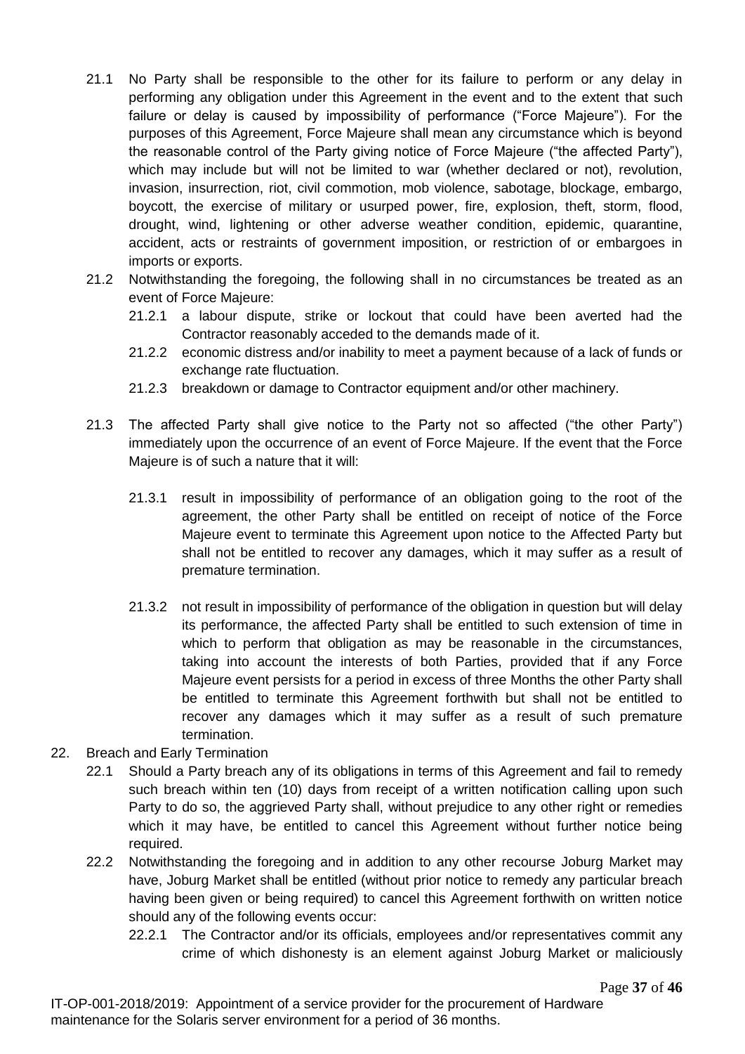21.1 No Party shall be responsible to the other for its failure to perform or any delay in performing any obligation under this Agreement in the event and to the extent that such failure or delay is caused by impossibility of performance ("Force Majeure"). For the purposes of this Agreement, Force Majeure shall mean any circumstance which is beyond the reasonable control of the Party giving notice of Force Majeure ("the affected Party"), which may include but will not be limited to war (whether declared or not), revolution, invasion, insurrection, riot, civil commotion, mob violence, sabotage, blockage, embargo, boycott, the exercise of military or usurped power, fire, explosion, theft, storm, flood, drought, wind, lightening or other adverse weather condition, epidemic, quarantine, accident, acts or restraints of government imposition, or restriction of or embargoes in imports or exports.

21.2 Notwithstanding the foregoing, the following shall in no circumstances be treated as an event of Force Majeure:

21.2.1 a labour dispute, strike or lockout that could have been averted had the Contractor reasonably acceded to the demands made of it.

21.2.2 economic distress and/or inability to meet a payment because of a lack of funds or exchange rate fluctuation.

21.2.3 breakdown or damage to Contractor equipment and/or other machinery.

21.3 The affected Party shall give notice to the Party not so affected ("the other Party") immediately upon the occurrence of an event of Force Majeure. If the event that the Force Majeure is of such a nature that it will:

21.3.1 result in impossibility of performance of an obligation going to the root of the agreement, the other Party shall be entitled on receipt of notice of the Force Majeure event to terminate this Agreement upon notice to the Affected Party but shall not be entitled to recover any damages, which it may suffer as a result of premature termination.

21.3.2 not result in impossibility of performance of the obligation in question but will delay its performance, the affected Party shall be entitled to such extension of time in which to perform that obligation as may be reasonable in the circumstances, taking into account the interests of both Parties, provided that if any Force Majeure event persists for a period in excess of three Months the other Party shall be entitled to terminate this Agreement forthwith but shall not be entitled to recover any damages which it may suffer as a result of such premature termination.

22. Breach and Early Termination

22.1 Should a Party breach any of its obligations in terms of this Agreement and fail to remedy such breach within ten (10) days from receipt of a written notification calling upon such Party to do so, the aggrieved Party shall, without prejudice to any other right or remedies which it may have, be entitled to cancel this Agreement without further notice being required.

22.2 Notwithstanding the foregoing and in addition to any other recourse Joburg Market may have, Joburg Market shall be entitled (without prior notice to remedy any particular breach having been given or being required) to cancel this Agreement forthwith on written notice should any of the following events occur:

22.2.1 The Contractor and/or its officials, employees and/or representatives commit any crime of which dishonesty is an element against Joburg Market or maliciously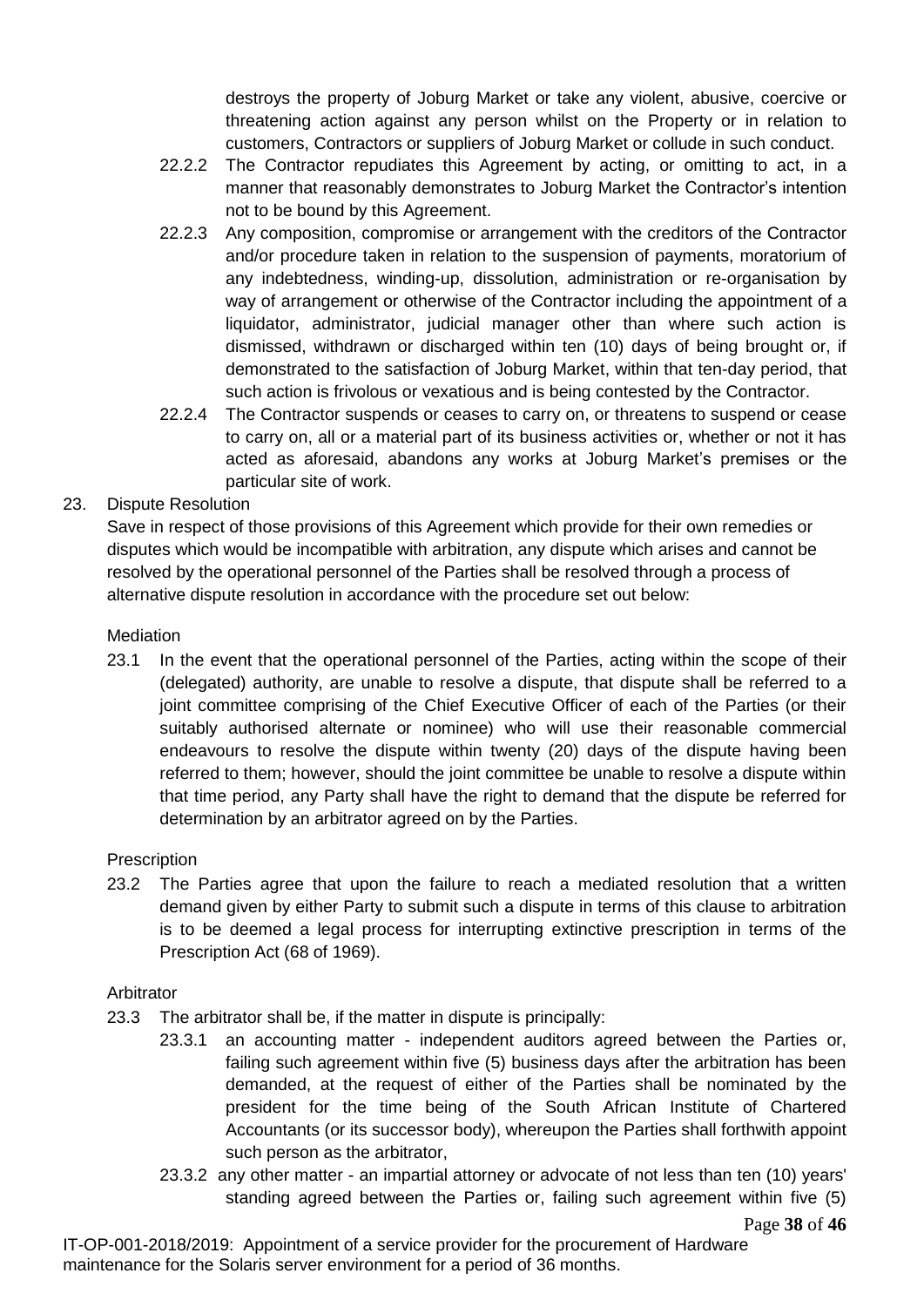destroys the property of Joburg Market or take any violent, abusive, coercive or threatening action against any person whilst on the Property or in relation to customers, Contractors or suppliers of Joburg Market or collude in such conduct.

22.2.2 The Contractor repudiates this Agreement by acting, or omitting to act, in a manner that reasonably demonstrates to Joburg Market the Contractor's intention not to be bound by this Agreement.

22.2.3 Any composition, compromise or arrangement with the creditors of the Contractor and/or procedure taken in relation to the suspension of payments, moratorium of any indebtedness, winding-up, dissolution, administration or re-organisation by way of arrangement or otherwise of the Contractor including the appointment of a liquidator, administrator, judicial manager other than where such action is dismissed, withdrawn or discharged within ten (10) days of being brought or, if demonstrated to the satisfaction of Joburg Market, within that ten-day period, that such action is frivolous or vexatious and is being contested by the Contractor.

22.2.4 The Contractor suspends or ceases to carry on, or threatens to suspend or cease to carry on, all or a material part of its business activities or, whether or not it has acted as aforesaid, abandons any works at Joburg Market's premises or the particular site of work.

## 23. Dispute Resolution

Save in respect of those provisions of this Agreement which provide for their own remedies or disputes which would be incompatible with arbitration, any dispute which arises and cannot be resolved by the operational personnel of the Parties shall be resolved through a process of alternative dispute resolution in accordance with the procedure set out below:

Mediation

23.1 In the event that the operational personnel of the Parties, acting within the scope of their (delegated) authority, are unable to resolve a dispute, that dispute shall be referred to a joint committee comprising of the Chief Executive Officer of each of the Parties (or their suitably authorised alternate or nominee) who will use their reasonable commercial endeavours to resolve the dispute within twenty (20) days of the dispute having been referred to them; however, should the joint committee be unable to resolve a dispute within that time period, any Party shall have the right to demand that the dispute be referred for determination by an arbitrator agreed on by the Parties.

Prescription

23.2 The Parties agree that upon the failure to reach a mediated resolution that a written demand given by either Party to submit such a dispute in terms of this clause to arbitration is to be deemed a legal process for interrupting extinctive prescription in terms of the Prescription Act (68 of 1969).

Arbitrator

23.3 The arbitrator shall be, if the matter in dispute is principally:

23.3.1 an accounting matter - independent auditors agreed between the Parties or, failing such agreement within five (5) business days after the arbitration has been demanded, at the request of either of the Parties shall be nominated by the president for the time being of the South African Institute of Chartered Accountants (or its successor body), whereupon the Parties shall forthwith appoint such person as the arbitrator,

23.3.2 any other matter - an impartial attorney or advocate of not less than ten (10) years' standing agreed between the Parties or, failing such agreement within five (5)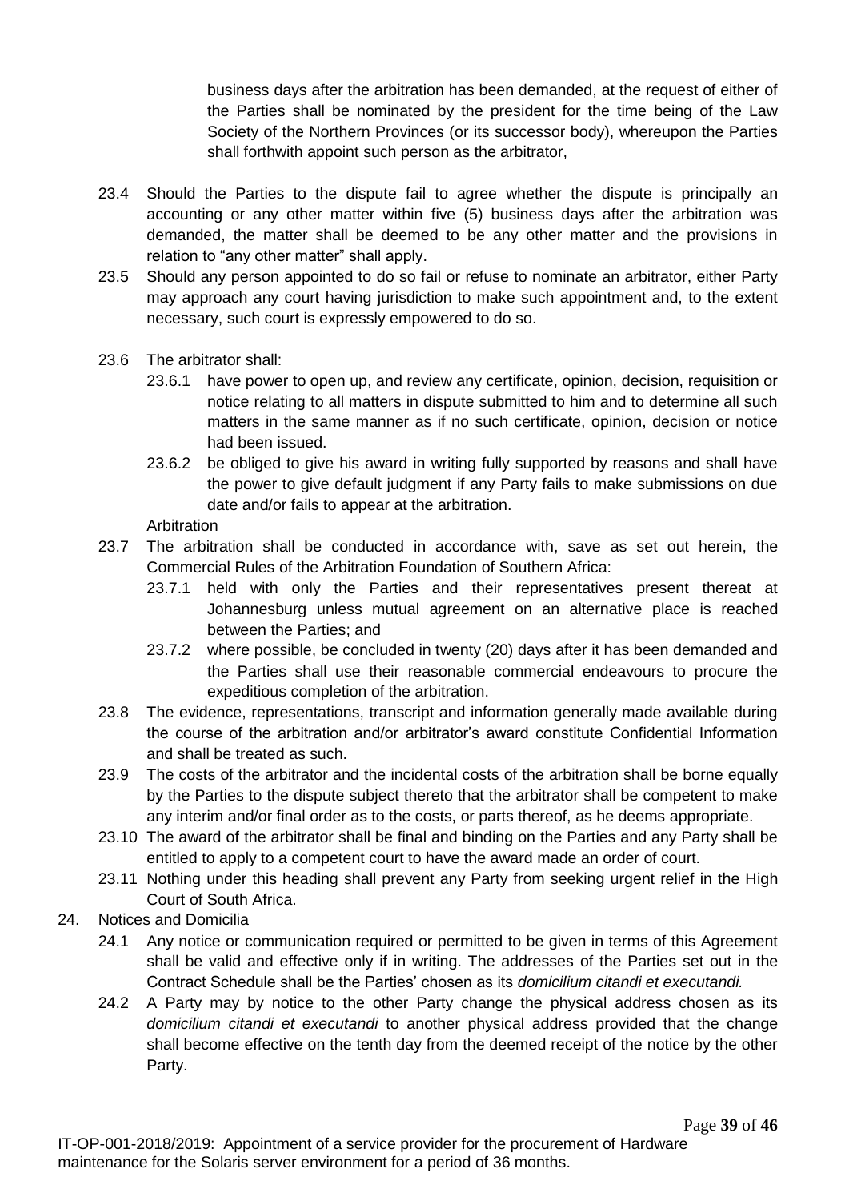business days after the arbitration has been demanded, at the request of either of the Parties shall be nominated by the president for the time being of the Law Society of the Northern Provinces (or its successor body), whereupon the Parties shall forthwith appoint such person as the arbitrator,

23.4 Should the Parties to the dispute fail to agree whether the dispute is principally an accounting or any other matter within five (5) business days after the arbitration was demanded, the matter shall be deemed to be any other matter and the provisions in relation to "any other matter" shall apply.

23.5 Should any person appointed to do so fail or refuse to nominate an arbitrator, either Party may approach any court having jurisdiction to make such appointment and, to the extent necessary, such court is expressly empowered to do so.

23.6 The arbitrator shall:

23.6.1 have power to open up, and review any certificate, opinion, decision, requisition or notice relating to all matters in dispute submitted to him and to determine all such matters in the same manner as if no such certificate, opinion, decision or notice had been issued.

23.6.2 be obliged to give his award in writing fully supported by reasons and shall have the power to give default judgment if any Party fails to make submissions on due date and/or fails to appear at the arbitration.

Arbitration

23.7 The arbitration shall be conducted in accordance with, save as set out herein, the Commercial Rules of the Arbitration Foundation of Southern Africa:

23.7.1 held with only the Parties and their representatives present thereat at Johannesburg unless mutual agreement on an alternative place is reached between the Parties; and

23.7.2 where possible, be concluded in twenty (20) days after it has been demanded and the Parties shall use their reasonable commercial endeavours to procure the expeditious completion of the arbitration.

23.8 The evidence, representations, transcript and information generally made available during the course of the arbitration and/or arbitrator's award constitute Confidential Information and shall be treated as such.

23.9 The costs of the arbitrator and the incidental costs of the arbitration shall be borne equally by the Parties to the dispute subject thereto that the arbitrator shall be competent to make any interim and/or final order as to the costs, or parts thereof, as he deems appropriate.

23.10 The award of the arbitrator shall be final and binding on the Parties and any Party shall be entitled to apply to a competent court to have the award made an order of court.

23.11 Nothing under this heading shall prevent any Party from seeking urgent relief in the High Court of South Africa.

24. Notices and Domicilia

24.1 Any notice or communication required or permitted to be given in terms of this Agreement shall be valid and effective only if in writing. The addresses of the Parties set out in the Contract Schedule shall be the Parties' chosen as its *domicilium citandi et executandi.*

24.2 A Party may by notice to the other Party change the physical address chosen as its *domicilium citandi et executandi* to another physical address provided that the change shall become effective on the tenth day from the deemed receipt of the notice by the other Party.

IT-OP-001-2018/2019: Appointment of a service provider for the procurement of Hardware maintenance for the Solaris server environment for a period of 36 months.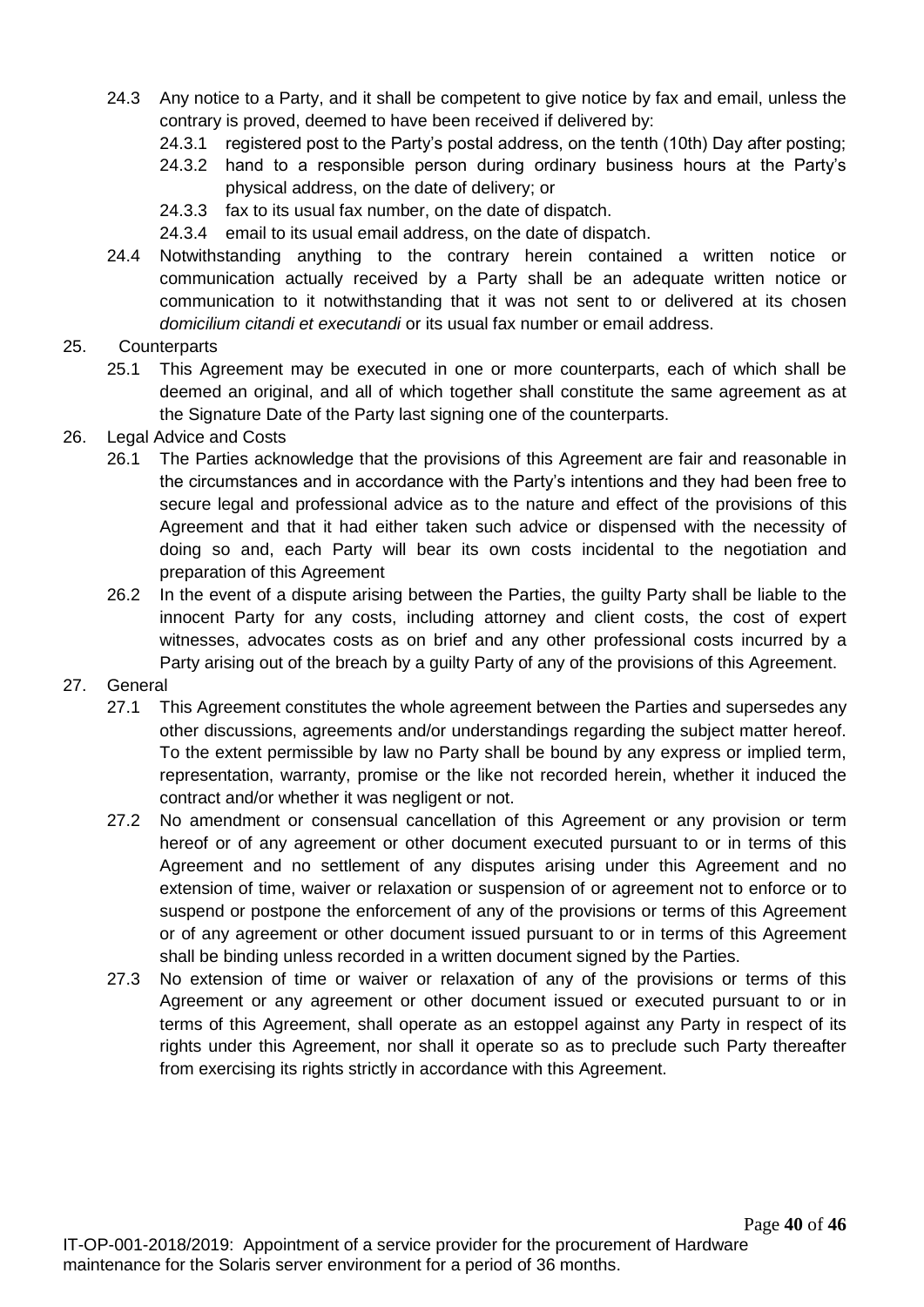24.3 Any notice to a Party, and it shall be competent to give notice by fax and email, unless the contrary is proved, deemed to have been received if delivered by:

24.3.1 registered post to the Party's postal address, on the tenth (10th) Day after posting;

24.3.2 hand to a responsible person during ordinary business hours at the Party's physical address, on the date of delivery; or

24.3.3 fax to its usual fax number, on the date of dispatch.

24.3.4 email to its usual email address, on the date of dispatch.

24.4 Notwithstanding anything to the contrary herein contained a written notice or communication actually received by a Party shall be an adequate written notice or communication to it notwithstanding that it was not sent to or delivered at its chosen *domicilium citandi et executandi* or its usual fax number or email address.

25. Counterparts

25.1 This Agreement may be executed in one or more counterparts, each of which shall be deemed an original, and all of which together shall constitute the same agreement as at the Signature Date of the Party last signing one of the counterparts.

26. Legal Advice and Costs

26.1 The Parties acknowledge that the provisions of this Agreement are fair and reasonable in the circumstances and in accordance with the Party's intentions and they had been free to secure legal and professional advice as to the nature and effect of the provisions of this Agreement and that it had either taken such advice or dispensed with the necessity of doing so and, each Party will bear its own costs incidental to the negotiation and preparation of this Agreement

26.2 In the event of a dispute arising between the Parties, the guilty Party shall be liable to the innocent Party for any costs, including attorney and client costs, the cost of expert witnesses, advocates costs as on brief and any other professional costs incurred by a Party arising out of the breach by a guilty Party of any of the provisions of this Agreement.

27. General

27.1 This Agreement constitutes the whole agreement between the Parties and supersedes any other discussions, agreements and/or understandings regarding the subject matter hereof. To the extent permissible by law no Party shall be bound by any express or implied term, representation, warranty, promise or the like not recorded herein, whether it induced the contract and/or whether it was negligent or not.

27.2 No amendment or consensual cancellation of this Agreement or any provision or term hereof or of any agreement or other document executed pursuant to or in terms of this Agreement and no settlement of any disputes arising under this Agreement and no extension of time, waiver or relaxation or suspension of or agreement not to enforce or to suspend or postpone the enforcement of any of the provisions or terms of this Agreement or of any agreement or other document issued pursuant to or in terms of this Agreement shall be binding unless recorded in a written document signed by the Parties.

27.3 No extension of time or waiver or relaxation of any of the provisions or terms of this Agreement or any agreement or other document issued or executed pursuant to or in terms of this Agreement, shall operate as an estoppel against any Party in respect of its rights under this Agreement, nor shall it operate so as to preclude such Party thereafter from exercising its rights strictly in accordance with this Agreement.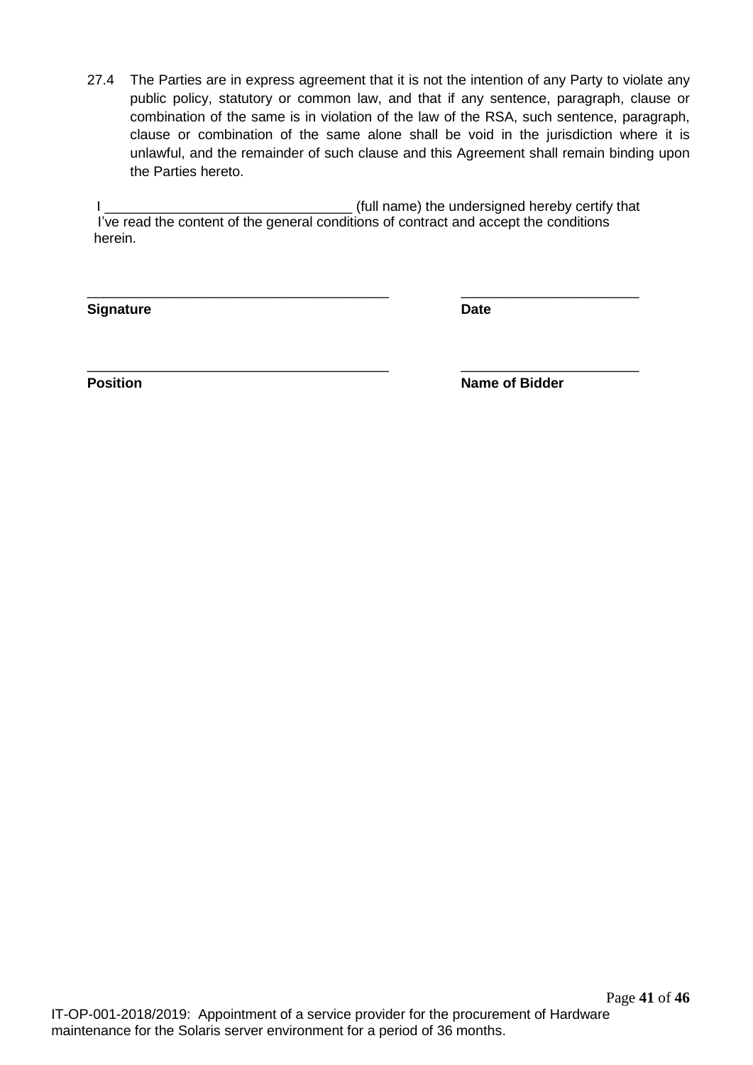27.4 The Parties are in express agreement that it is not the intention of any Party to violate any public policy, statutory or common law, and that if any sentence, paragraph, clause or combination of the same is in violation of the law of the RSA, such sentence, paragraph, clause or combination of the same alone shall be void in the jurisdiction where it is unlawful, and the remainder of such clause and this Agreement shall remain binding upon the Parties hereto.

I ________________________________ (full name) the undersigned hereby certify that I've read the content of the general conditions of contract and accept the conditions herein.

| | |
|---|---|
| ________________________________________ | _______________________ |
| **Signature** | **Date** |
| ________________________________________ | _______________________ |
| **Position** | **Name of Bidder** |

IT-OP-001-2018/2019: Appointment of a service provider for the procurement of Hardware maintenance for the Solaris server environment for a period of 36 months.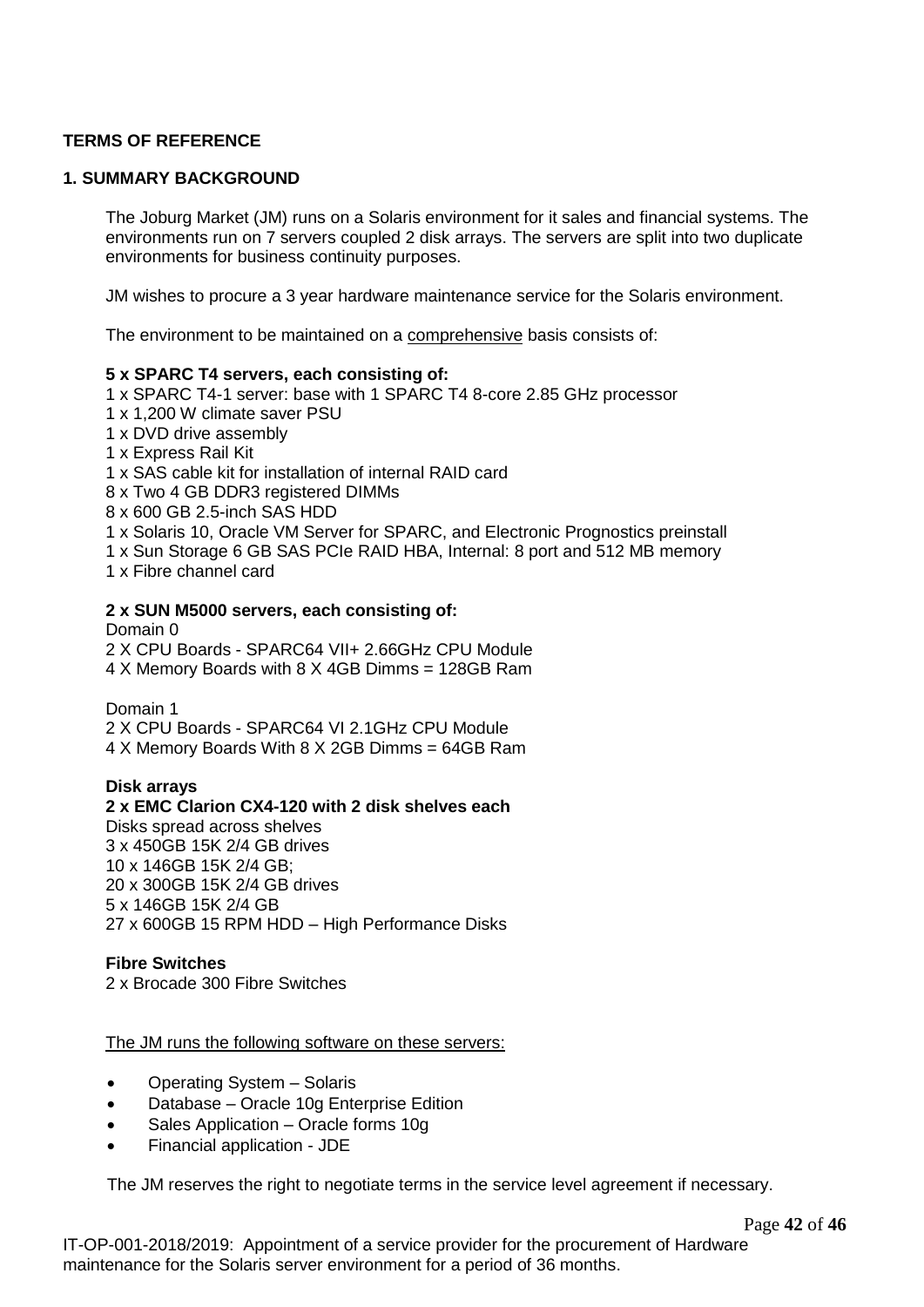**TERMS OF REFERENCE**

**1. SUMMARY BACKGROUND**

The Joburg Market (JM) runs on a Solaris environment for it sales and financial systems. The environments run on 7 servers coupled 2 disk arrays. The servers are split into two duplicate environments for business continuity purposes.

JM wishes to procure a 3 year hardware maintenance service for the Solaris environment.

The environment to be maintained on a <u>comprehensive</u> basis consists of:

**5 x SPARC T4 servers, each consisting of:**

1 x SPARC T4-1 server: base with 1 SPARC T4 8-core 2.85 GHz processor
1 x 1,200 W climate saver PSU
1 x DVD drive assembly
1 x Express Rail Kit
1 x SAS cable kit for installation of internal RAID card
8 x Two 4 GB DDR3 registered DIMMs
8 x 600 GB 2.5-inch SAS HDD
1 x Solaris 10, Oracle VM Server for SPARC, and Electronic Prognostics preinstall
1 x Sun Storage 6 GB SAS PCIe RAID HBA, Internal: 8 port and 512 MB memory
1 x Fibre channel card

**2 x SUN M5000 servers, each consisting of:**

Domain 0
2 X CPU Boards - SPARC64 VII+ 2.66GHz CPU Module
4 X Memory Boards with 8 X 4GB Dimms = 128GB Ram

Domain 1
2 X CPU Boards - SPARC64 VI 2.1GHz CPU Module
4 X Memory Boards With 8 X 2GB Dimms = 64GB Ram

**Disk arrays**

**2 x EMC Clarion CX4-120 with 2 disk shelves each**

Disks spread across shelves
3 x 450GB 15K 2/4 GB drives
10 x 146GB 15K 2/4 GB;
20 x 300GB 15K 2/4 GB drives
5 x 146GB 15K 2/4 GB
27 x 600GB 15 RPM HDD – High Performance Disks

**Fibre Switches**

2 x Brocade 300 Fibre Switches

<u>The JM runs the following software on these servers:</u>

- Operating System – Solaris
- Database – Oracle 10g Enterprise Edition
- Sales Application – Oracle forms 10g
- Financial application - JDE

The JM reserves the right to negotiate terms in the service level agreement if necessary.

IT-OP-001-2018/2019: Appointment of a service provider for the procurement of Hardware maintenance for the Solaris server environment for a period of 36 months.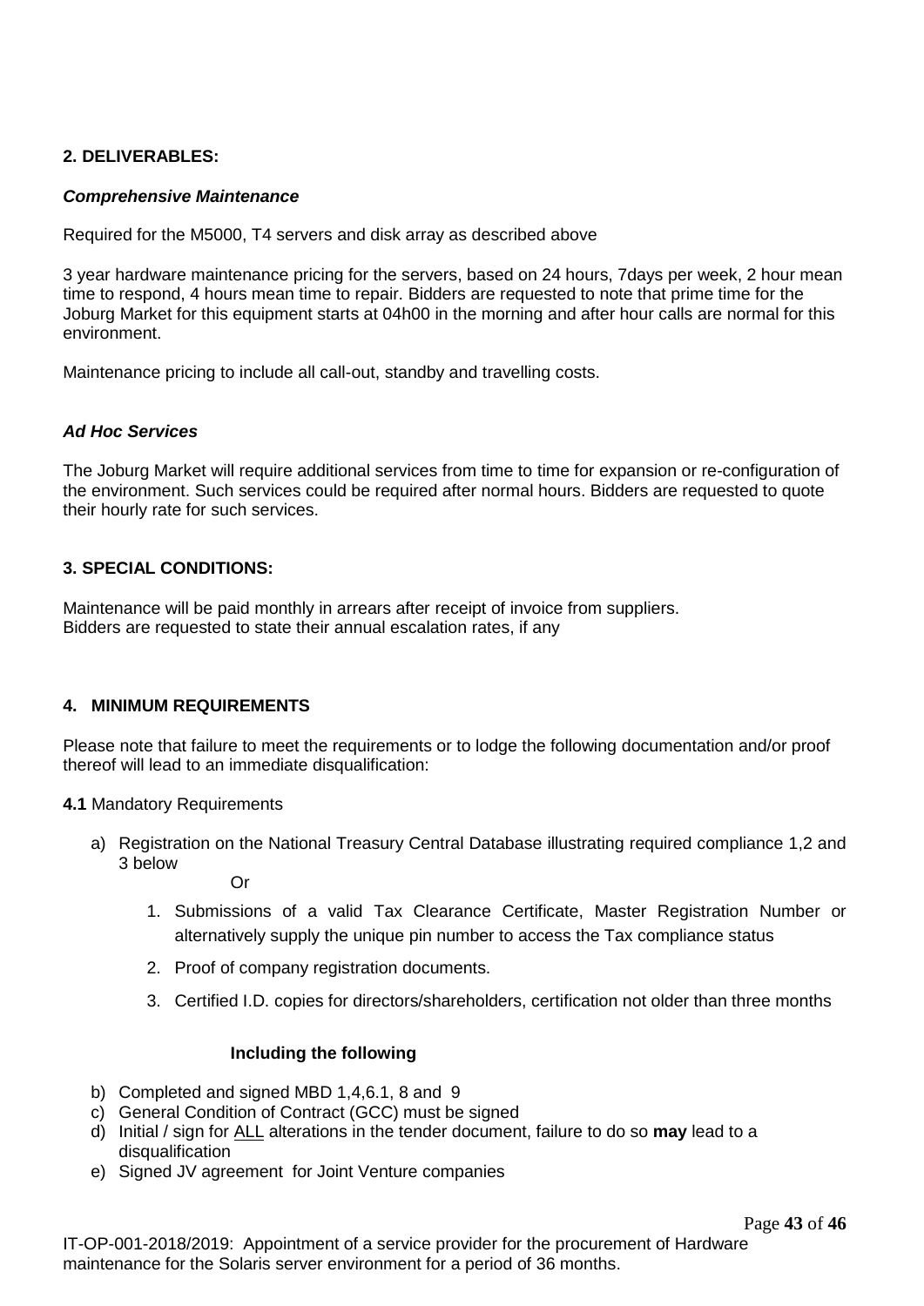**2. DELIVERABLES:**

***Comprehensive Maintenance***

Required for the M5000, T4 servers and disk array as described above

3 year hardware maintenance pricing for the servers, based on 24 hours, 7days per week, 2 hour mean time to respond, 4 hours mean time to repair. Bidders are requested to note that prime time for the Joburg Market for this equipment starts at 04h00 in the morning and after hour calls are normal for this environment.

Maintenance pricing to include all call-out, standby and travelling costs.

***Ad Hoc Services***

The Joburg Market will require additional services from time to time for expansion or re-configuration of the environment. Such services could be required after normal hours. Bidders are requested to quote their hourly rate for such services.

**3. SPECIAL CONDITIONS:**

Maintenance will be paid monthly in arrears after receipt of invoice from suppliers.
Bidders are requested to state their annual escalation rates, if any

**4. MINIMUM REQUIREMENTS**

Please note that failure to meet the requirements or to lodge the following documentation and/or proof thereof will lead to an immediate disqualification:

**4.1** Mandatory Requirements

a) Registration on the National Treasury Central Database illustrating required compliance 1,2 and 3 below

   Or

   1. Submissions of a valid Tax Clearance Certificate, Master Registration Number or alternatively supply the unique pin number to access the Tax compliance status
   2. Proof of company registration documents.
   3. Certified I.D. copies for directors/shareholders, certification not older than three months

   **Including the following**

b) Completed and signed MBD 1,4,6.1, 8 and 9
c) General Condition of Contract (GCC) must be signed
d) Initial / sign for ALL alterations in the tender document, failure to do so **may** lead to a disqualification
e) Signed JV agreement for Joint Venture companies

IT-OP-001-2018/2019: Appointment of a service provider for the procurement of Hardware maintenance for the Solaris server environment for a period of 36 months.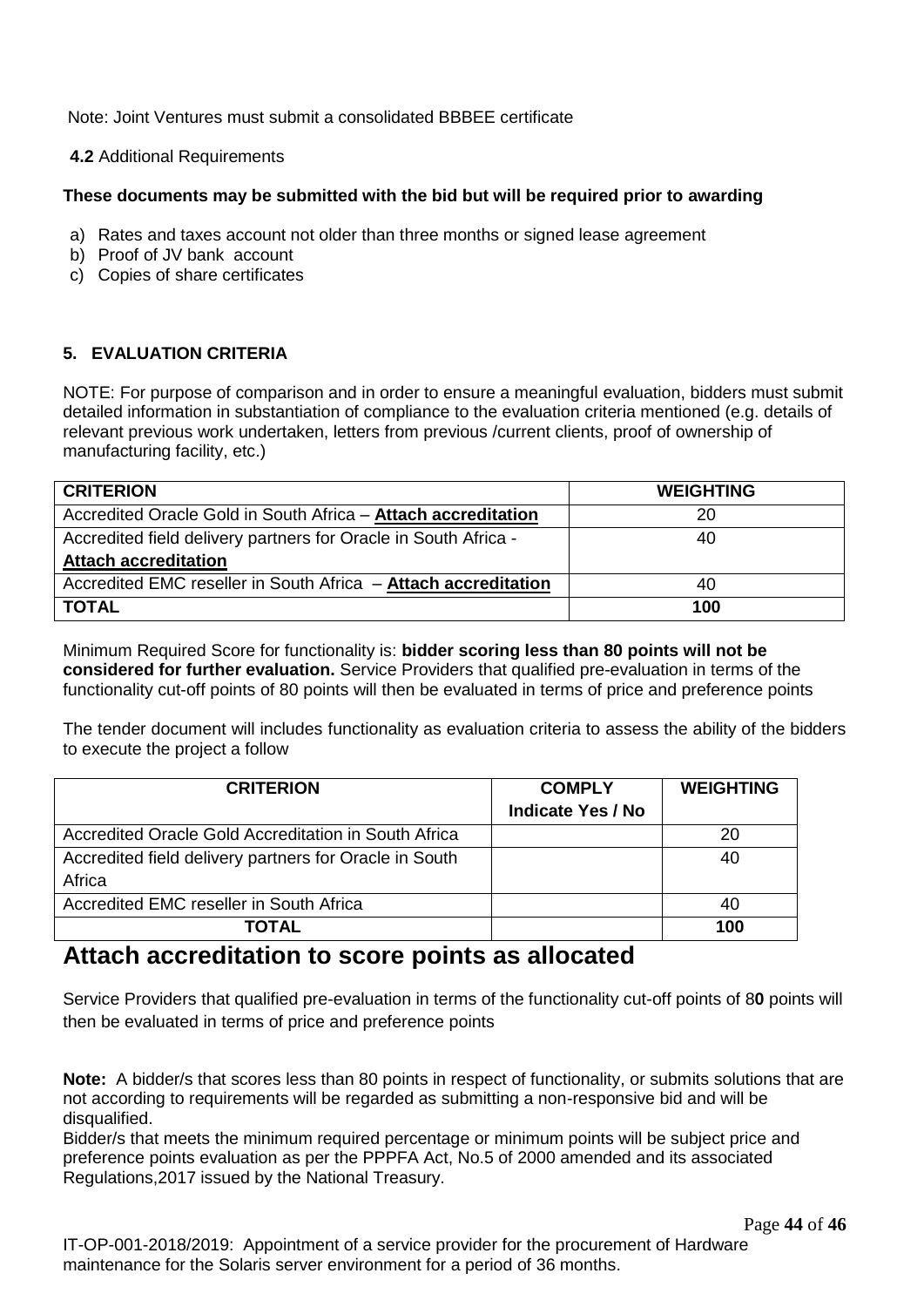Note: Joint Ventures must submit a consolidated BBBEE certificate

**4.2** Additional Requirements

**These documents may be submitted with the bid but will be required prior to awarding**

a) Rates and taxes account not older than three months or signed lease agreement
b) Proof of JV bank account
c) Copies of share certificates

## 5. EVALUATION CRITERIA

NOTE: For purpose of comparison and in order to ensure a meaningful evaluation, bidders must submit detailed information in substantiation of compliance to the evaluation criteria mentioned (e.g. details of relevant previous work undertaken, letters from previous /current clients, proof of ownership of manufacturing facility, etc.)

| **CRITERION** | **WEIGHTING** |
|---|---|
| Accredited Oracle Gold in South Africa – **Attach accreditation** | 20 |
| Accredited field delivery partners for Oracle in South Africa - **Attach accreditation** | 40 |
| Accredited EMC reseller in South Africa – **Attach accreditation** | 40 |
| **TOTAL** | **100** |

Minimum Required Score for functionality is: **bidder scoring less than 80 points will not be considered for further evaluation.** Service Providers that qualified pre-evaluation in terms of the functionality cut-off points of 80 points will then be evaluated in terms of price and preference points

The tender document will includes functionality as evaluation criteria to assess the ability of the bidders to execute the project a follow

| **CRITERION** | **COMPLY Indicate Yes / No** | **WEIGHTING** |
|---|---|---|
| Accredited Oracle Gold Accreditation in South Africa | | 20 |
| Accredited field delivery partners for Oracle in South Africa | | 40 |
| Accredited EMC reseller in South Africa | | 40 |
| **TOTAL** | | **100** |

# Attach accreditation to score points as allocated

Service Providers that qualified pre-evaluation in terms of the functionality cut-off points of 8**0** points will then be evaluated in terms of price and preference points

**Note:** A bidder/s that scores less than 80 points in respect of functionality, or submits solutions that are not according to requirements will be regarded as submitting a non-responsive bid and will be disqualified.
Bidder/s that meets the minimum required percentage or minimum points will be subject price and preference points evaluation as per the PPPFA Act, No.5 of 2000 amended and its associated Regulations,2017 issued by the National Treasury.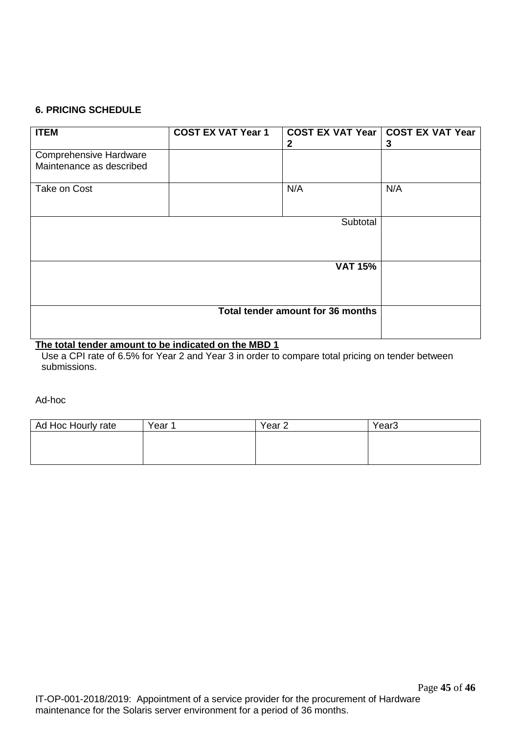## 6. PRICING SCHEDULE

| ITEM | COST EX VAT Year 1 | COST EX VAT Year 2 | COST EX VAT Year 3 |
|---|---|---|---|
| Comprehensive Hardware Maintenance as described | | | |
| Take on Cost | | N/A | N/A |
| | | Subtotal | |
| | | **VAT 15%** | |
| | | **Total tender amount for 36 months** | |

**The total tender amount to be indicated on the MBD 1**

Use a CPI rate of 6.5% for Year 2 and Year 3 in order to compare total pricing on tender between submissions.

Ad-hoc

| Ad Hoc Hourly rate | Year 1 | Year 2 | Year3 |
|---|---|---|---|
| | | | |

IT-OP-001-2018/2019: Appointment of a service provider for the procurement of Hardware maintenance for the Solaris server environment for a period of 36 months.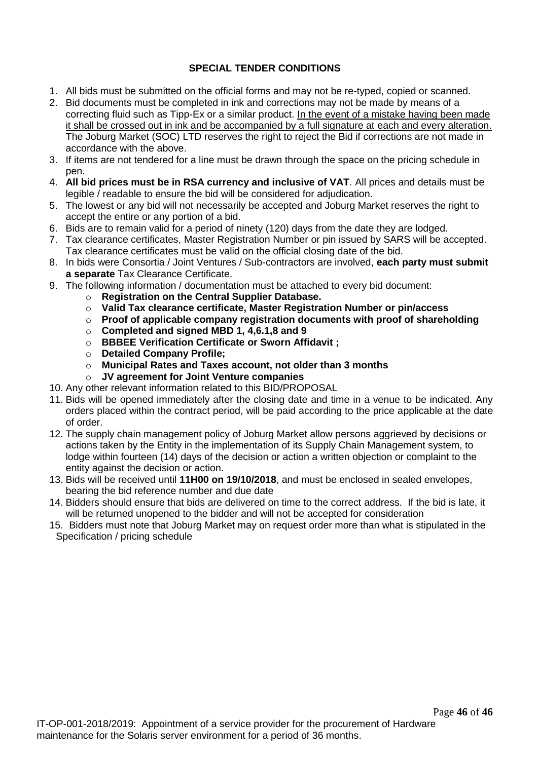## SPECIAL TENDER CONDITIONS

1. All bids must be submitted on the official forms and may not be re-typed, copied or scanned.
2. Bid documents must be completed in ink and corrections may not be made by means of a correcting fluid such as Tipp-Ex or a similar product. In the event of a mistake having been made it shall be crossed out in ink and be accompanied by a full signature at each and every alteration. The Joburg Market (SOC) LTD reserves the right to reject the Bid if corrections are not made in accordance with the above.
3. If items are not tendered for a line must be drawn through the space on the pricing schedule in pen.
4. **All bid prices must be in RSA currency and inclusive of VAT**. All prices and details must be legible / readable to ensure the bid will be considered for adjudication.
5. The lowest or any bid will not necessarily be accepted and Joburg Market reserves the right to accept the entire or any portion of a bid.
6. Bids are to remain valid for a period of ninety (120) days from the date they are lodged.
7. Tax clearance certificates, Master Registration Number or pin issued by SARS will be accepted. Tax clearance certificates must be valid on the official closing date of the bid.
8. In bids were Consortia / Joint Ventures / Sub-contractors are involved, **each party must submit a separate** Tax Clearance Certificate.
9. The following information / documentation must be attached to every bid document:
   - **Registration on the Central Supplier Database.**
   - **Valid Tax clearance certificate, Master Registration Number or pin/access**
   - **Proof of applicable company registration documents with proof of shareholding**
   - **Completed and signed MBD 1, 4,6.1,8 and 9**
   - **BBBEE Verification Certificate or Sworn Affidavit ;**
   - **Detailed Company Profile;**
   - **Municipal Rates and Taxes account, not older than 3 months**
   - **JV agreement for Joint Venture companies**
10. Any other relevant information related to this BID/PROPOSAL
11. Bids will be opened immediately after the closing date and time in a venue to be indicated. Any orders placed within the contract period, will be paid according to the price applicable at the date of order.
12. The supply chain management policy of Joburg Market allow persons aggrieved by decisions or actions taken by the Entity in the implementation of its Supply Chain Management system, to lodge within fourteen (14) days of the decision or action a written objection or complaint to the entity against the decision or action.
13. Bids will be received until **11H00 on 19/10/2018**, and must be enclosed in sealed envelopes, bearing the bid reference number and due date
14. Bidders should ensure that bids are delivered on time to the correct address. If the bid is late, it will be returned unopened to the bidder and will not be accepted for consideration
15. Bidders must note that Joburg Market may on request order more than what is stipulated in the Specification / pricing schedule

IT-OP-001-2018/2019: Appointment of a service provider for the procurement of Hardware maintenance for the Solaris server environment for a period of 36 months.